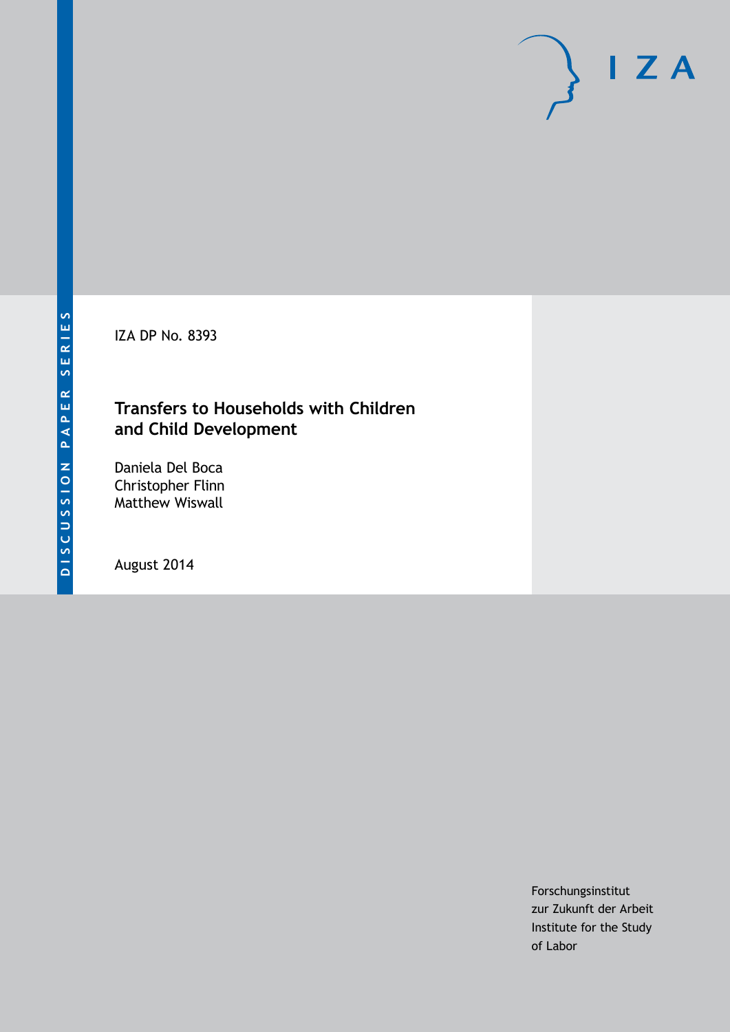DISCUSSION PAPER SERIES

IZA DP No. 8393

# Transfers to Households with Children and Child Development

Daniela Del Boca
Christopher Flinn
Matthew Wiswall

August 2014

Forschungsinstitut
zur Zukunft der Arbeit
Institute for the Study
of Labor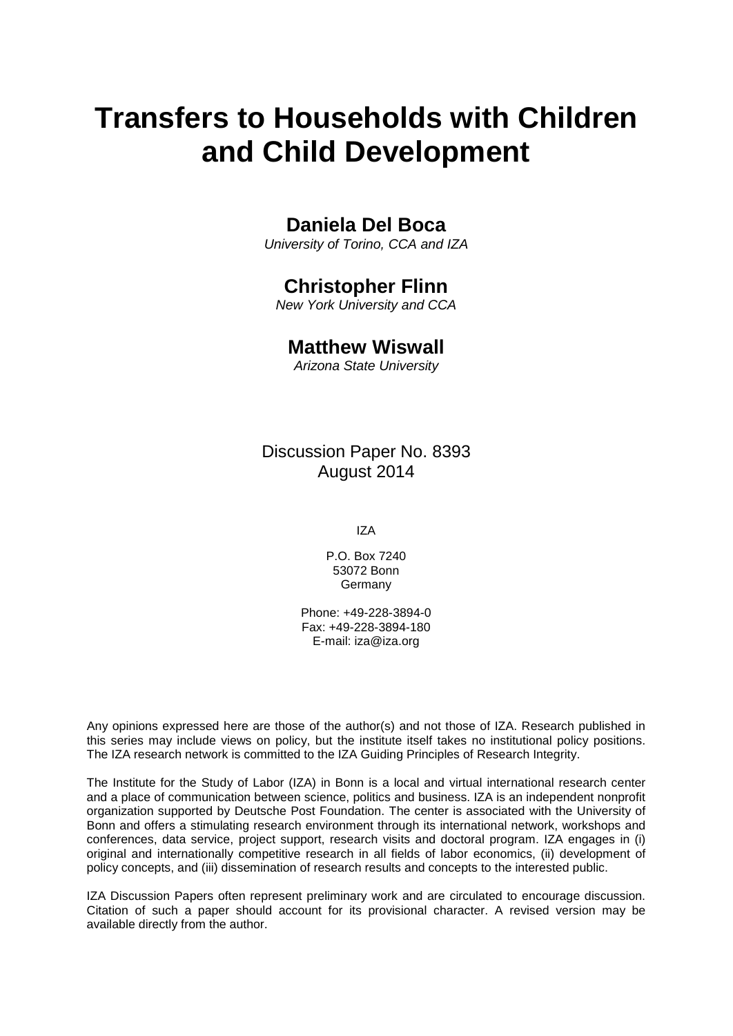# Transfers to Households with Children and Child Development

**Daniela Del Boca**
*University of Torino, CCA and IZA*

**Christopher Flinn**
*New York University and CCA*

**Matthew Wiswall**
*Arizona State University*

Discussion Paper No. 8393
August 2014

IZA

P.O. Box 7240
53072 Bonn
Germany

Phone: +49-228-3894-0
Fax: +49-228-3894-180
E-mail: iza@iza.org

Any opinions expressed here are those of the author(s) and not those of IZA. Research published in this series may include views on policy, but the institute itself takes no institutional policy positions. The IZA research network is committed to the IZA Guiding Principles of Research Integrity.

The Institute for the Study of Labor (IZA) in Bonn is a local and virtual international research center and a place of communication between science, politics and business. IZA is an independent nonprofit organization supported by Deutsche Post Foundation. The center is associated with the University of Bonn and offers a stimulating research environment through its international network, workshops and conferences, data service, project support, research visits and doctoral program. IZA engages in (i) original and internationally competitive research in all fields of labor economics, (ii) development of policy concepts, and (iii) dissemination of research results and concepts to the interested public.

IZA Discussion Papers often represent preliminary work and are circulated to encourage discussion. Citation of such a paper should account for its provisional character. A revised version may be available directly from the author.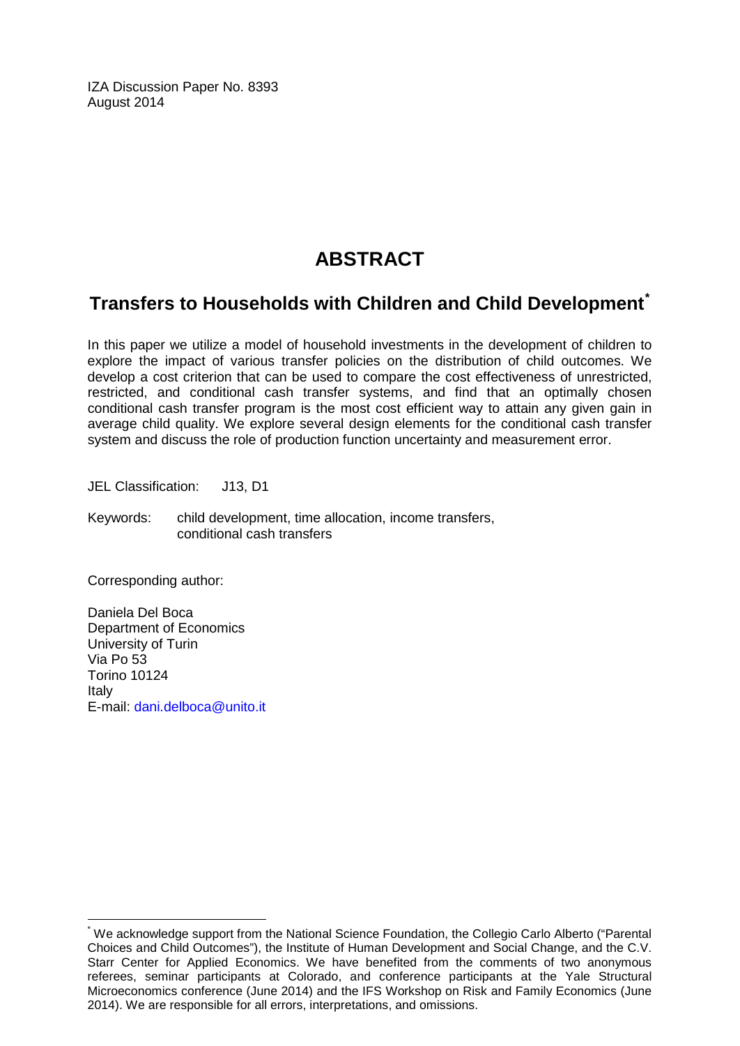IZA Discussion Paper No. 8393
August 2014

# ABSTRACT

## Transfers to Households with Children and Child Development[*]

In this paper we utilize a model of household investments in the development of children to explore the impact of various transfer policies on the distribution of child outcomes. We develop a cost criterion that can be used to compare the cost effectiveness of unrestricted, restricted, and conditional cash transfer systems, and find that an optimally chosen conditional cash transfer program is the most cost efficient way to attain any given gain in average child quality. We explore several design elements for the conditional cash transfer system and discuss the role of production function uncertainty and measurement error.

JEL Classification: J13, D1

Keywords: child development, time allocation, income transfers, conditional cash transfers

Corresponding author:

Daniela Del Boca
Department of Economics
University of Turin
Via Po 53
Torino 10124
Italy
E-mail: dani.delboca@unito.it

[*] We acknowledge support from the National Science Foundation, the Collegio Carlo Alberto ("Parental Choices and Child Outcomes"), the Institute of Human Development and Social Change, and the C.V. Starr Center for Applied Economics. We have benefited from the comments of two anonymous referees, seminar participants at Colorado, and conference participants at the Yale Structural Microeconomics conference (June 2014) and the IFS Workshop on Risk and Family Economics (June 2014). We are responsible for all errors, interpretations, and omissions.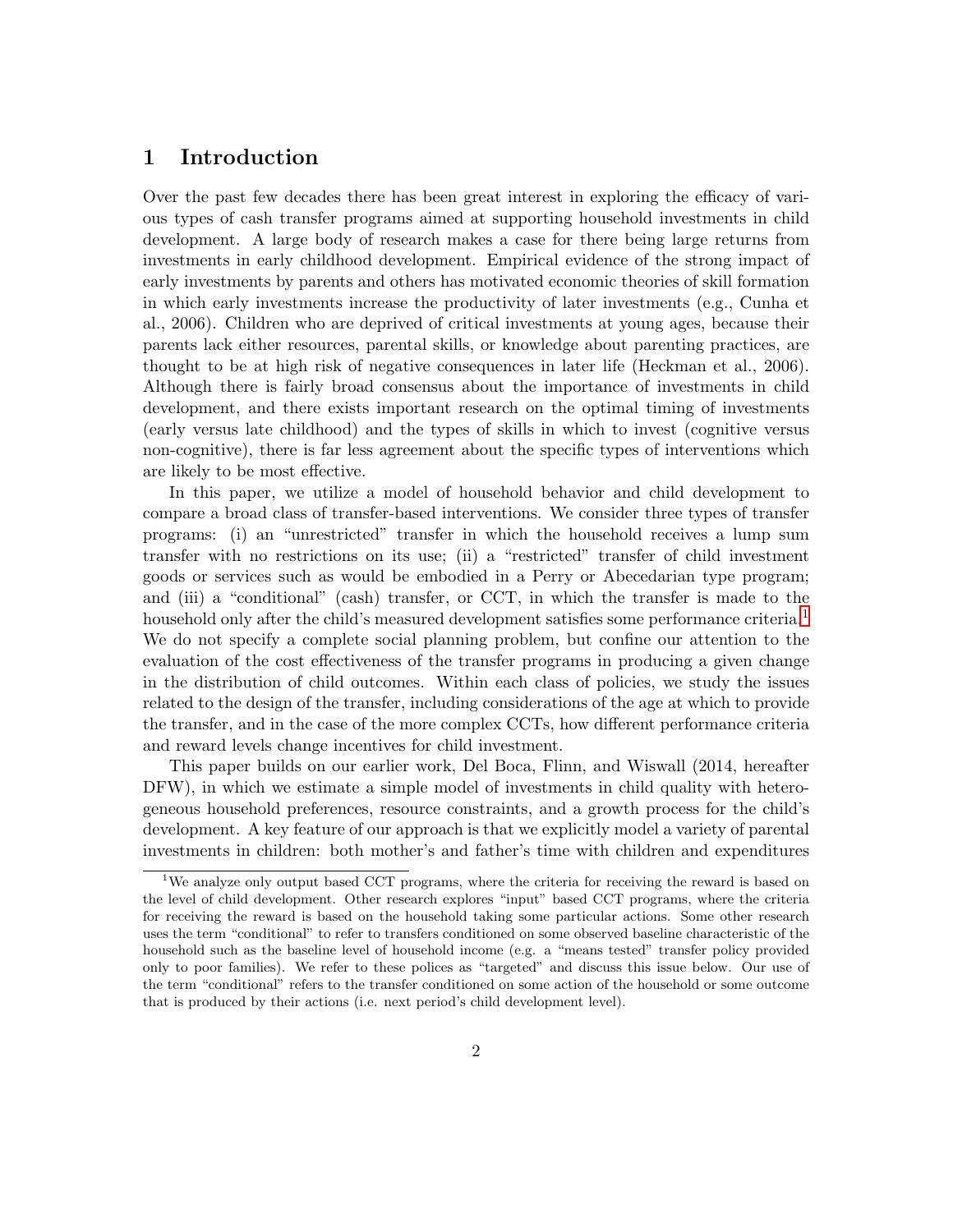# 1 Introduction

Over the past few decades there has been great interest in exploring the efficacy of various types of cash transfer programs aimed at supporting household investments in child development. A large body of research makes a case for there being large returns from investments in early childhood development. Empirical evidence of the strong impact of early investments by parents and others has motivated economic theories of skill formation in which early investments increase the productivity of later investments (e.g., Cunha et al., 2006). Children who are deprived of critical investments at young ages, because their parents lack either resources, parental skills, or knowledge about parenting practices, are thought to be at high risk of negative consequences in later life (Heckman et al., 2006). Although there is fairly broad consensus about the importance of investments in child development, and there exists important research on the optimal timing of investments (early versus late childhood) and the types of skills in which to invest (cognitive versus non-cognitive), there is far less agreement about the specific types of interventions which are likely to be most effective.

In this paper, we utilize a model of household behavior and child development to compare a broad class of transfer-based interventions. We consider three types of transfer programs: (i) an "unrestricted" transfer in which the household receives a lump sum transfer with no restrictions on its use; (ii) a "restricted" transfer of child investment goods or services such as would be embodied in a Perry or Abecedarian type program; and (iii) a "conditional" (cash) transfer, or CCT, in which the transfer is made to the household only after the child's measured development satisfies some performance criteria.[1] We do not specify a complete social planning problem, but confine our attention to the evaluation of the cost effectiveness of the transfer programs in producing a given change in the distribution of child outcomes. Within each class of policies, we study the issues related to the design of the transfer, including considerations of the age at which to provide the transfer, and in the case of the more complex CCTs, how different performance criteria and reward levels change incentives for child investment.

This paper builds on our earlier work, Del Boca, Flinn, and Wiswall (2014, hereafter DFW), in which we estimate a simple model of investments in child quality with heterogeneous household preferences, resource constraints, and a growth process for the child's development. A key feature of our approach is that we explicitly model a variety of parental investments in children: both mother's and father's time with children and expenditures

[1] We analyze only output based CCT programs, where the criteria for receiving the reward is based on the level of child development. Other research explores "input" based CCT programs, where the criteria for receiving the reward is based on the household taking some particular actions. Some other research uses the term "conditional" to refer to transfers conditioned on some observed baseline characteristic of the household such as the baseline level of household income (e.g. a "means tested" transfer policy provided only to poor families). We refer to these polices as "targeted" and discuss this issue below. Our use of the term "conditional" refers to the transfer conditioned on some action of the household or some outcome that is produced by their actions (i.e. next period's child development level).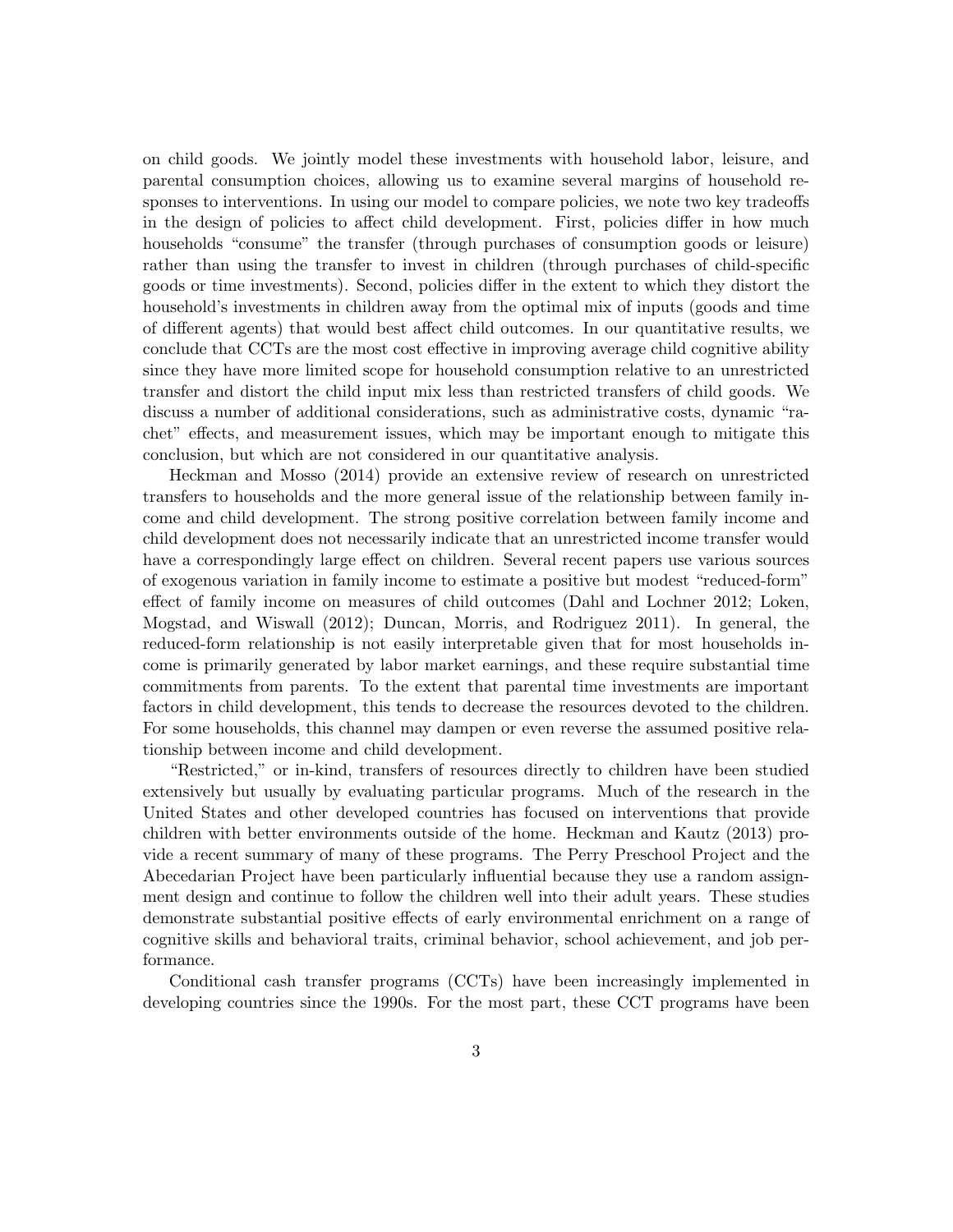on child goods. We jointly model these investments with household labor, leisure, and parental consumption choices, allowing us to examine several margins of household responses to interventions. In using our model to compare policies, we note two key tradeoffs in the design of policies to affect child development. First, policies differ in how much households "consume" the transfer (through purchases of consumption goods or leisure) rather than using the transfer to invest in children (through purchases of child-specific goods or time investments). Second, policies differ in the extent to which they distort the household's investments in children away from the optimal mix of inputs (goods and time of different agents) that would best affect child outcomes. In our quantitative results, we conclude that CCTs are the most cost effective in improving average child cognitive ability since they have more limited scope for household consumption relative to an unrestricted transfer and distort the child input mix less than restricted transfers of child goods. We discuss a number of additional considerations, such as administrative costs, dynamic "rachet" effects, and measurement issues, which may be important enough to mitigate this conclusion, but which are not considered in our quantitative analysis.

Heckman and Mosso (2014) provide an extensive review of research on unrestricted transfers to households and the more general issue of the relationship between family income and child development. The strong positive correlation between family income and child development does not necessarily indicate that an unrestricted income transfer would have a correspondingly large effect on children. Several recent papers use various sources of exogenous variation in family income to estimate a positive but modest "reduced-form" effect of family income on measures of child outcomes (Dahl and Lochner 2012; Loken, Mogstad, and Wiswall (2012); Duncan, Morris, and Rodriguez 2011). In general, the reduced-form relationship is not easily interpretable given that for most households income is primarily generated by labor market earnings, and these require substantial time commitments from parents. To the extent that parental time investments are important factors in child development, this tends to decrease the resources devoted to the children. For some households, this channel may dampen or even reverse the assumed positive relationship between income and child development.

"Restricted," or in-kind, transfers of resources directly to children have been studied extensively but usually by evaluating particular programs. Much of the research in the United States and other developed countries has focused on interventions that provide children with better environments outside of the home. Heckman and Kautz (2013) provide a recent summary of many of these programs. The Perry Preschool Project and the Abecedarian Project have been particularly influential because they use a random assignment design and continue to follow the children well into their adult years. These studies demonstrate substantial positive effects of early environmental enrichment on a range of cognitive skills and behavioral traits, criminal behavior, school achievement, and job performance.

Conditional cash transfer programs (CCTs) have been increasingly implemented in developing countries since the 1990s. For the most part, these CCT programs have been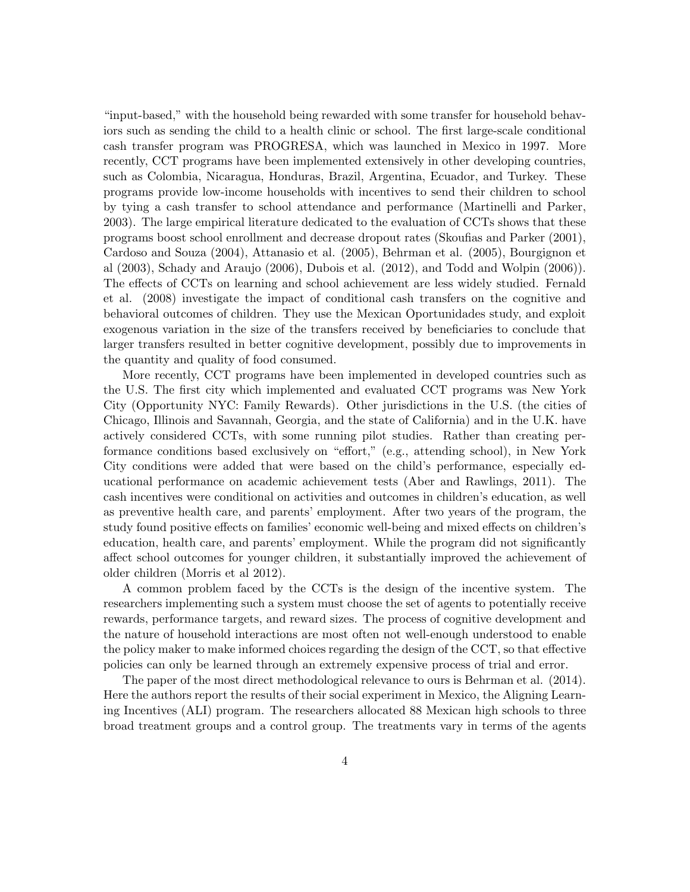"input-based," with the household being rewarded with some transfer for household behaviors such as sending the child to a health clinic or school. The first large-scale conditional cash transfer program was PROGRESA, which was launched in Mexico in 1997. More recently, CCT programs have been implemented extensively in other developing countries, such as Colombia, Nicaragua, Honduras, Brazil, Argentina, Ecuador, and Turkey. These programs provide low-income households with incentives to send their children to school by tying a cash transfer to school attendance and performance (Martinelli and Parker, 2003). The large empirical literature dedicated to the evaluation of CCTs shows that these programs boost school enrollment and decrease dropout rates (Skoufias and Parker (2001), Cardoso and Souza (2004), Attanasio et al. (2005), Behrman et al. (2005), Bourgignon et al (2003), Schady and Araujo (2006), Dubois et al. (2012), and Todd and Wolpin (2006)). The effects of CCTs on learning and school achievement are less widely studied. Fernald et al. (2008) investigate the impact of conditional cash transfers on the cognitive and behavioral outcomes of children. They use the Mexican Oportunidades study, and exploit exogenous variation in the size of the transfers received by beneficiaries to conclude that larger transfers resulted in better cognitive development, possibly due to improvements in the quantity and quality of food consumed.

More recently, CCT programs have been implemented in developed countries such as the U.S. The first city which implemented and evaluated CCT programs was New York City (Opportunity NYC: Family Rewards). Other jurisdictions in the U.S. (the cities of Chicago, Illinois and Savannah, Georgia, and the state of California) and in the U.K. have actively considered CCTs, with some running pilot studies. Rather than creating performance conditions based exclusively on "effort," (e.g., attending school), in New York City conditions were added that were based on the child's performance, especially educational performance on academic achievement tests (Aber and Rawlings, 2011). The cash incentives were conditional on activities and outcomes in children's education, as well as preventive health care, and parents' employment. After two years of the program, the study found positive effects on families' economic well-being and mixed effects on children's education, health care, and parents' employment. While the program did not significantly affect school outcomes for younger children, it substantially improved the achievement of older children (Morris et al 2012).

A common problem faced by the CCTs is the design of the incentive system. The researchers implementing such a system must choose the set of agents to potentially receive rewards, performance targets, and reward sizes. The process of cognitive development and the nature of household interactions are most often not well-enough understood to enable the policy maker to make informed choices regarding the design of the CCT, so that effective policies can only be learned through an extremely expensive process of trial and error.

The paper of the most direct methodological relevance to ours is Behrman et al. (2014). Here the authors report the results of their social experiment in Mexico, the Aligning Learning Incentives (ALI) program. The researchers allocated 88 Mexican high schools to three broad treatment groups and a control group. The treatments vary in terms of the agents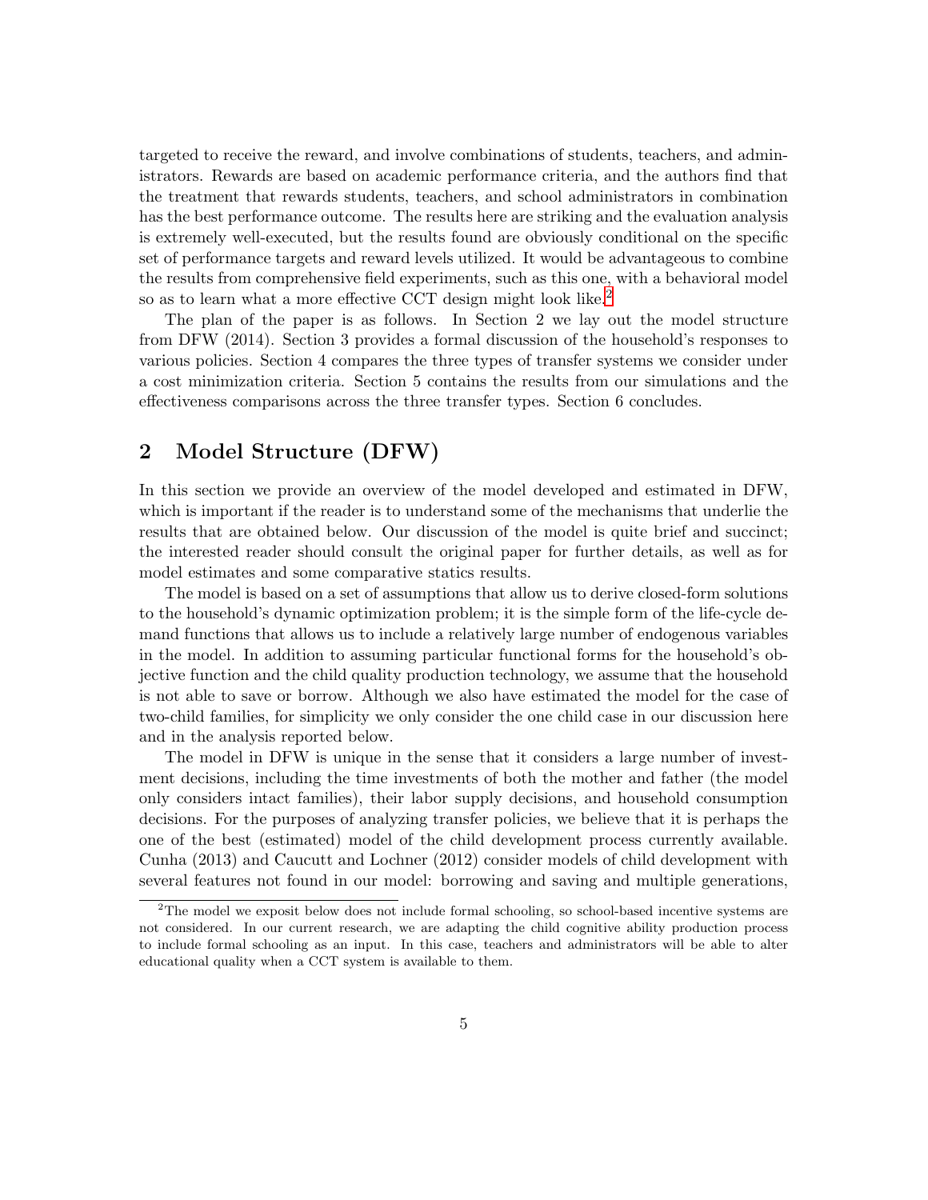targeted to receive the reward, and involve combinations of students, teachers, and administrators. Rewards are based on academic performance criteria, and the authors find that the treatment that rewards students, teachers, and school administrators in combination has the best performance outcome. The results here are striking and the evaluation analysis is extremely well-executed, but the results found are obviously conditional on the specific set of performance targets and reward levels utilized. It would be advantageous to combine the results from comprehensive field experiments, such as this one, with a behavioral model so as to learn what a more effective CCT design might look like.[2]

The plan of the paper is as follows. In Section 2 we lay out the model structure from DFW (2014). Section 3 provides a formal discussion of the household's responses to various policies. Section 4 compares the three types of transfer systems we consider under a cost minimization criteria. Section 5 contains the results from our simulations and the effectiveness comparisons across the three transfer types. Section 6 concludes.

## 2 Model Structure (DFW)

In this section we provide an overview of the model developed and estimated in DFW, which is important if the reader is to understand some of the mechanisms that underlie the results that are obtained below. Our discussion of the model is quite brief and succinct; the interested reader should consult the original paper for further details, as well as for model estimates and some comparative statics results.

The model is based on a set of assumptions that allow us to derive closed-form solutions to the household's dynamic optimization problem; it is the simple form of the life-cycle demand functions that allows us to include a relatively large number of endogenous variables in the model. In addition to assuming particular functional forms for the household's objective function and the child quality production technology, we assume that the household is not able to save or borrow. Although we also have estimated the model for the case of two-child families, for simplicity we only consider the one child case in our discussion here and in the analysis reported below.

The model in DFW is unique in the sense that it considers a large number of investment decisions, including the time investments of both the mother and father (the model only considers intact families), their labor supply decisions, and household consumption decisions. For the purposes of analyzing transfer policies, we believe that it is perhaps the one of the best (estimated) model of the child development process currently available. Cunha (2013) and Caucutt and Lochner (2012) consider models of child development with several features not found in our model: borrowing and saving and multiple generations,

[2] The model we exposit below does not include formal schooling, so school-based incentive systems are not considered. In our current research, we are adapting the child cognitive ability production process to include formal schooling as an input. In this case, teachers and administrators will be able to alter educational quality when a CCT system is available to them.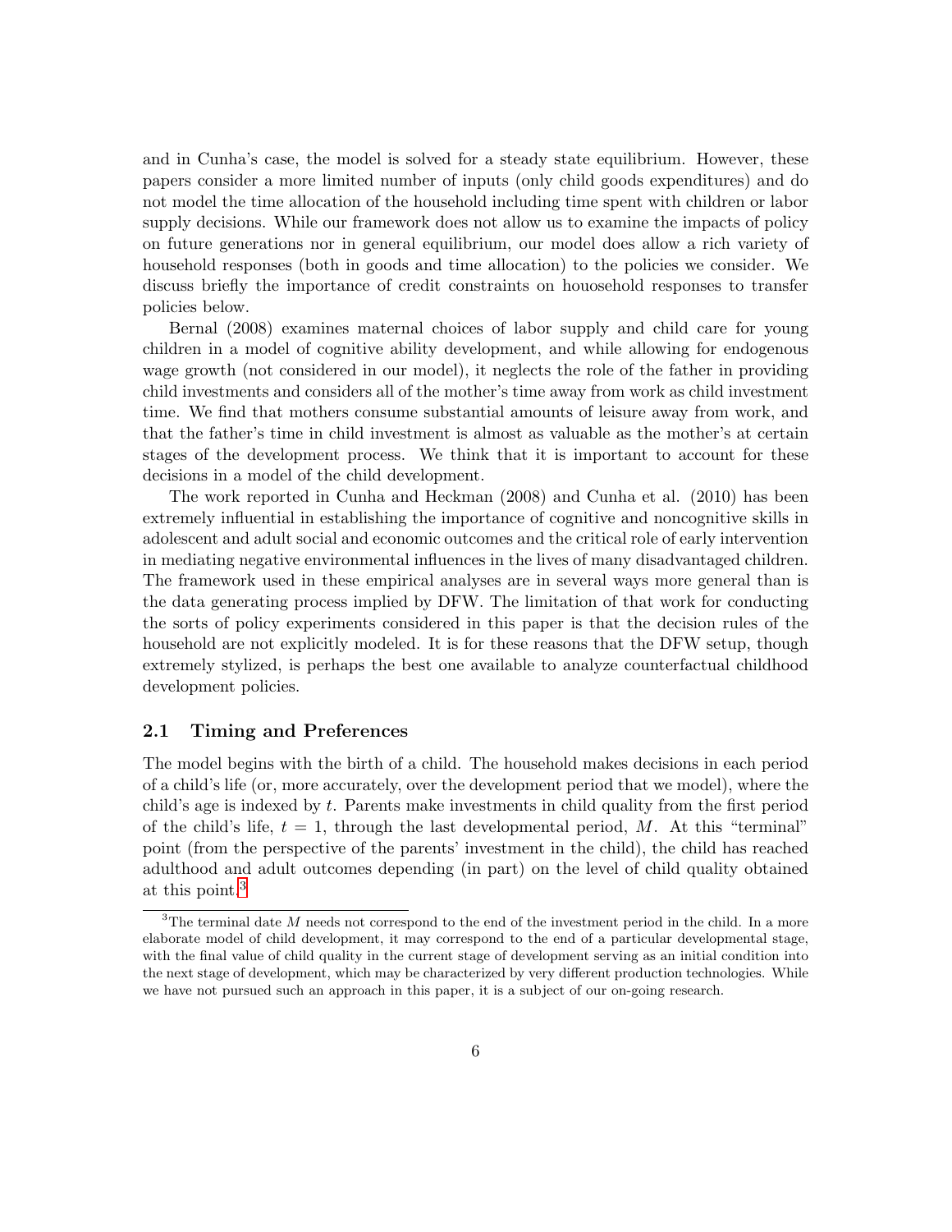and in Cunha's case, the model is solved for a steady state equilibrium. However, these papers consider a more limited number of inputs (only child goods expenditures) and do not model the time allocation of the household including time spent with children or labor supply decisions. While our framework does not allow us to examine the impacts of policy on future generations nor in general equilibrium, our model does allow a rich variety of household responses (both in goods and time allocation) to the policies we consider. We discuss briefly the importance of credit constraints on houosehold responses to transfer policies below.

Bernal (2008) examines maternal choices of labor supply and child care for young children in a model of cognitive ability development, and while allowing for endogenous wage growth (not considered in our model), it neglects the role of the father in providing child investments and considers all of the mother's time away from work as child investment time. We find that mothers consume substantial amounts of leisure away from work, and that the father's time in child investment is almost as valuable as the mother's at certain stages of the development process. We think that it is important to account for these decisions in a model of the child development.

The work reported in Cunha and Heckman (2008) and Cunha et al. (2010) has been extremely influential in establishing the importance of cognitive and noncognitive skills in adolescent and adult social and economic outcomes and the critical role of early intervention in mediating negative environmental influences in the lives of many disadvantaged children. The framework used in these empirical analyses are in several ways more general than is the data generating process implied by DFW. The limitation of that work for conducting the sorts of policy experiments considered in this paper is that the decision rules of the household are not explicitly modeled. It is for these reasons that the DFW setup, though extremely stylized, is perhaps the best one available to analyze counterfactual childhood development policies.

## 2.1 Timing and Preferences

The model begins with the birth of a child. The household makes decisions in each period of a child's life (or, more accurately, over the development period that we model), where the child's age is indexed by $t$. Parents make investments in child quality from the first period of the child's life, $t = 1$, through the last developmental period, $M$. At this "terminal" point (from the perspective of the parents' investment in the child), the child has reached adulthood and adult outcomes depending (in part) on the level of child quality obtained at this point.[3]

[3]The terminal date $M$ needs not correspond to the end of the investment period in the child. In a more elaborate model of child development, it may correspond to the end of a particular developmental stage, with the final value of child quality in the current stage of development serving as an initial condition into the next stage of development, which may be characterized by very different production technologies. While we have not pursued such an approach in this paper, it is a subject of our on-going research.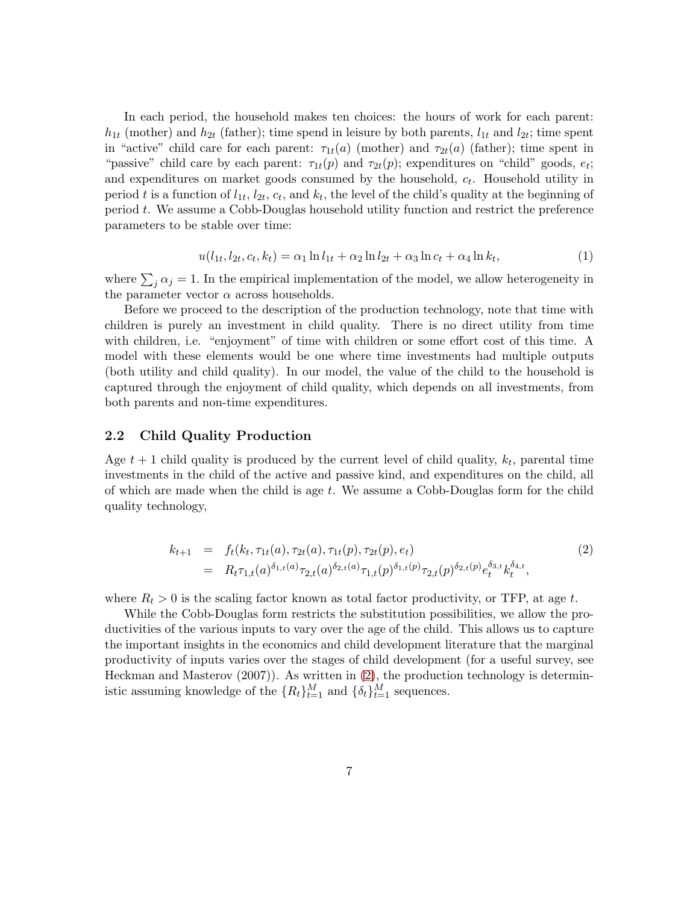In each period, the household makes ten choices: the hours of work for each parent: $h_{1t}$ (mother) and $h_{2t}$ (father); time spend in leisure by both parents, $l_{1t}$ and $l_{2t}$; time spent in "active" child care for each parent: $\tau_{1t}(a)$ (mother) and $\tau_{2t}(a)$ (father); time spent in "passive" child care by each parent: $\tau_{1t}(p)$ and $\tau_{2t}(p)$; expenditures on "child" goods, $e_t$; and expenditures on market goods consumed by the household, $c_t$. Household utility in period $t$ is a function of $l_{1t}$, $l_{2t}$, $c_t$, and $k_t$, the level of the child's quality at the beginning of period $t$. We assume a Cobb-Douglas household utility function and restrict the preference parameters to be stable over time:

$$u(l_{1t}, l_{2t}, c_t, k_t) = \alpha_1 \ln l_{1t} + \alpha_2 \ln l_{2t} + \alpha_3 \ln c_t + \alpha_4 \ln k_t, \tag{1}$$

where $\sum_j \alpha_j = 1$. In the empirical implementation of the model, we allow heterogeneity in the parameter vector $\alpha$ across households.

Before we proceed to the description of the production technology, note that time with children is purely an investment in child quality. There is no direct utility from time with children, i.e. "enjoyment" of time with children or some effort cost of this time. A model with these elements would be one where time investments had multiple outputs (both utility and child quality). In our model, the value of the child to the household is captured through the enjoyment of child quality, which depends on all investments, from both parents and non-time expenditures.

## 2.2 Child Quality Production

Age $t+1$ child quality is produced by the current level of child quality, $k_t$, parental time investments in the child of the active and passive kind, and expenditures on the child, all of which are made when the child is age $t$. We assume a Cobb-Douglas form for the child quality technology,

$$\begin{aligned} k_{t+1} &= f_t(k_t, \tau_{1t}(a), \tau_{2t}(a), \tau_{1t}(p), \tau_{2t}(p), e_t) \\ &= R_t \tau_{1,t}(a)^{\delta_{1,t}(a)} \tau_{2,t}(a)^{\delta_{2,t}(a)} \tau_{1,t}(p)^{\delta_{1,t}(p)} \tau_{2,t}(p)^{\delta_{2,t}(p)} e_t^{\delta_{3,t}} k_t^{\delta_{4,t}}, \end{aligned} \tag{2}$$

where $R_t > 0$ is the scaling factor known as total factor productivity, or TFP, at age $t$.

While the Cobb-Douglas form restricts the substitution possibilities, we allow the productivities of the various inputs to vary over the age of the child. This allows us to capture the important insights in the economics and child development literature that the marginal productivity of inputs varies over the stages of child development (for a useful survey, see Heckman and Masterov (2007)). As written in (2), the production technology is deterministic assuming knowledge of the $\{R_t\}_{t=1}^M$ and $\{\delta_t\}_{t=1}^M$ sequences.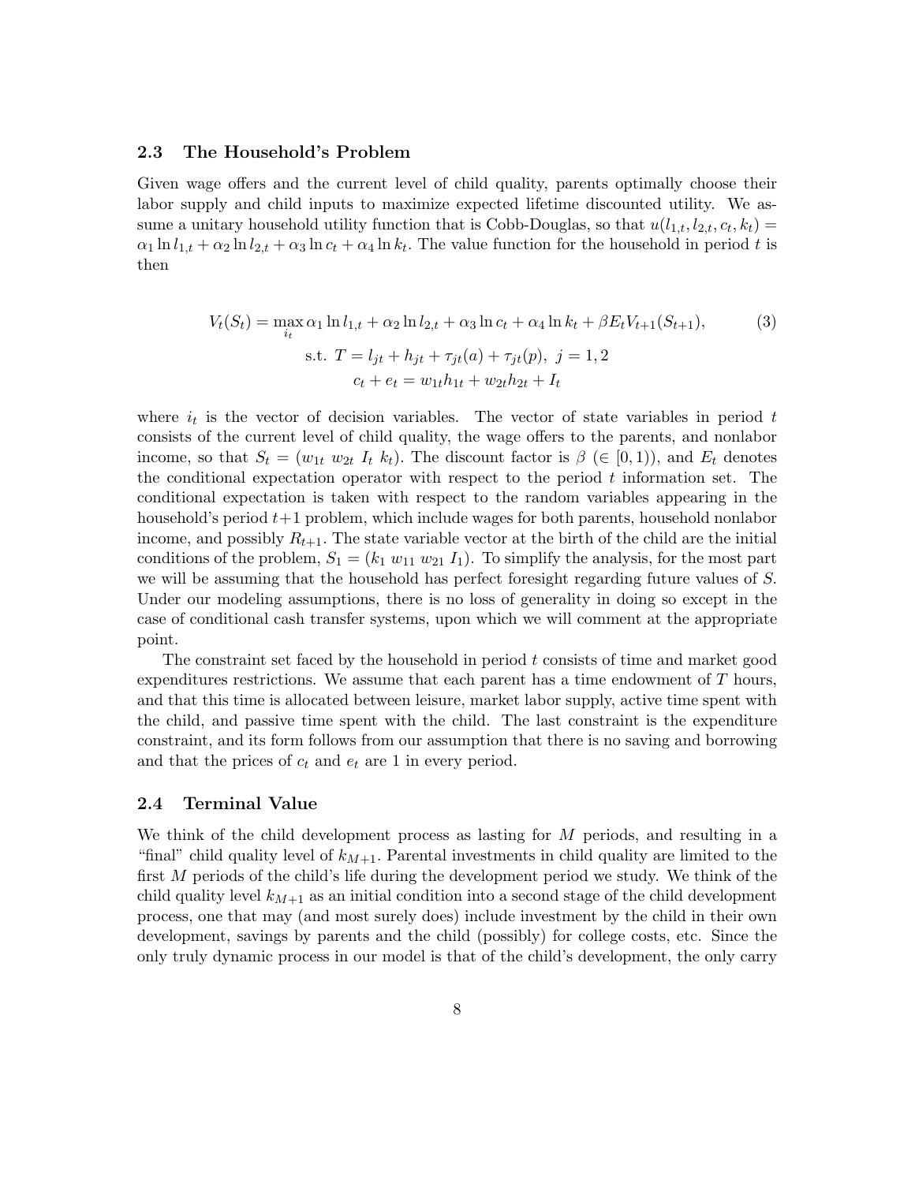### 2.3 The Household's Problem

Given wage offers and the current level of child quality, parents optimally choose their labor supply and child inputs to maximize expected lifetime discounted utility. We assume a unitary household utility function that is Cobb-Douglas, so that $u(l_{1,t}, l_{2,t}, c_t, k_t) = \alpha_1 \ln l_{1,t} + \alpha_2 \ln l_{2,t} + \alpha_3 \ln c_t + \alpha_4 \ln k_t$. The value function for the household in period $t$ is then

$$
\begin{aligned}
V_t(S_t) = \max_{i_t} \alpha_1 \ln l_{1,t} + \alpha_2 \ln l_{2,t} + \alpha_3 \ln c_t + \alpha_4 \ln k_t + \beta E_t V_{t+1}(S_{t+1}), \qquad (3)\\
\text{s.t. } T = l_{jt} + h_{jt} + \tau_{jt}(a) + \tau_{jt}(p), \; j = 1, 2 \\
c_t + e_t = w_{1t} h_{1t} + w_{2t} h_{2t} + I_t
\end{aligned}
$$

where $i_t$ is the vector of decision variables. The vector of state variables in period $t$ consists of the current level of child quality, the wage offers to the parents, and nonlabor income, so that $S_t = (w_{1t} \; w_{2t} \; I_t \; k_t)$. The discount factor is $\beta$ ($\in [0, 1)$), and $E_t$ denotes the conditional expectation operator with respect to the period $t$ information set. The conditional expectation is taken with respect to the random variables appearing in the household's period $t+1$ problem, which include wages for both parents, household nonlabor income, and possibly $R_{t+1}$. The state variable vector at the birth of the child are the initial conditions of the problem, $S_1 = (k_1 \; w_{11} \; w_{21} \; I_1)$. To simplify the analysis, for the most part we will be assuming that the household has perfect foresight regarding future values of $S$. Under our modeling assumptions, there is no loss of generality in doing so except in the case of conditional cash transfer systems, upon which we will comment at the appropriate point.

The constraint set faced by the household in period $t$ consists of time and market good expenditures restrictions. We assume that each parent has a time endowment of $T$ hours, and that this time is allocated between leisure, market labor supply, active time spent with the child, and passive time spent with the child. The last constraint is the expenditure constraint, and its form follows from our assumption that there is no saving and borrowing and that the prices of $c_t$ and $e_t$ are 1 in every period.

### 2.4 Terminal Value

We think of the child development process as lasting for $M$ periods, and resulting in a "final" child quality level of $k_{M+1}$. Parental investments in child quality are limited to the first $M$ periods of the child's life during the development period we study. We think of the child quality level $k_{M+1}$ as an initial condition into a second stage of the child development process, one that may (and most surely does) include investment by the child in their own development, savings by parents and the child (possibly) for college costs, etc. Since the only truly dynamic process in our model is that of the child's development, the only carry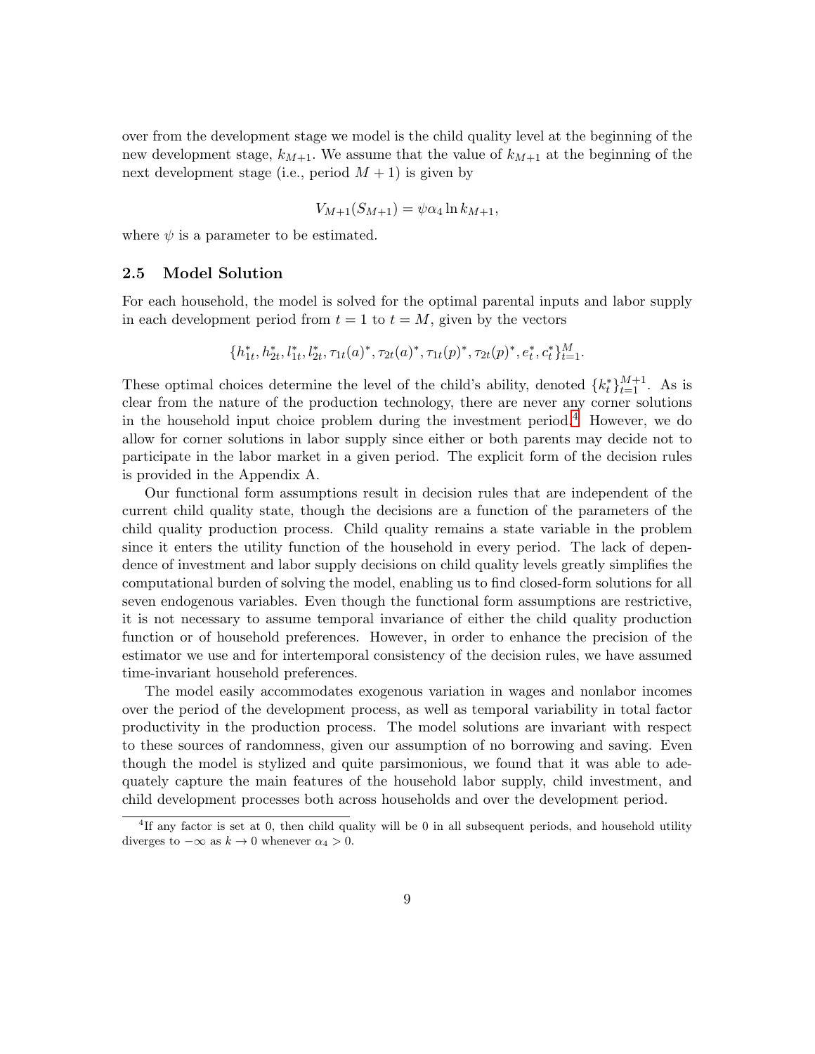over from the development stage we model is the child quality level at the beginning of the new development stage, $k_{M+1}$. We assume that the value of $k_{M+1}$ at the beginning of the next development stage (i.e., period $M+1$) is given by

$$V_{M+1}(S_{M+1}) = \psi \alpha_4 \ln k_{M+1},$$

where $\psi$ is a parameter to be estimated.

### 2.5 Model Solution

For each household, the model is solved for the optimal parental inputs and labor supply in each development period from $t = 1$ to $t = M$, given by the vectors

$$\{h_{1t}^*, h_{2t}^*, l_{1t}^*, l_{2t}^*, \tau_{1t}(a)^*, \tau_{2t}(a)^*, \tau_{1t}(p)^*, \tau_{2t}(p)^*, e_t^*, c_t^*\}_{t=1}^{M}.$$

These optimal choices determine the level of the child's ability, denoted $\{k_t^*\}_{t=1}^{M+1}$. As is clear from the nature of the production technology, there are never any corner solutions in the household input choice problem during the investment period.[4] However, we do allow for corner solutions in labor supply since either or both parents may decide not to participate in the labor market in a given period. The explicit form of the decision rules is provided in the Appendix A.

Our functional form assumptions result in decision rules that are independent of the current child quality state, though the decisions are a function of the parameters of the child quality production process. Child quality remains a state variable in the problem since it enters the utility function of the household in every period. The lack of dependence of investment and labor supply decisions on child quality levels greatly simplifies the computational burden of solving the model, enabling us to find closed-form solutions for all seven endogenous variables. Even though the functional form assumptions are restrictive, it is not necessary to assume temporal invariance of either the child quality production function or of household preferences. However, in order to enhance the precision of the estimator we use and for intertemporal consistency of the decision rules, we have assumed time-invariant household preferences.

The model easily accommodates exogenous variation in wages and nonlabor incomes over the period of the development process, as well as temporal variability in total factor productivity in the production process. The model solutions are invariant with respect to these sources of randomness, given our assumption of no borrowing and saving. Even though the model is stylized and quite parsimonious, we found that it was able to adequately capture the main features of the household labor supply, child investment, and child development processes both across households and over the development period.

[4] If any factor is set at 0, then child quality will be 0 in all subsequent periods, and household utility diverges to $-\infty$ as $k \to 0$ whenever $\alpha_4 > 0$.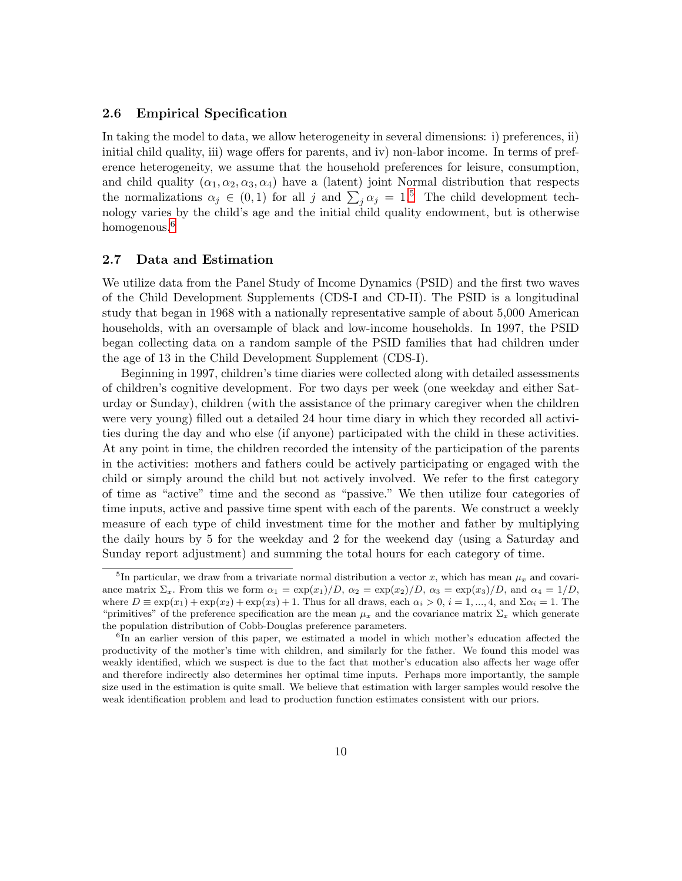### 2.6 Empirical Specification

In taking the model to data, we allow heterogeneity in several dimensions: i) preferences, ii) initial child quality, iii) wage offers for parents, and iv) non-labor income. In terms of preference heterogeneity, we assume that the household preferences for leisure, consumption, and child quality $(\alpha_1, \alpha_2, \alpha_3, \alpha_4)$ have a (latent) joint Normal distribution that respects the normalizations $\alpha_j \in (0, 1)$ for all $j$ and $\sum_j \alpha_j = 1$.[5] The child development technology varies by the child's age and the initial child quality endowment, but is otherwise homogenous.[6]

### 2.7 Data and Estimation

We utilize data from the Panel Study of Income Dynamics (PSID) and the first two waves of the Child Development Supplements (CDS-I and CD-II). The PSID is a longitudinal study that began in 1968 with a nationally representative sample of about 5,000 American households, with an oversample of black and low-income households. In 1997, the PSID began collecting data on a random sample of the PSID families that had children under the age of 13 in the Child Development Supplement (CDS-I).

Beginning in 1997, children's time diaries were collected along with detailed assessments of children's cognitive development. For two days per week (one weekday and either Saturday or Sunday), children (with the assistance of the primary caregiver when the children were very young) filled out a detailed 24 hour time diary in which they recorded all activities during the day and who else (if anyone) participated with the child in these activities. At any point in time, the children recorded the intensity of the participation of the parents in the activities: mothers and fathers could be actively participating or engaged with the child or simply around the child but not actively involved. We refer to the first category of time as "active" time and the second as "passive." We then utilize four categories of time inputs, active and passive time spent with each of the parents. We construct a weekly measure of each type of child investment time for the mother and father by multiplying the daily hours by 5 for the weekday and 2 for the weekend day (using a Saturday and Sunday report adjustment) and summing the total hours for each category of time.

---

[5] In particular, we draw from a trivariate normal distribution a vector $x$, which has mean $\mu_x$ and covariance matrix $\Sigma_x$. From this we form $\alpha_1 = \exp(x_1)/D$, $\alpha_2 = \exp(x_2)/D$, $\alpha_3 = \exp(x_3)/D$, and $\alpha_4 = 1/D$, where $D \equiv \exp(x_1) + \exp(x_2) + \exp(x_3) + 1$. Thus for all draws, each $\alpha_i > 0$, $i = 1, ..., 4$, and $\Sigma \alpha_i = 1$. The "primitives" of the preference specification are the mean $\mu_x$ and the covariance matrix $\Sigma_x$ which generate the population distribution of Cobb-Douglas preference parameters.

[6] In an earlier version of this paper, we estimated a model in which mother's education affected the productivity of the mother's time with children, and similarly for the father. We found this model was weakly identified, which we suspect is due to the fact that mother's education also affects her wage offer and therefore indirectly also determines her optimal time inputs. Perhaps more importantly, the sample size used in the estimation is quite small. We believe that estimation with larger samples would resolve the weak identification problem and lead to production function estimates consistent with our priors.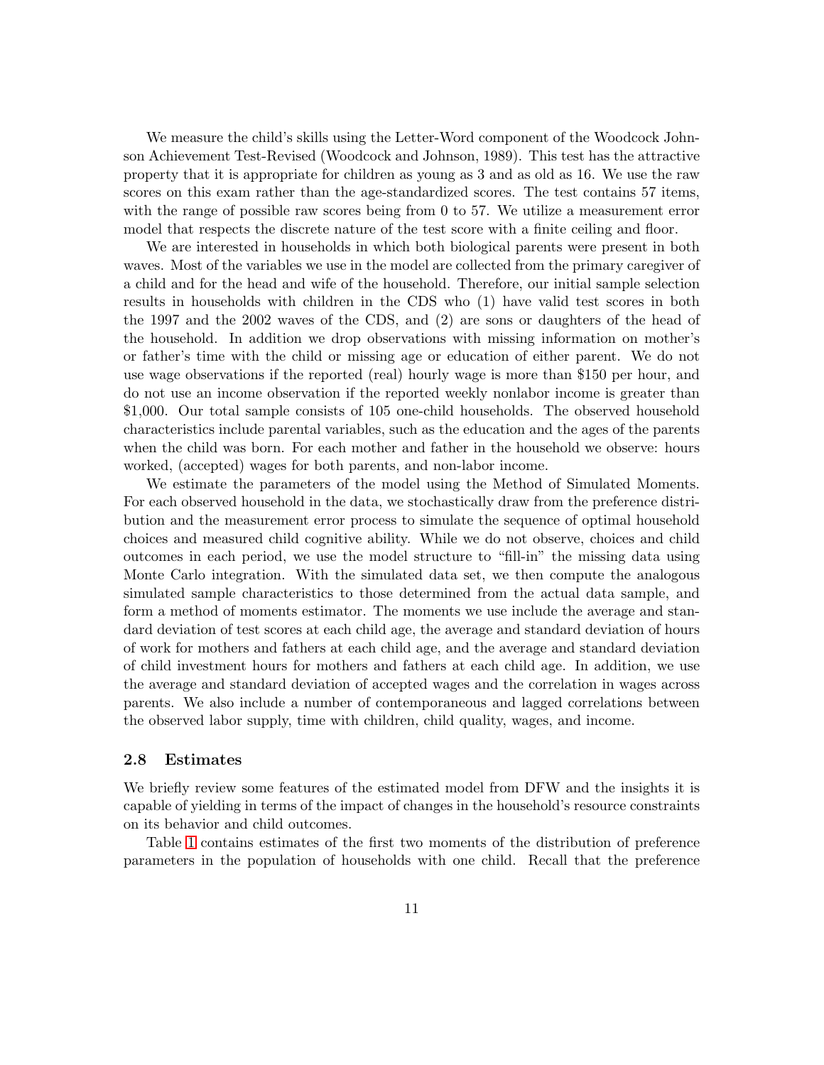We measure the child's skills using the Letter-Word component of the Woodcock Johnson Achievement Test-Revised (Woodcock and Johnson, 1989). This test has the attractive property that it is appropriate for children as young as 3 and as old as 16. We use the raw scores on this exam rather than the age-standardized scores. The test contains 57 items, with the range of possible raw scores being from 0 to 57. We utilize a measurement error model that respects the discrete nature of the test score with a finite ceiling and floor.

We are interested in households in which both biological parents were present in both waves. Most of the variables we use in the model are collected from the primary caregiver of a child and for the head and wife of the household. Therefore, our initial sample selection results in households with children in the CDS who (1) have valid test scores in both the 1997 and the 2002 waves of the CDS, and (2) are sons or daughters of the head of the household. In addition we drop observations with missing information on mother's or father's time with the child or missing age or education of either parent. We do not use wage observations if the reported (real) hourly wage is more than $150 per hour, and do not use an income observation if the reported weekly nonlabor income is greater than $1,000. Our total sample consists of 105 one-child households. The observed household characteristics include parental variables, such as the education and the ages of the parents when the child was born. For each mother and father in the household we observe: hours worked, (accepted) wages for both parents, and non-labor income.

We estimate the parameters of the model using the Method of Simulated Moments. For each observed household in the data, we stochastically draw from the preference distribution and the measurement error process to simulate the sequence of optimal household choices and measured child cognitive ability. While we do not observe, choices and child outcomes in each period, we use the model structure to "fill-in" the missing data using Monte Carlo integration. With the simulated data set, we then compute the analogous simulated sample characteristics to those determined from the actual data sample, and form a method of moments estimator. The moments we use include the average and standard deviation of test scores at each child age, the average and standard deviation of hours of work for mothers and fathers at each child age, and the average and standard deviation of child investment hours for mothers and fathers at each child age. In addition, we use the average and standard deviation of accepted wages and the correlation in wages across parents. We also include a number of contemporaneous and lagged correlations between the observed labor supply, time with children, child quality, wages, and income.

### 2.8 Estimates

We briefly review some features of the estimated model from DFW and the insights it is capable of yielding in terms of the impact of changes in the household's resource constraints on its behavior and child outcomes.

Table 1 contains estimates of the first two moments of the distribution of preference parameters in the population of households with one child. Recall that the preference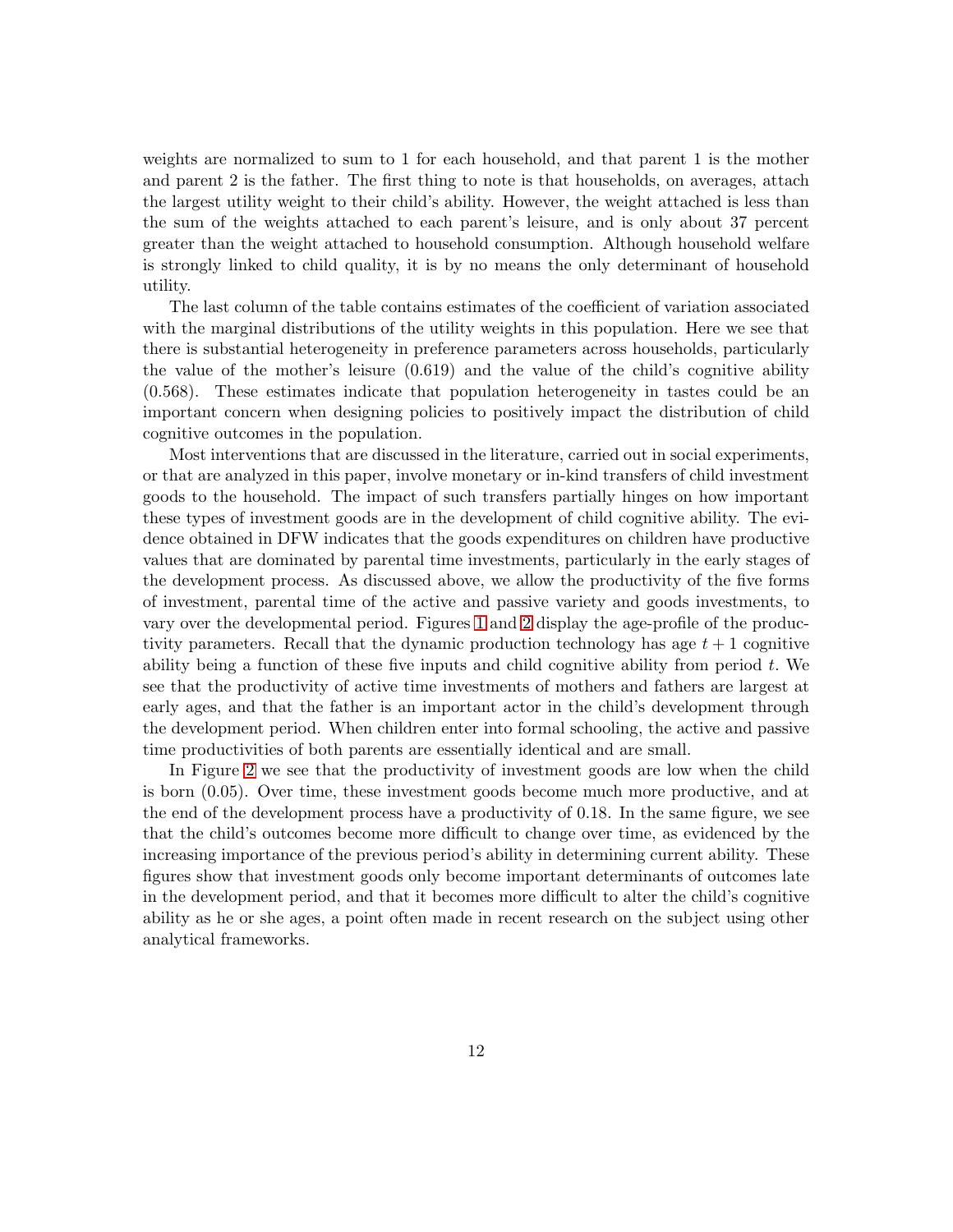weights are normalized to sum to 1 for each household, and that parent 1 is the mother and parent 2 is the father. The first thing to note is that households, on averages, attach the largest utility weight to their child's ability. However, the weight attached is less than the sum of the weights attached to each parent's leisure, and is only about 37 percent greater than the weight attached to household consumption. Although household welfare is strongly linked to child quality, it is by no means the only determinant of household utility.

The last column of the table contains estimates of the coefficient of variation associated with the marginal distributions of the utility weights in this population. Here we see that there is substantial heterogeneity in preference parameters across households, particularly the value of the mother's leisure (0.619) and the value of the child's cognitive ability (0.568). These estimates indicate that population heterogeneity in tastes could be an important concern when designing policies to positively impact the distribution of child cognitive outcomes in the population.

Most interventions that are discussed in the literature, carried out in social experiments, or that are analyzed in this paper, involve monetary or in-kind transfers of child investment goods to the household. The impact of such transfers partially hinges on how important these types of investment goods are in the development of child cognitive ability. The evidence obtained in DFW indicates that the goods expenditures on children have productive values that are dominated by parental time investments, particularly in the early stages of the development process. As discussed above, we allow the productivity of the five forms of investment, parental time of the active and passive variety and goods investments, to vary over the developmental period. Figures 1 and 2 display the age-profile of the productivity parameters. Recall that the dynamic production technology has age $t+1$ cognitive ability being a function of these five inputs and child cognitive ability from period $t$. We see that the productivity of active time investments of mothers and fathers are largest at early ages, and that the father is an important actor in the child's development through the development period. When children enter into formal schooling, the active and passive time productivities of both parents are essentially identical and are small.

In Figure 2 we see that the productivity of investment goods are low when the child is born (0.05). Over time, these investment goods become much more productive, and at the end of the development process have a productivity of 0.18. In the same figure, we see that the child's outcomes become more difficult to change over time, as evidenced by the increasing importance of the previous period's ability in determining current ability. These figures show that investment goods only become important determinants of outcomes late in the development period, and that it becomes more difficult to alter the child's cognitive ability as he or she ages, a point often made in recent research on the subject using other analytical frameworks.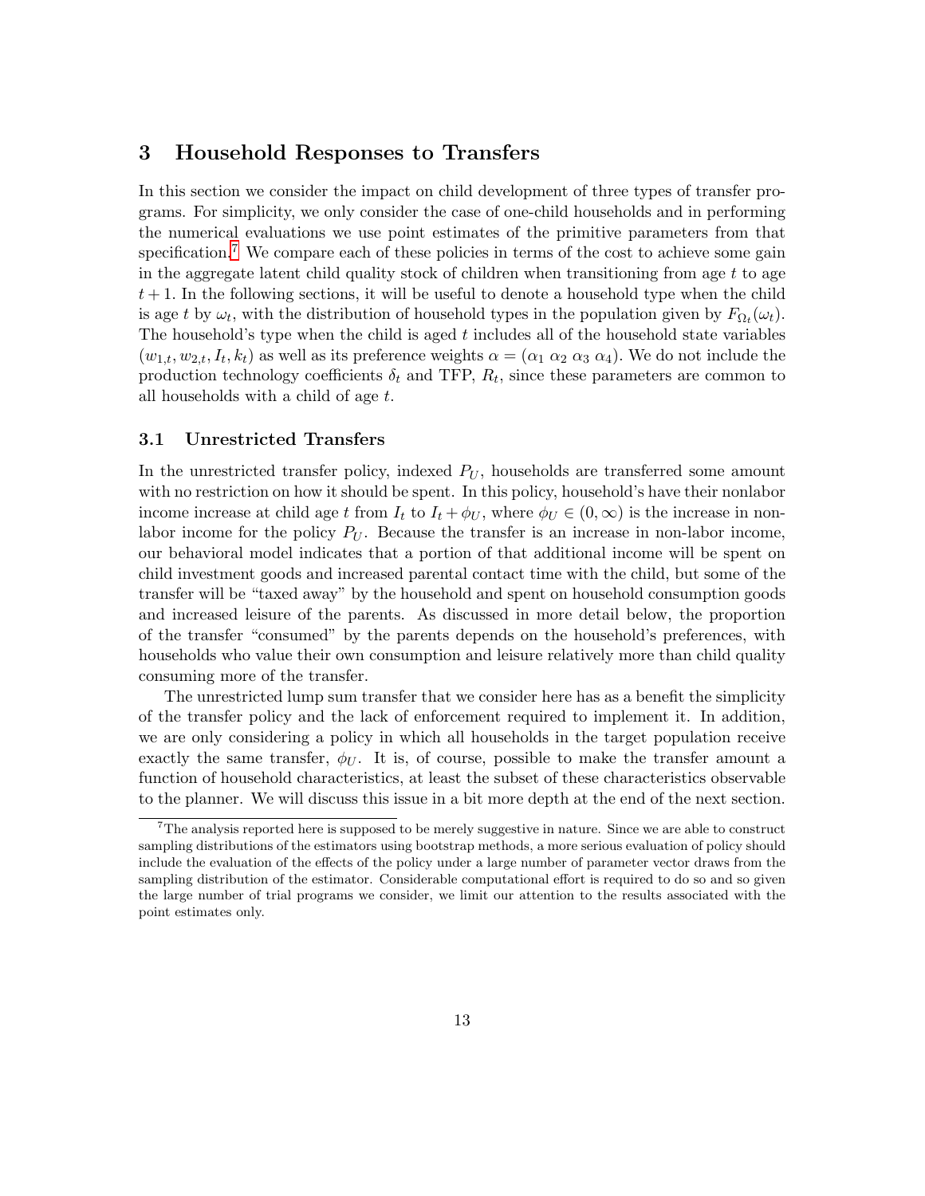## 3 Household Responses to Transfers

In this section we consider the impact on child development of three types of transfer programs. For simplicity, we only consider the case of one-child households and in performing the numerical evaluations we use point estimates of the primitive parameters from that specification.[7] We compare each of these policies in terms of the cost to achieve some gain in the aggregate latent child quality stock of children when transitioning from age $t$ to age $t+1$. In the following sections, it will be useful to denote a household type when the child is age $t$ by $\omega_t$, with the distribution of household types in the population given by $F_{\Omega_t}(\omega_t)$. The household's type when the child is aged $t$ includes all of the household state variables $(w_{1,t}, w_{2,t}, I_t, k_t)$ as well as its preference weights $\alpha = (\alpha_1 \; \alpha_2 \; \alpha_3 \; \alpha_4)$. We do not include the production technology coefficients $\delta_t$ and TFP, $R_t$, since these parameters are common to all households with a child of age $t$.

### 3.1 Unrestricted Transfers

In the unrestricted transfer policy, indexed $P_U$, households are transferred some amount with no restriction on how it should be spent. In this policy, household's have their nonlabor income increase at child age $t$ from $I_t$ to $I_t + \phi_U$, where $\phi_U \in (0, \infty)$ is the increase in nonlabor income for the policy $P_U$. Because the transfer is an increase in non-labor income, our behavioral model indicates that a portion of that additional income will be spent on child investment goods and increased parental contact time with the child, but some of the transfer will be "taxed away" by the household and spent on household consumption goods and increased leisure of the parents. As discussed in more detail below, the proportion of the transfer "consumed" by the parents depends on the household's preferences, with households who value their own consumption and leisure relatively more than child quality consuming more of the transfer.

The unrestricted lump sum transfer that we consider here has as a benefit the simplicity of the transfer policy and the lack of enforcement required to implement it. In addition, we are only considering a policy in which all households in the target population receive exactly the same transfer, $\phi_U$. It is, of course, possible to make the transfer amount a function of household characteristics, at least the subset of these characteristics observable to the planner. We will discuss this issue in a bit more depth at the end of the next section.

[7] The analysis reported here is supposed to be merely suggestive in nature. Since we are able to construct sampling distributions of the estimators using bootstrap methods, a more serious evaluation of policy should include the evaluation of the effects of the policy under a large number of parameter vector draws from the sampling distribution of the estimator. Considerable computational effort is required to do so and so given the large number of trial programs we consider, we limit our attention to the results associated with the point estimates only.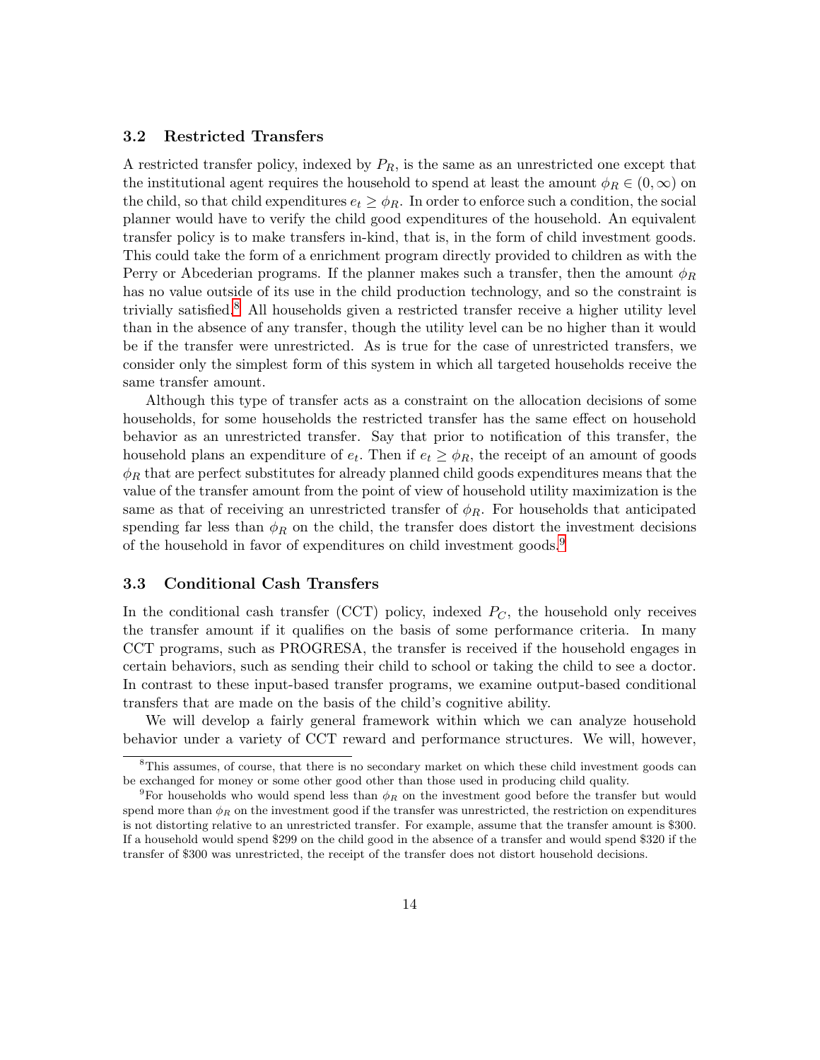### 3.2 Restricted Transfers

A restricted transfer policy, indexed by $P_R$, is the same as an unrestricted one except that the institutional agent requires the household to spend at least the amount $\phi_R \in (0, \infty)$ on the child, so that child expenditures $e_t \geq \phi_R$. In order to enforce such a condition, the social planner would have to verify the child good expenditures of the household. An equivalent transfer policy is to make transfers in-kind, that is, in the form of child investment goods. This could take the form of a enrichment program directly provided to children as with the Perry or Abcederian programs. If the planner makes such a transfer, then the amount $\phi_R$ has no value outside of its use in the child production technology, and so the constraint is trivially satisfied.[8] All households given a restricted transfer receive a higher utility level than in the absence of any transfer, though the utility level can be no higher than it would be if the transfer were unrestricted. As is true for the case of unrestricted transfers, we consider only the simplest form of this system in which all targeted households receive the same transfer amount.

Although this type of transfer acts as a constraint on the allocation decisions of some households, for some households the restricted transfer has the same effect on household behavior as an unrestricted transfer. Say that prior to notification of this transfer, the household plans an expenditure of $e_t$. Then if $e_t \geq \phi_R$, the receipt of an amount of goods $\phi_R$ that are perfect substitutes for already planned child goods expenditures means that the value of the transfer amount from the point of view of household utility maximization is the same as that of receiving an unrestricted transfer of $\phi_R$. For households that anticipated spending far less than $\phi_R$ on the child, the transfer does distort the investment decisions of the household in favor of expenditures on child investment goods.[9]

### 3.3 Conditional Cash Transfers

In the conditional cash transfer (CCT) policy, indexed $P_C$, the household only receives the transfer amount if it qualifies on the basis of some performance criteria. In many CCT programs, such as PROGRESA, the transfer is received if the household engages in certain behaviors, such as sending their child to school or taking the child to see a doctor. In contrast to these input-based transfer programs, we examine output-based conditional transfers that are made on the basis of the child's cognitive ability.

We will develop a fairly general framework within which we can analyze household behavior under a variety of CCT reward and performance structures. We will, however,

---

[8] This assumes, of course, that there is no secondary market on which these child investment goods can be exchanged for money or some other good other than those used in producing child quality.

[9] For households who would spend less than $\phi_R$ on the investment good before the transfer but would spend more than $\phi_R$ on the investment good if the transfer was unrestricted, the restriction on expenditures is not distorting relative to an unrestricted transfer. For example, assume that the transfer amount is $300. If a household would spend $299 on the child good in the absence of a transfer and would spend $320 if the transfer of $300 was unrestricted, the receipt of the transfer does not distort household decisions.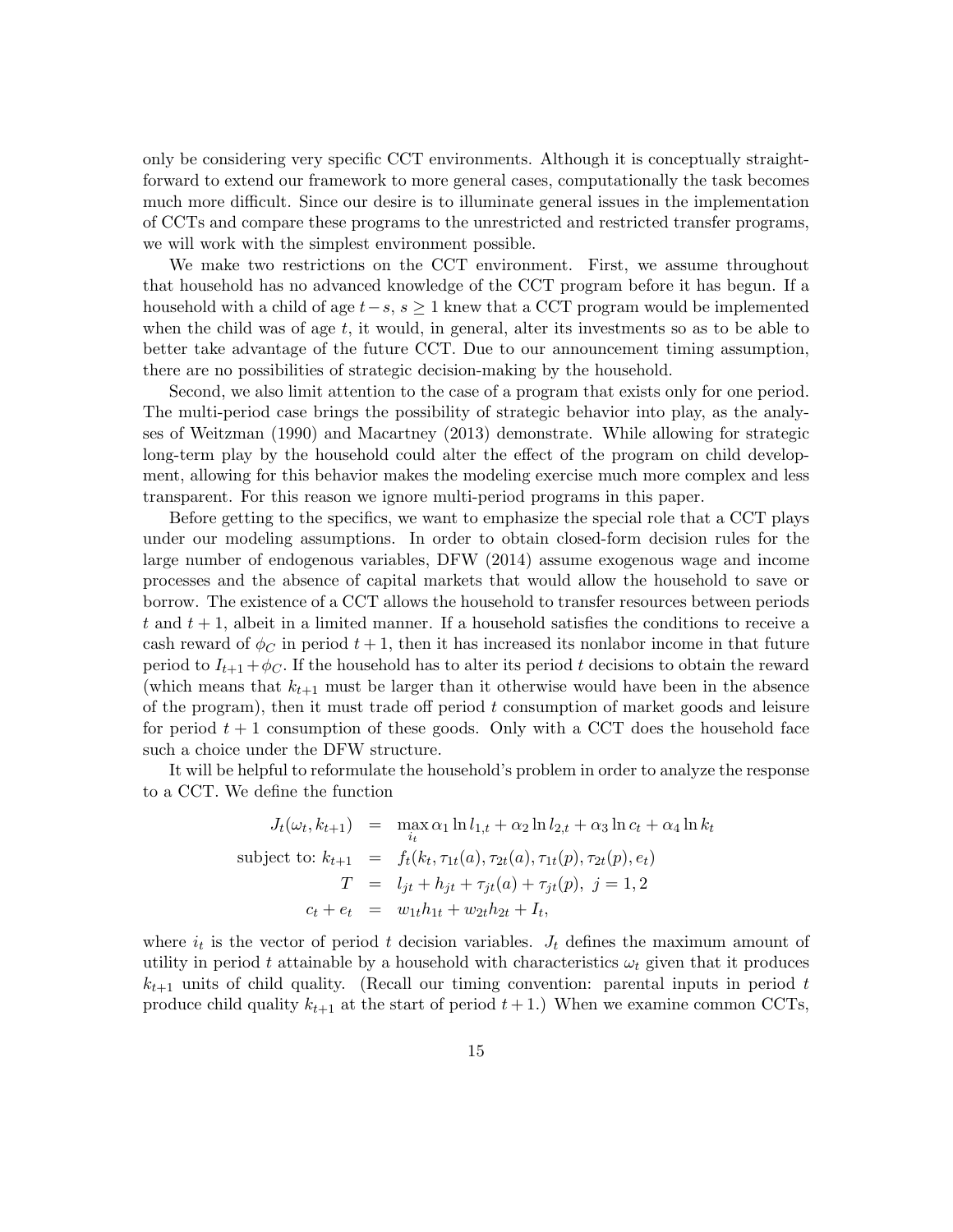only be considering very specific CCT environments. Although it is conceptually straightforward to extend our framework to more general cases, computationally the task becomes much more difficult. Since our desire is to illuminate general issues in the implementation of CCTs and compare these programs to the unrestricted and restricted transfer programs, we will work with the simplest environment possible.

We make two restrictions on the CCT environment. First, we assume throughout that household has no advanced knowledge of the CCT program before it has begun. If a household with a child of age $t-s$, $s \geq 1$ knew that a CCT program would be implemented when the child was of age $t$, it would, in general, alter its investments so as to be able to better take advantage of the future CCT. Due to our announcement timing assumption, there are no possibilities of strategic decision-making by the household.

Second, we also limit attention to the case of a program that exists only for one period. The multi-period case brings the possibility of strategic behavior into play, as the analyses of Weitzman (1990) and Macartney (2013) demonstrate. While allowing for strategic long-term play by the household could alter the effect of the program on child development, allowing for this behavior makes the modeling exercise much more complex and less transparent. For this reason we ignore multi-period programs in this paper.

Before getting to the specifics, we want to emphasize the special role that a CCT plays under our modeling assumptions. In order to obtain closed-form decision rules for the large number of endogenous variables, DFW (2014) assume exogenous wage and income processes and the absence of capital markets that would allow the household to save or borrow. The existence of a CCT allows the household to transfer resources between periods $t$ and $t+1$, albeit in a limited manner. If a household satisfies the conditions to receive a cash reward of $\phi_C$ in period $t+1$, then it has increased its nonlabor income in that future period to $I_{t+1} + \phi_C$. If the household has to alter its period $t$ decisions to obtain the reward (which means that $k_{t+1}$ must be larger than it otherwise would have been in the absence of the program), then it must trade off period $t$ consumption of market goods and leisure for period $t+1$ consumption of these goods. Only with a CCT does the household face such a choice under the DFW structure.

It will be helpful to reformulate the household's problem in order to analyze the response to a CCT. We define the function

$$
\begin{aligned}
J_t(\omega_t, k_{t+1}) &= \max_{i_t} \alpha_1 \ln l_{1,t} + \alpha_2 \ln l_{2,t} + \alpha_3 \ln c_t + \alpha_4 \ln k_t \\
\text{subject to: } k_{t+1} &= f_t(k_t, \tau_{1t}(a), \tau_{2t}(a), \tau_{1t}(p), \tau_{2t}(p), e_t) \\
T &= l_{jt} + h_{jt} + \tau_{jt}(a) + \tau_{jt}(p), \; j = 1, 2 \\
c_t + e_t &= w_{1t}h_{1t} + w_{2t}h_{2t} + I_t,
\end{aligned}
$$

where $i_t$ is the vector of period $t$ decision variables. $J_t$ defines the maximum amount of utility in period $t$ attainable by a household with characteristics $\omega_t$ given that it produces $k_{t+1}$ units of child quality. (Recall our timing convention: parental inputs in period $t$ produce child quality $k_{t+1}$ at the start of period $t+1$.) When we examine common CCTs,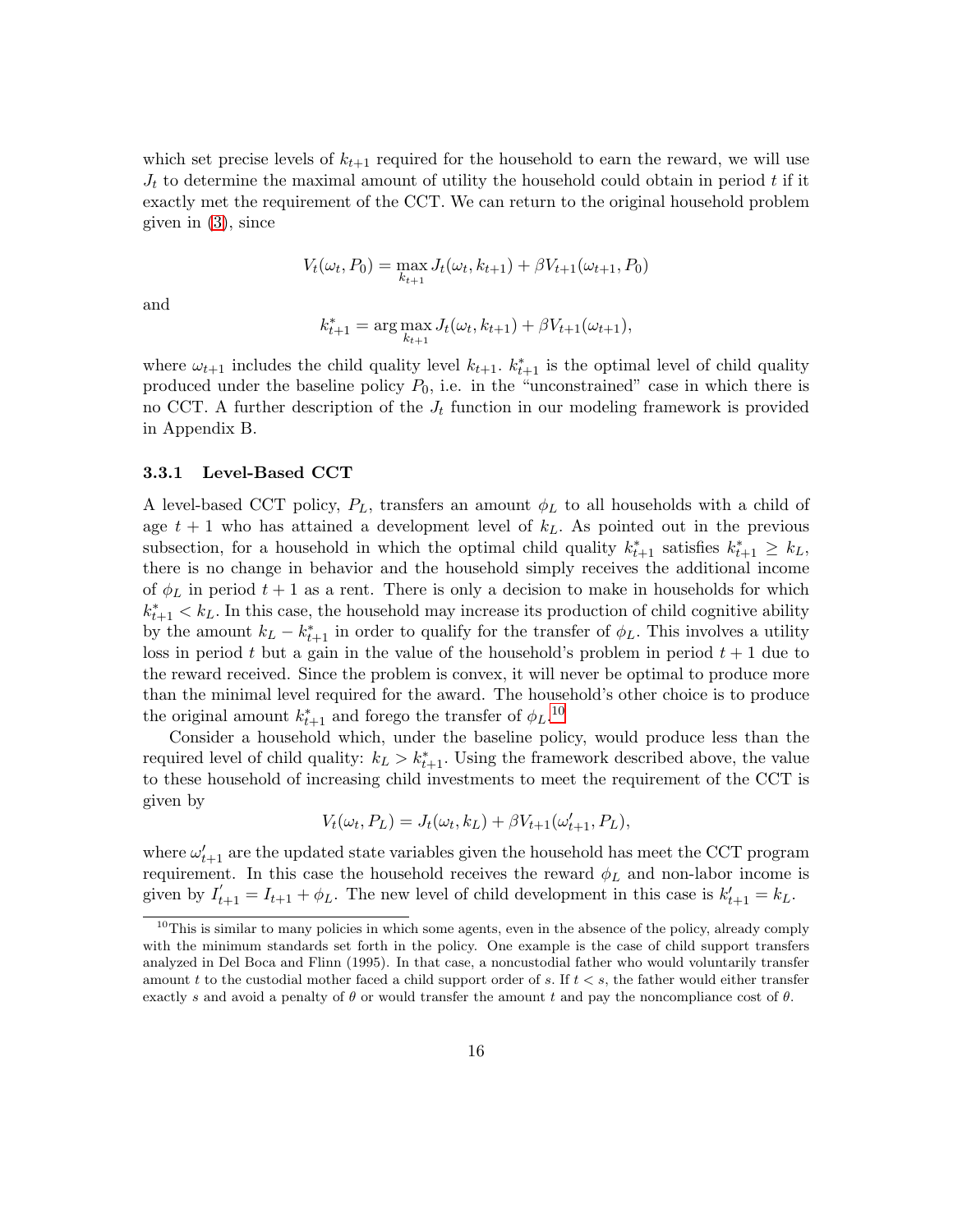which set precise levels of $k_{t+1}$ required for the household to earn the reward, we will use $J_t$ to determine the maximal amount of utility the household could obtain in period $t$ if it exactly met the requirement of the CCT. We can return to the original household problem given in (3), since

$$V_t(\omega_t, P_0) = \max_{k_{t+1}} J_t(\omega_t, k_{t+1}) + \beta V_{t+1}(\omega_{t+1}, P_0)$$

and

$$k^*_{t+1} = \arg\max_{k_{t+1}} J_t(\omega_t, k_{t+1}) + \beta V_{t+1}(\omega_{t+1}),$$

where $\omega_{t+1}$ includes the child quality level $k_{t+1}$. $k^*_{t+1}$ is the optimal level of child quality produced under the baseline policy $P_0$, i.e. in the "unconstrained" case in which there is no CCT. A further description of the $J_t$ function in our modeling framework is provided in Appendix B.

### 3.3.1 Level-Based CCT

A level-based CCT policy, $P_L$, transfers an amount $\phi_L$ to all households with a child of age $t+1$ who has attained a development level of $k_L$. As pointed out in the previous subsection, for a household in which the optimal child quality $k^*_{t+1}$ satisfies $k^*_{t+1} \geq k_L$, there is no change in behavior and the household simply receives the additional income of $\phi_L$ in period $t+1$ as a rent. There is only a decision to make in households for which $k^*_{t+1} < k_L$. In this case, the household may increase its production of child cognitive ability by the amount $k_L - k^*_{t+1}$ in order to qualify for the transfer of $\phi_L$. This involves a utility loss in period $t$ but a gain in the value of the household's problem in period $t+1$ due to the reward received. Since the problem is convex, it will never be optimal to produce more than the minimal level required for the award. The household's other choice is to produce the original amount $k^*_{t+1}$ and forego the transfer of $\phi_L$.[10]

Consider a household which, under the baseline policy, would produce less than the required level of child quality: $k_L > k^*_{t+1}$. Using the framework described above, the value to these household of increasing child investments to meet the requirement of the CCT is given by

$$V_t(\omega_t, P_L) = J_t(\omega_t, k_L) + \beta V_{t+1}(\omega'_{t+1}, P_L),$$

where $\omega'_{t+1}$ are the updated state variables given the household has meet the CCT program requirement. In this case the household receives the reward $\phi_L$ and non-labor income is given by $I'_{t+1} = I_{t+1} + \phi_L$. The new level of child development in this case is $k'_{t+1} = k_L$.

[10] This is similar to many policies in which some agents, even in the absence of the policy, already comply with the minimum standards set forth in the policy. One example is the case of child support transfers analyzed in Del Boca and Flinn (1995). In that case, a noncustodial father who would voluntarily transfer amount $t$ to the custodial mother faced a child support order of $s$. If $t < s$, the father would either transfer exactly $s$ and avoid a penalty of $\theta$ or would transfer the amount $t$ and pay the noncompliance cost of $\theta$.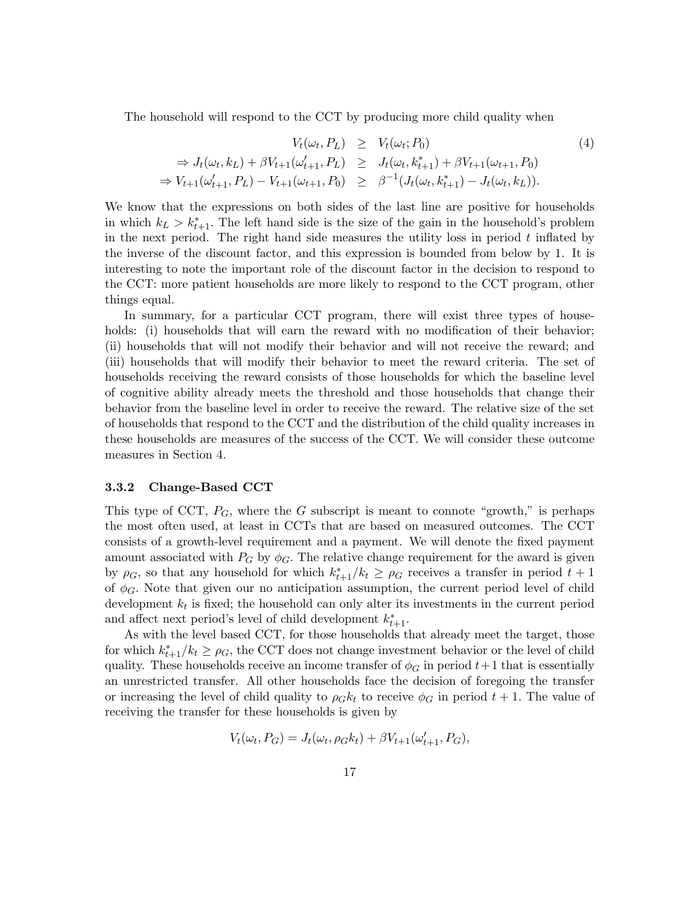The household will respond to the CCT by producing more child quality when

$$
\begin{aligned}
V_t(\omega_t, P_L) &\geq V_t(\omega_t; P_0) \\
\Rightarrow J_t(\omega_t, k_L) + \beta V_{t+1}(\omega'_{t+1}, P_L) &\geq J_t(\omega_t, k^*_{t+1}) + \beta V_{t+1}(\omega_{t+1}, P_0) \\
\Rightarrow V_{t+1}(\omega'_{t+1}, P_L) - V_{t+1}(\omega_{t+1}, P_0) &\geq \beta^{-1}(J_t(\omega_t, k^*_{t+1}) - J_t(\omega_t, k_L)).
\end{aligned} \tag{4}
$$

We know that the expressions on both sides of the last line are positive for households in which $k_L > k^*_{t+1}$. The left hand side is the size of the gain in the household's problem in the next period. The right hand side measures the utility loss in period $t$ inflated by the inverse of the discount factor, and this expression is bounded from below by 1. It is interesting to note the important role of the discount factor in the decision to respond to the CCT: more patient households are more likely to respond to the CCT program, other things equal.

In summary, for a particular CCT program, there will exist three types of households: (i) households that will earn the reward with no modification of their behavior; (ii) households that will not modify their behavior and will not receive the reward; and (iii) households that will modify their behavior to meet the reward criteria. The set of households receiving the reward consists of those households for which the baseline level of cognitive ability already meets the threshold and those households that change their behavior from the baseline level in order to receive the reward. The relative size of the set of households that respond to the CCT and the distribution of the child quality increases in these households are measures of the success of the CCT. We will consider these outcome measures in Section 4.

### 3.3.2 Change-Based CCT

This type of CCT, $P_G$, where the $G$ subscript is meant to connote "growth," is perhaps the most often used, at least in CCTs that are based on measured outcomes. The CCT consists of a growth-level requirement and a payment. We will denote the fixed payment amount associated with $P_G$ by $\phi_G$. The relative change requirement for the award is given by $\rho_G$, so that any household for which $k^*_{t+1}/k_t \geq \rho_G$ receives a transfer in period $t+1$ of $\phi_G$. Note that given our no anticipation assumption, the current period level of child development $k_t$ is fixed; the household can only alter its investments in the current period and affect next period's level of child development $k^*_{t+1}$.

As with the level based CCT, for those households that already meet the target, those for which $k^*_{t+1}/k_t \geq \rho_G$, the CCT does not change investment behavior or the level of child quality. These households receive an income transfer of $\phi_G$ in period $t+1$ that is essentially an unrestricted transfer. All other households face the decision of foregoing the transfer or increasing the level of child quality to $\rho_G k_t$ to receive $\phi_G$ in period $t+1$. The value of receiving the transfer for these households is given by

$$
V_t(\omega_t, P_G) = J_t(\omega_t, \rho_G k_t) + \beta V_{t+1}(\omega'_{t+1}, P_G),
$$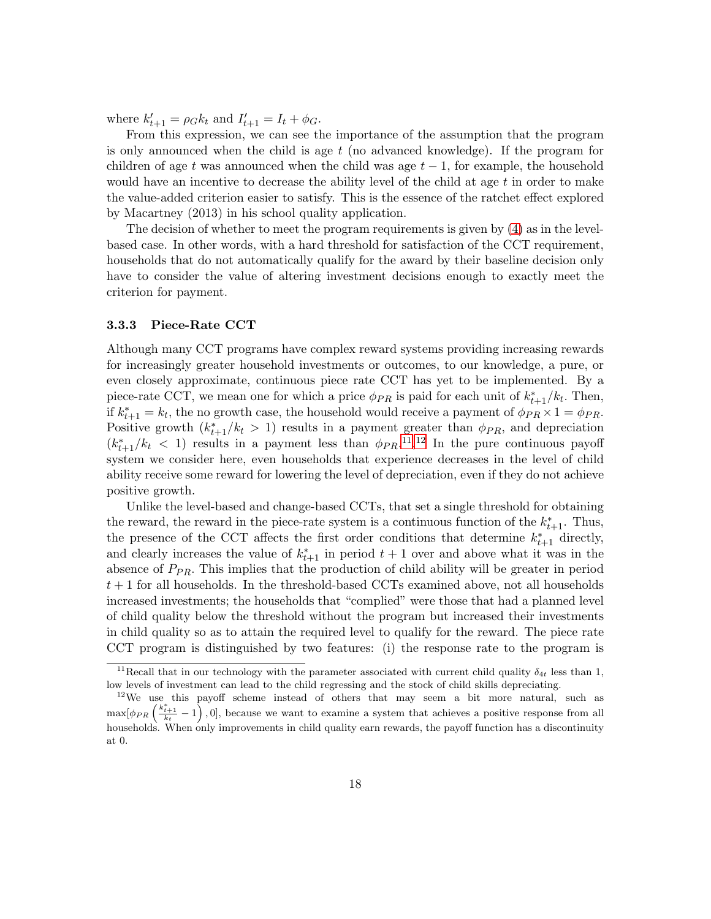where $k'_{t+1} = \rho_G k_t$ and $I'_{t+1} = I_t + \phi_G$.

From this expression, we can see the importance of the assumption that the program is only announced when the child is age $t$ (no advanced knowledge). If the program for children of age $t$ was announced when the child was age $t-1$, for example, the household would have an incentive to decrease the ability level of the child at age $t$ in order to make the value-added criterion easier to satisfy. This is the essence of the ratchet effect explored by Macartney (2013) in his school quality application.

The decision of whether to meet the program requirements is given by (4) as in the level-based case. In other words, with a hard threshold for satisfaction of the CCT requirement, households that do not automatically qualify for the award by their baseline decision only have to consider the value of altering investment decisions enough to exactly meet the criterion for payment.

### 3.3.3 Piece-Rate CCT

Although many CCT programs have complex reward systems providing increasing rewards for increasingly greater household investments or outcomes, to our knowledge, a pure, or even closely approximate, continuous piece rate CCT has yet to be implemented. By a piece-rate CCT, we mean one for which a price $\phi_{PR}$ is paid for each unit of $k^*_{t+1}/k_t$. Then, if $k^*_{t+1} = k_t$, the no growth case, the household would receive a payment of $\phi_{PR} \times 1 = \phi_{PR}$. Positive growth ($k^*_{t+1}/k_t > 1$) results in a payment greater than $\phi_{PR}$, and depreciation ($k^*_{t+1}/k_t < 1$) results in a payment less than $\phi_{PR}$.[11][12] In the pure continuous payoff system we consider here, even households that experience decreases in the level of child ability receive some reward for lowering the level of depreciation, even if they do not achieve positive growth.

Unlike the level-based and change-based CCTs, that set a single threshold for obtaining the reward, the reward in the piece-rate system is a continuous function of the $k^*_{t+1}$. Thus, the presence of the CCT affects the first order conditions that determine $k^*_{t+1}$ directly, and clearly increases the value of $k^*_{t+1}$ in period $t+1$ over and above what it was in the absence of $P_{PR}$. This implies that the production of child ability will be greater in period $t+1$ for all households. In the threshold-based CCTs examined above, not all households increased investments; the households that "complied" were those that had a planned level of child quality below the threshold without the program but increased their investments in child quality so as to attain the required level to qualify for the reward. The piece rate CCT program is distinguished by two features: (i) the response rate to the program is

[11] Recall that in our technology with the parameter associated with current child quality $\delta_{4t}$ less than 1, low levels of investment can lead to the child regressing and the stock of child skills depreciating.

[12] We use this payoff scheme instead of others that may seem a bit more natural, such as $\max[\phi_{PR}\left(\frac{k^*_{t+1}}{k_t} - 1\right), 0]$, because we want to examine a system that achieves a positive response from all households. When only improvements in child quality earn rewards, the payoff function has a discontinuity at 0.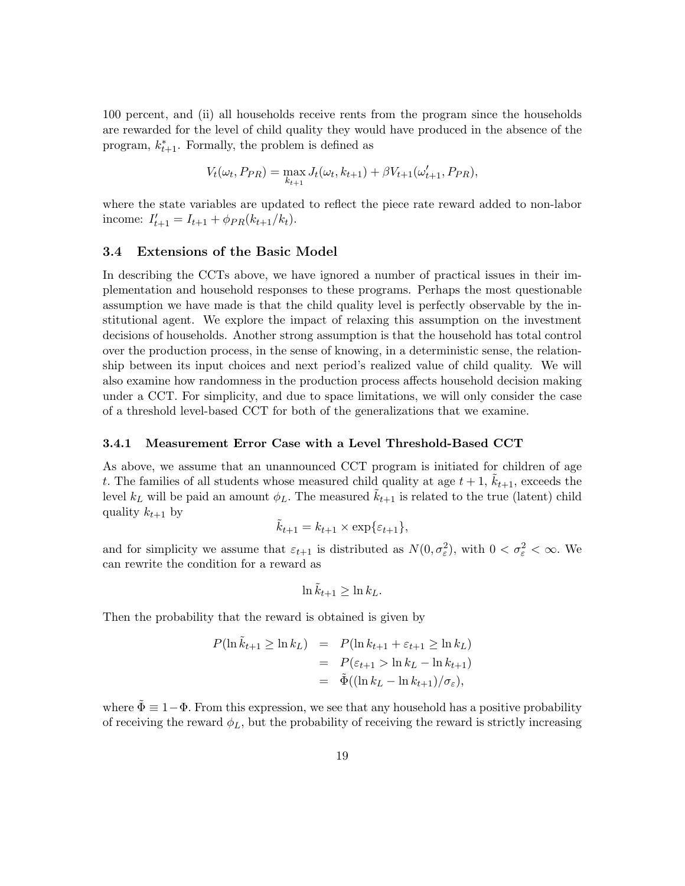100 percent, and (ii) all households receive rents from the program since the households are rewarded for the level of child quality they would have produced in the absence of the program, $k^*_{t+1}$. Formally, the problem is defined as

$$V_t(\omega_t, P_{PR}) = \max_{k_{t+1}} J_t(\omega_t, k_{t+1}) + \beta V_{t+1}(\omega'_{t+1}, P_{PR}),$$

where the state variables are updated to reflect the piece rate reward added to non-labor income: $I'_{t+1} = I_{t+1} + \phi_{PR}(k_{t+1}/k_t)$.

### 3.4 Extensions of the Basic Model

In describing the CCTs above, we have ignored a number of practical issues in their implementation and household responses to these programs. Perhaps the most questionable assumption we have made is that the child quality level is perfectly observable by the institutional agent. We explore the impact of relaxing this assumption on the investment decisions of households. Another strong assumption is that the household has total control over the production process, in the sense of knowing, in a deterministic sense, the relationship between its input choices and next period's realized value of child quality. We will also examine how randomness in the production process affects household decision making under a CCT. For simplicity, and due to space limitations, we will only consider the case of a threshold level-based CCT for both of the generalizations that we examine.

#### 3.4.1 Measurement Error Case with a Level Threshold-Based CCT

As above, we assume that an unannounced CCT program is initiated for children of age $t$. The families of all students whose measured child quality at age $t+1$, $\tilde{k}_{t+1}$, exceeds the level $k_L$ will be paid an amount $\phi_L$. The measured $\tilde{k}_{t+1}$ is related to the true (latent) child quality $k_{t+1}$ by

$$\tilde{k}_{t+1} = k_{t+1} \times \exp\{\varepsilon_{t+1}\},$$

and for simplicity we assume that $\varepsilon_{t+1}$ is distributed as $N(0, \sigma^2_\varepsilon)$, with $0 < \sigma^2_\varepsilon < \infty$. We can rewrite the condition for a reward as

$$\ln \tilde{k}_{t+1} \geq \ln k_L.$$

Then the probability that the reward is obtained is given by

$$\begin{aligned} P(\ln \tilde{k}_{t+1} \geq \ln k_L) &= P(\ln k_{t+1} + \varepsilon_{t+1} \geq \ln k_L) \\ &= P(\varepsilon_{t+1} > \ln k_L - \ln k_{t+1}) \\ &= \tilde{\Phi}((\ln k_L - \ln k_{t+1})/\sigma_\varepsilon), \end{aligned}$$

where $\tilde{\Phi} \equiv 1 - \Phi$. From this expression, we see that any household has a positive probability of receiving the reward $\phi_L$, but the probability of receiving the reward is strictly increasing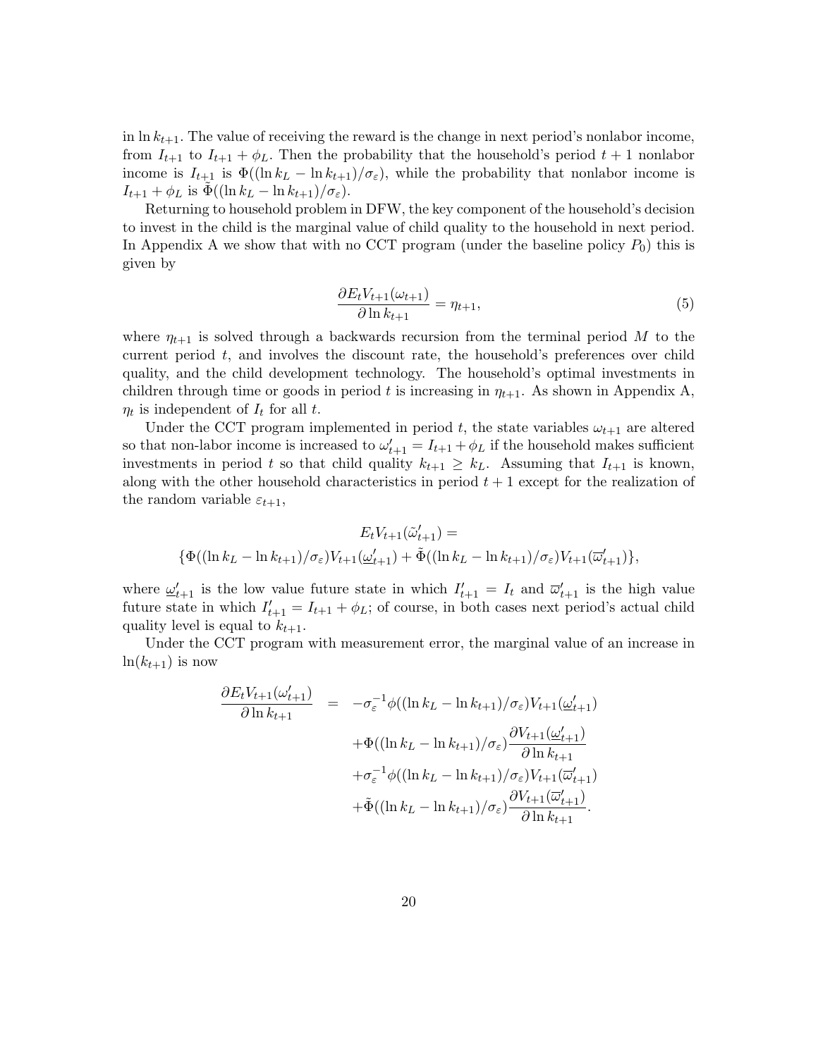in $\ln k_{t+1}$. The value of receiving the reward is the change in next period's nonlabor income, from $I_{t+1}$ to $I_{t+1} + \phi_L$. Then the probability that the household's period $t+1$ nonlabor income is $I_{t+1}$ is $\Phi((\ln k_L - \ln k_{t+1})/\sigma_\varepsilon)$, while the probability that nonlabor income is $I_{t+1} + \phi_L$ is $\tilde{\Phi}((\ln k_L - \ln k_{t+1})/\sigma_\varepsilon)$.

Returning to household problem in DFW, the key component of the household's decision to invest in the child is the marginal value of child quality to the household in next period. In Appendix A we show that with no CCT program (under the baseline policy $P_0$) this is given by

$$\frac{\partial E_t V_{t+1}(\omega_{t+1})}{\partial \ln k_{t+1}} = \eta_{t+1}, \tag{5}$$

where $\eta_{t+1}$ is solved through a backwards recursion from the terminal period $M$ to the current period $t$, and involves the discount rate, the household's preferences over child quality, and the child development technology. The household's optimal investments in children through time or goods in period $t$ is increasing in $\eta_{t+1}$. As shown in Appendix A, $\eta_t$ is independent of $I_t$ for all $t$.

Under the CCT program implemented in period $t$, the state variables $\omega_{t+1}$ are altered so that non-labor income is increased to $\omega'_{t+1} = I_{t+1} + \phi_L$ if the household makes sufficient investments in period $t$ so that child quality $k_{t+1} \geq k_L$. Assuming that $I_{t+1}$ is known, along with the other household characteristics in period $t+1$ except for the realization of the random variable $\varepsilon_{t+1}$,

$$E_t V_{t+1}(\tilde{\omega}'_{t+1}) =$$
$$\{\Phi((\ln k_L - \ln k_{t+1})/\sigma_\varepsilon) V_{t+1}(\underline{\omega}'_{t+1}) + \tilde{\Phi}((\ln k_L - \ln k_{t+1})/\sigma_\varepsilon) V_{t+1}(\overline{\omega}'_{t+1})\},$$

where $\underline{\omega}'_{t+1}$ is the low value future state in which $I'_{t+1} = I_t$ and $\overline{\omega}'_{t+1}$ is the high value future state in which $I'_{t+1} = I_{t+1} + \phi_L$; of course, in both cases next period's actual child quality level is equal to $k_{t+1}$.

Under the CCT program with measurement error, the marginal value of an increase in $\ln(k_{t+1})$ is now

$$\begin{aligned}
\frac{\partial E_t V_{t+1}(\omega'_{t+1})}{\partial \ln k_{t+1}} \quad = \quad & -\sigma_\varepsilon^{-1} \phi((\ln k_L - \ln k_{t+1})/\sigma_\varepsilon) V_{t+1}(\underline{\omega}'_{t+1}) \\
& + \Phi((\ln k_L - \ln k_{t+1})/\sigma_\varepsilon) \frac{\partial V_{t+1}(\underline{\omega}'_{t+1})}{\partial \ln k_{t+1}} \\
& + \sigma_\varepsilon^{-1} \phi((\ln k_L - \ln k_{t+1})/\sigma_\varepsilon) V_{t+1}(\overline{\omega}'_{t+1}) \\
& + \tilde{\Phi}((\ln k_L - \ln k_{t+1})/\sigma_\varepsilon) \frac{\partial V_{t+1}(\overline{\omega}'_{t+1})}{\partial \ln k_{t+1}}.
\end{aligned}$$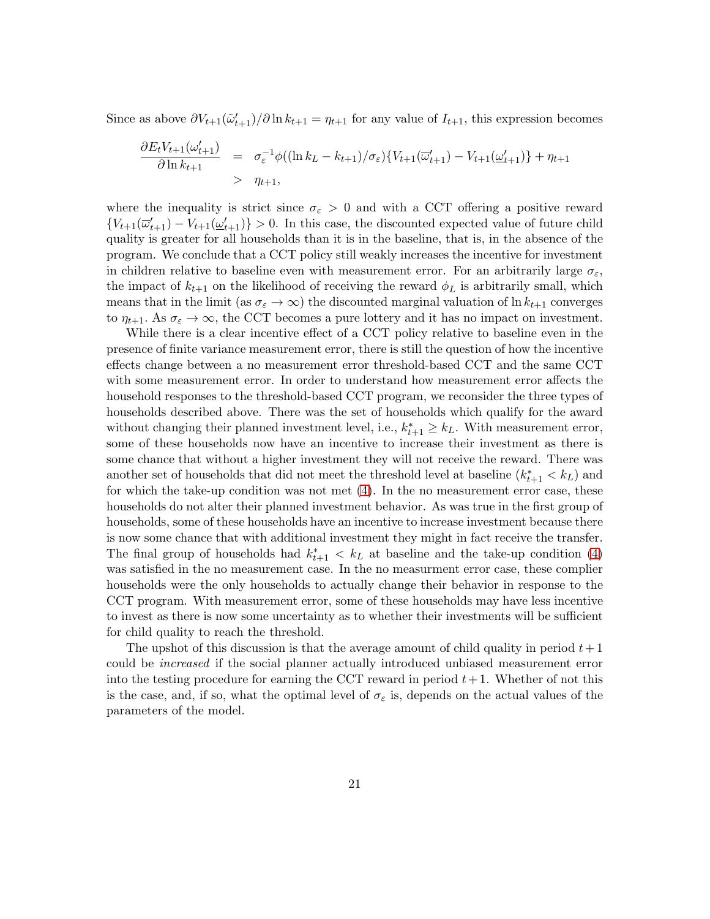Since as above $\partial V_{t+1}(\tilde{\omega}'_{t+1})/\partial \ln k_{t+1} = \eta_{t+1}$ for any value of $I_{t+1}$, this expression becomes

$$
\begin{aligned}
\frac{\partial E_t V_{t+1}(\omega'_{t+1})}{\partial \ln k_{t+1}} &= \sigma_\varepsilon^{-1}\phi((\ln k_L - k_{t+1})/\sigma_\varepsilon)\{V_{t+1}(\overline{\omega}'_{t+1}) - V_{t+1}(\underline{\omega}'_{t+1})\} + \eta_{t+1} \\
&> \eta_{t+1},
\end{aligned}
$$

where the inequality is strict since $\sigma_\varepsilon > 0$ and with a CCT offering a positive reward $\{V_{t+1}(\overline{\omega}'_{t+1}) - V_{t+1}(\underline{\omega}'_{t+1})\} > 0$. In this case, the discounted expected value of future child quality is greater for all households than it is in the baseline, that is, in the absence of the program. We conclude that a CCT policy still weakly increases the incentive for investment in children relative to baseline even with measurement error. For an arbitrarily large $\sigma_\varepsilon$, the impact of $k_{t+1}$ on the likelihood of receiving the reward $\phi_L$ is arbitrarily small, which means that in the limit (as $\sigma_\varepsilon \to \infty$) the discounted marginal valuation of $\ln k_{t+1}$ converges to $\eta_{t+1}$. As $\sigma_\varepsilon \to \infty$, the CCT becomes a pure lottery and it has no impact on investment.

While there is a clear incentive effect of a CCT policy relative to baseline even in the presence of finite variance measurement error, there is still the question of how the incentive effects change between a no measurement error threshold-based CCT and the same CCT with some measurement error. In order to understand how measurement error affects the household responses to the threshold-based CCT program, we reconsider the three types of households described above. There was the set of households which qualify for the award without changing their planned investment level, i.e., $k^*_{t+1} \geq k_L$. With measurement error, some of these households now have an incentive to increase their investment as there is some chance that without a higher investment they will not receive the reward. There was another set of households that did not meet the threshold level at baseline ($k^*_{t+1} < k_L$) and for which the take-up condition was not met (4). In the no measurement error case, these households do not alter their planned investment behavior. As was true in the first group of households, some of these households have an incentive to increase investment because there is now some chance that with additional investment they might in fact receive the transfer. The final group of households had $k^*_{t+1} < k_L$ at baseline and the take-up condition (4) was satisfied in the no measurement case. In the no measurment error case, these complier households were the only households to actually change their behavior in response to the CCT program. With measurement error, some of these households may have less incentive to invest as there is now some uncertainty as to whether their investments will be sufficient for child quality to reach the threshold.

The upshot of this discussion is that the average amount of child quality in period $t+1$ could be *increased* if the social planner actually introduced unbiased measurement error into the testing procedure for earning the CCT reward in period $t+1$. Whether of not this is the case, and, if so, what the optimal level of $\sigma_\varepsilon$ is, depends on the actual values of the parameters of the model.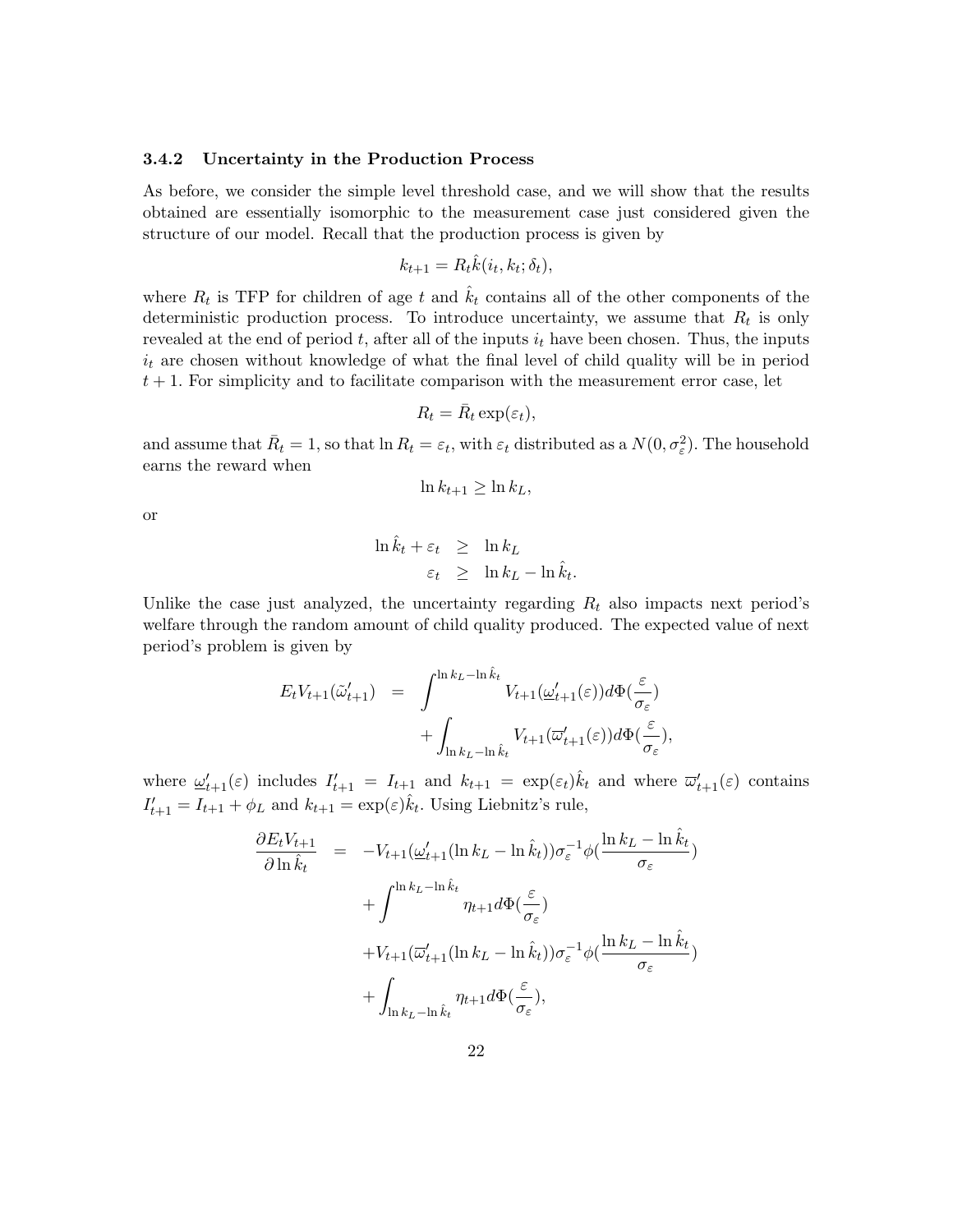### 3.4.2 Uncertainty in the Production Process

As before, we consider the simple level threshold case, and we will show that the results obtained are essentially isomorphic to the measurement case just considered given the structure of our model. Recall that the production process is given by

$$k_{t+1} = R_t \hat{k}(i_t, k_t; \delta_t),$$

where $R_t$ is TFP for children of age $t$ and $\hat{k}_t$ contains all of the other components of the deterministic production process. To introduce uncertainty, we assume that $R_t$ is only revealed at the end of period $t$, after all of the inputs $i_t$ have been chosen. Thus, the inputs $i_t$ are chosen without knowledge of what the final level of child quality will be in period $t+1$. For simplicity and to facilitate comparison with the measurement error case, let

$$R_t = \bar{R}_t \exp(\varepsilon_t),$$

and assume that $\bar{R}_t = 1$, so that $\ln R_t = \varepsilon_t$, with $\varepsilon_t$ distributed as a $N(0, \sigma_\varepsilon^2)$. The household earns the reward when

$$\ln k_{t+1} \geq \ln k_L,$$

or

$$\begin{aligned} \ln \hat{k}_t + \varepsilon_t &\geq \ln k_L \\ \varepsilon_t &\geq \ln k_L - \ln \hat{k}_t. \end{aligned}$$

Unlike the case just analyzed, the uncertainty regarding $R_t$ also impacts next period's welfare through the random amount of child quality produced. The expected value of next period's problem is given by

$$\begin{aligned} E_t V_{t+1}(\tilde{\omega}'_{t+1}) &= \int^{\ln k_L - \ln \hat{k}_t} V_{t+1}(\underline{\omega}'_{t+1}(\varepsilon)) d\Phi(\frac{\varepsilon}{\sigma_\varepsilon}) \\ &\quad + \int_{\ln k_L - \ln \hat{k}_t} V_{t+1}(\overline{\omega}'_{t+1}(\varepsilon)) d\Phi(\frac{\varepsilon}{\sigma_\varepsilon}), \end{aligned}$$

where $\underline{\omega}'_{t+1}(\varepsilon)$ includes $I'_{t+1} = I_{t+1}$ and $k_{t+1} = \exp(\varepsilon_t)\hat{k}_t$ and where $\overline{\omega}'_{t+1}(\varepsilon)$ contains $I'_{t+1} = I_{t+1} + \phi_L$ and $k_{t+1} = \exp(\varepsilon)\hat{k}_t$. Using Liebnitz's rule,

$$\begin{aligned} \frac{\partial E_t V_{t+1}}{\partial \ln \hat{k}_t} &= -V_{t+1}(\underline{\omega}'_{t+1}(\ln k_L - \ln \hat{k}_t))\sigma_\varepsilon^{-1}\phi(\frac{\ln k_L - \ln \hat{k}_t}{\sigma_\varepsilon}) \\ &\quad + \int^{\ln k_L - \ln \hat{k}_t} \eta_{t+1} d\Phi(\frac{\varepsilon}{\sigma_\varepsilon}) \\ &\quad + V_{t+1}(\overline{\omega}'_{t+1}(\ln k_L - \ln \hat{k}_t))\sigma_\varepsilon^{-1}\phi(\frac{\ln k_L - \ln \hat{k}_t}{\sigma_\varepsilon}) \\ &\quad + \int_{\ln k_L - \ln \hat{k}_t} \eta_{t+1} d\Phi(\frac{\varepsilon}{\sigma_\varepsilon}), \end{aligned}$$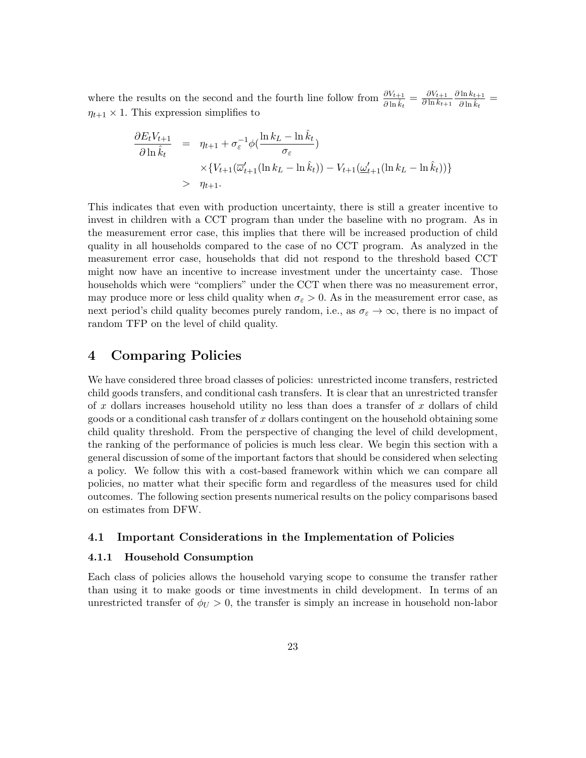where the results on the second and the fourth line follow from $\frac{\partial V_{t+1}}{\partial \ln \hat{k}_t} = \frac{\partial V_{t+1}}{\partial \ln k_{t+1}} \frac{\partial \ln k_{t+1}}{\partial \ln \hat{k}_t} = \eta_{t+1} \times 1$. This expression simplifies to

$$
\begin{aligned}
\frac{\partial E_t V_{t+1}}{\partial \ln \hat{k}_t} &= \eta_{t+1} + \sigma_{\varepsilon}^{-1} \phi\left(\frac{\ln k_L - \ln \hat{k}_t}{\sigma_{\varepsilon}}\right) \\
&\quad \times \{V_{t+1}(\overline{\omega}'_{t+1}(\ln k_L - \ln \hat{k}_t)) - V_{t+1}(\underline{\omega}'_{t+1}(\ln k_L - \ln \hat{k}_t))\} \\
&> \eta_{t+1}.
\end{aligned}
$$

This indicates that even with production uncertainty, there is still a greater incentive to invest in children with a CCT program than under the baseline with no program. As in the measurement error case, this implies that there will be increased production of child quality in all households compared to the case of no CCT program. As analyzed in the measurement error case, households that did not respond to the threshold based CCT might now have an incentive to increase investment under the uncertainty case. Those households which were "compliers" under the CCT when there was no measurement error, may produce more or less child quality when $\sigma_{\varepsilon} > 0$. As in the measurement error case, as next period's child quality becomes purely random, i.e., as $\sigma_{\varepsilon} \to \infty$, there is no impact of random TFP on the level of child quality.

# 4 Comparing Policies

We have considered three broad classes of policies: unrestricted income transfers, restricted child goods transfers, and conditional cash transfers. It is clear that an unrestricted transfer of $x$ dollars increases household utility no less than does a transfer of $x$ dollars of child goods or a conditional cash transfer of $x$ dollars contingent on the household obtaining some child quality threshold. From the perspective of changing the level of child development, the ranking of the performance of policies is much less clear. We begin this section with a general discussion of some of the important factors that should be considered when selecting a policy. We follow this with a cost-based framework within which we can compare all policies, no matter what their specific form and regardless of the measures used for child outcomes. The following section presents numerical results on the policy comparisons based on estimates from DFW.

## 4.1 Important Considerations in the Implementation of Policies

### 4.1.1 Household Consumption

Each class of policies allows the household varying scope to consume the transfer rather than using it to make goods or time investments in child development. In terms of an unrestricted transfer of $\phi_U > 0$, the transfer is simply an increase in household non-labor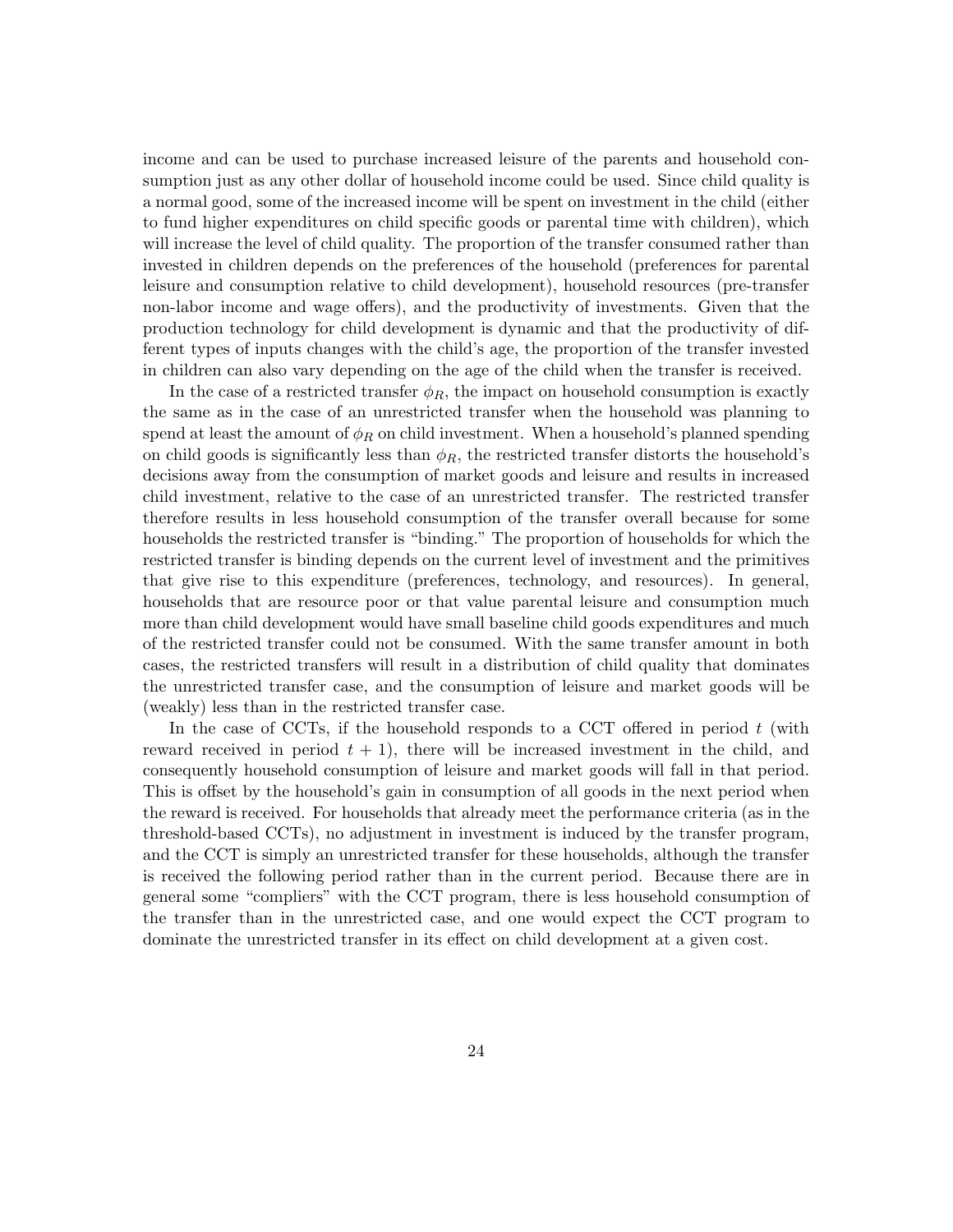income and can be used to purchase increased leisure of the parents and household consumption just as any other dollar of household income could be used. Since child quality is a normal good, some of the increased income will be spent on investment in the child (either to fund higher expenditures on child specific goods or parental time with children), which will increase the level of child quality. The proportion of the transfer consumed rather than invested in children depends on the preferences of the household (preferences for parental leisure and consumption relative to child development), household resources (pre-transfer non-labor income and wage offers), and the productivity of investments. Given that the production technology for child development is dynamic and that the productivity of different types of inputs changes with the child's age, the proportion of the transfer invested in children can also vary depending on the age of the child when the transfer is received.

In the case of a restricted transfer $\phi_R$, the impact on household consumption is exactly the same as in the case of an unrestricted transfer when the household was planning to spend at least the amount of $\phi_R$ on child investment. When a household's planned spending on child goods is significantly less than $\phi_R$, the restricted transfer distorts the household's decisions away from the consumption of market goods and leisure and results in increased child investment, relative to the case of an unrestricted transfer. The restricted transfer therefore results in less household consumption of the transfer overall because for some households the restricted transfer is "binding." The proportion of households for which the restricted transfer is binding depends on the current level of investment and the primitives that give rise to this expenditure (preferences, technology, and resources). In general, households that are resource poor or that value parental leisure and consumption much more than child development would have small baseline child goods expenditures and much of the restricted transfer could not be consumed. With the same transfer amount in both cases, the restricted transfers will result in a distribution of child quality that dominates the unrestricted transfer case, and the consumption of leisure and market goods will be (weakly) less than in the restricted transfer case.

In the case of CCTs, if the household responds to a CCT offered in period $t$ (with reward received in period $t+1$), there will be increased investment in the child, and consequently household consumption of leisure and market goods will fall in that period. This is offset by the household's gain in consumption of all goods in the next period when the reward is received. For households that already meet the performance criteria (as in the threshold-based CCTs), no adjustment in investment is induced by the transfer program, and the CCT is simply an unrestricted transfer for these households, although the transfer is received the following period rather than in the current period. Because there are in general some "compliers" with the CCT program, there is less household consumption of the transfer than in the unrestricted case, and one would expect the CCT program to dominate the unrestricted transfer in its effect on child development at a given cost.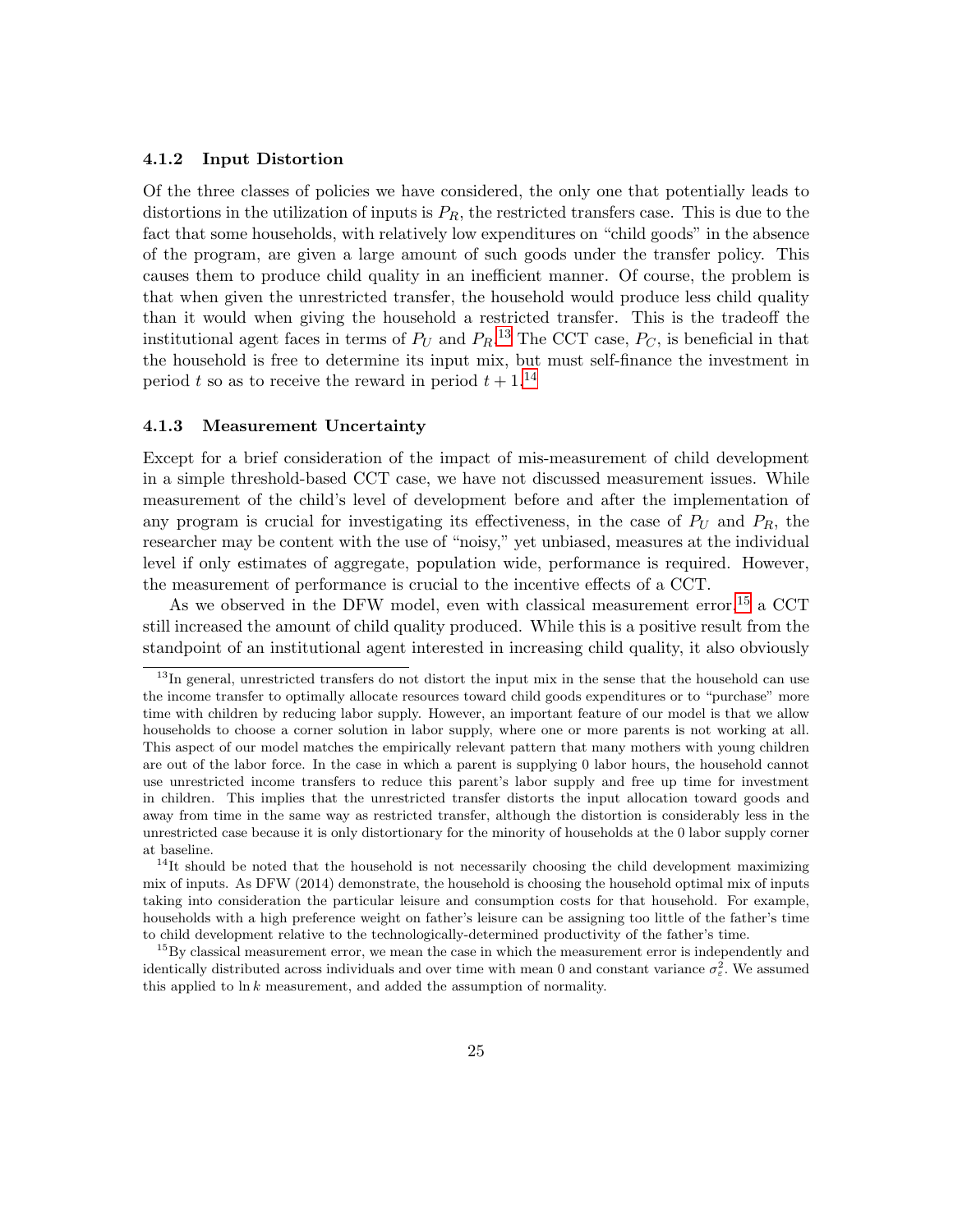### 4.1.2 Input Distortion

Of the three classes of policies we have considered, the only one that potentially leads to distortions in the utilization of inputs is $P_R$, the restricted transfers case. This is due to the fact that some households, with relatively low expenditures on "child goods" in the absence of the program, are given a large amount of such goods under the transfer policy. This causes them to produce child quality in an inefficient manner. Of course, the problem is that when given the unrestricted transfer, the household would produce less child quality than it would when giving the household a restricted transfer. This is the tradeoff the institutional agent faces in terms of $P_U$ and $P_R$.[13] The CCT case, $P_C$, is beneficial in that the household is free to determine its input mix, but must self-finance the investment in period $t$ so as to receive the reward in period $t+1$.[14]

### 4.1.3 Measurement Uncertainty

Except for a brief consideration of the impact of mis-measurement of child development in a simple threshold-based CCT case, we have not discussed measurement issues. While measurement of the child's level of development before and after the implementation of any program is crucial for investigating its effectiveness, in the case of $P_U$ and $P_R$, the researcher may be content with the use of "noisy," yet unbiased, measures at the individual level if only estimates of aggregate, population wide, performance is required. However, the measurement of performance is crucial to the incentive effects of a CCT.

As we observed in the DFW model, even with classical measurement error,[15] a CCT still increased the amount of child quality produced. While this is a positive result from the standpoint of an institutional agent interested in increasing child quality, it also obviously

---

[13] In general, unrestricted transfers do not distort the input mix in the sense that the household can use the income transfer to optimally allocate resources toward child goods expenditures or to "purchase" more time with children by reducing labor supply. However, an important feature of our model is that we allow households to choose a corner solution in labor supply, where one or more parents is not working at all. This aspect of our model matches the empirically relevant pattern that many mothers with young children are out of the labor force. In the case in which a parent is supplying 0 labor hours, the household cannot use unrestricted income transfers to reduce this parent's labor supply and free up time for investment in children. This implies that the unrestricted transfer distorts the input allocation toward goods and away from time in the same way as restricted transfer, although the distortion is considerably less in the unrestricted case because it is only distortionary for the minority of households at the 0 labor supply corner at baseline.

[14] It should be noted that the household is not necessarily choosing the child development maximizing mix of inputs. As DFW (2014) demonstrate, the household is choosing the household optimal mix of inputs taking into consideration the particular leisure and consumption costs for that household. For example, households with a high preference weight on father's leisure can be assigning too little of the father's time to child development relative to the technologically-determined productivity of the father's time.

[15] By classical measurement error, we mean the case in which the measurement error is independently and identically distributed across individuals and over time with mean 0 and constant variance $\sigma_\varepsilon^2$. We assumed this applied to $\ln k$ measurement, and added the assumption of normality.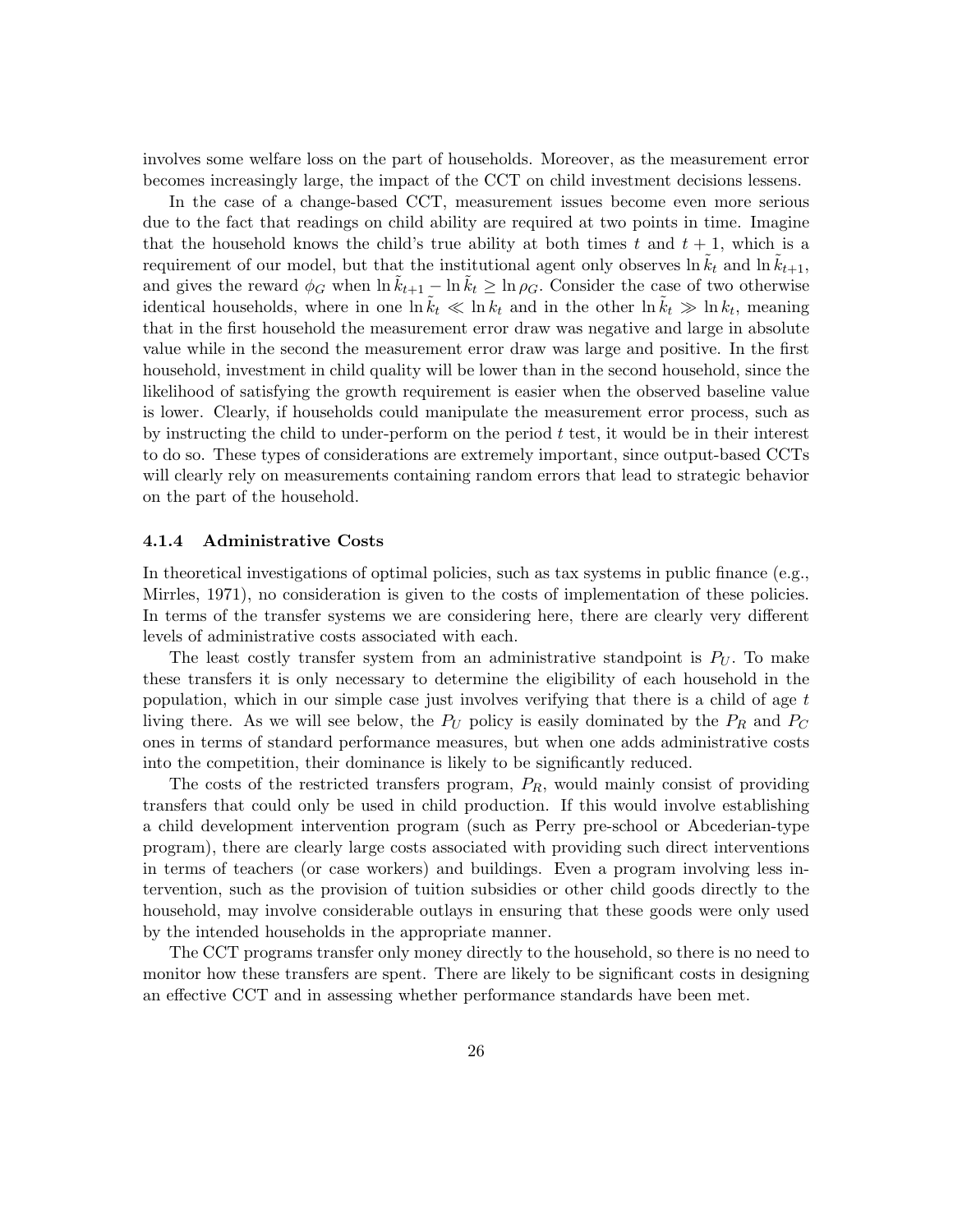involves some welfare loss on the part of households. Moreover, as the measurement error becomes increasingly large, the impact of the CCT on child investment decisions lessens.

In the case of a change-based CCT, measurement issues become even more serious due to the fact that readings on child ability are required at two points in time. Imagine that the household knows the child's true ability at both times $t$ and $t+1$, which is a requirement of our model, but that the institutional agent only observes $\ln \tilde{k}_t$ and $\ln \tilde{k}_{t+1}$, and gives the reward $\phi_G$ when $\ln \tilde{k}_{t+1} - \ln \tilde{k}_t \geq \ln \rho_G$. Consider the case of two otherwise identical households, where in one $\ln \tilde{k}_t \ll \ln k_t$ and in the other $\ln \tilde{k}_t \gg \ln k_t$, meaning that in the first household the measurement error draw was negative and large in absolute value while in the second the measurement error draw was large and positive. In the first household, investment in child quality will be lower than in the second household, since the likelihood of satisfying the growth requirement is easier when the observed baseline value is lower. Clearly, if households could manipulate the measurement error process, such as by instructing the child to under-perform on the period $t$ test, it would be in their interest to do so. These types of considerations are extremely important, since output-based CCTs will clearly rely on measurements containing random errors that lead to strategic behavior on the part of the household.

#### 4.1.4 Administrative Costs

In theoretical investigations of optimal policies, such as tax systems in public finance (e.g., Mirrles, 1971), no consideration is given to the costs of implementation of these policies. In terms of the transfer systems we are considering here, there are clearly very different levels of administrative costs associated with each.

The least costly transfer system from an administrative standpoint is $P_U$. To make these transfers it is only necessary to determine the eligibility of each household in the population, which in our simple case just involves verifying that there is a child of age $t$ living there. As we will see below, the $P_U$ policy is easily dominated by the $P_R$ and $P_C$ ones in terms of standard performance measures, but when one adds administrative costs into the competition, their dominance is likely to be significantly reduced.

The costs of the restricted transfers program, $P_R$, would mainly consist of providing transfers that could only be used in child production. If this would involve establishing a child development intervention program (such as Perry pre-school or Abcederian-type program), there are clearly large costs associated with providing such direct interventions in terms of teachers (or case workers) and buildings. Even a program involving less intervention, such as the provision of tuition subsidies or other child goods directly to the household, may involve considerable outlays in ensuring that these goods were only used by the intended households in the appropriate manner.

The CCT programs transfer only money directly to the household, so there is no need to monitor how these transfers are spent. There are likely to be significant costs in designing an effective CCT and in assessing whether performance standards have been met.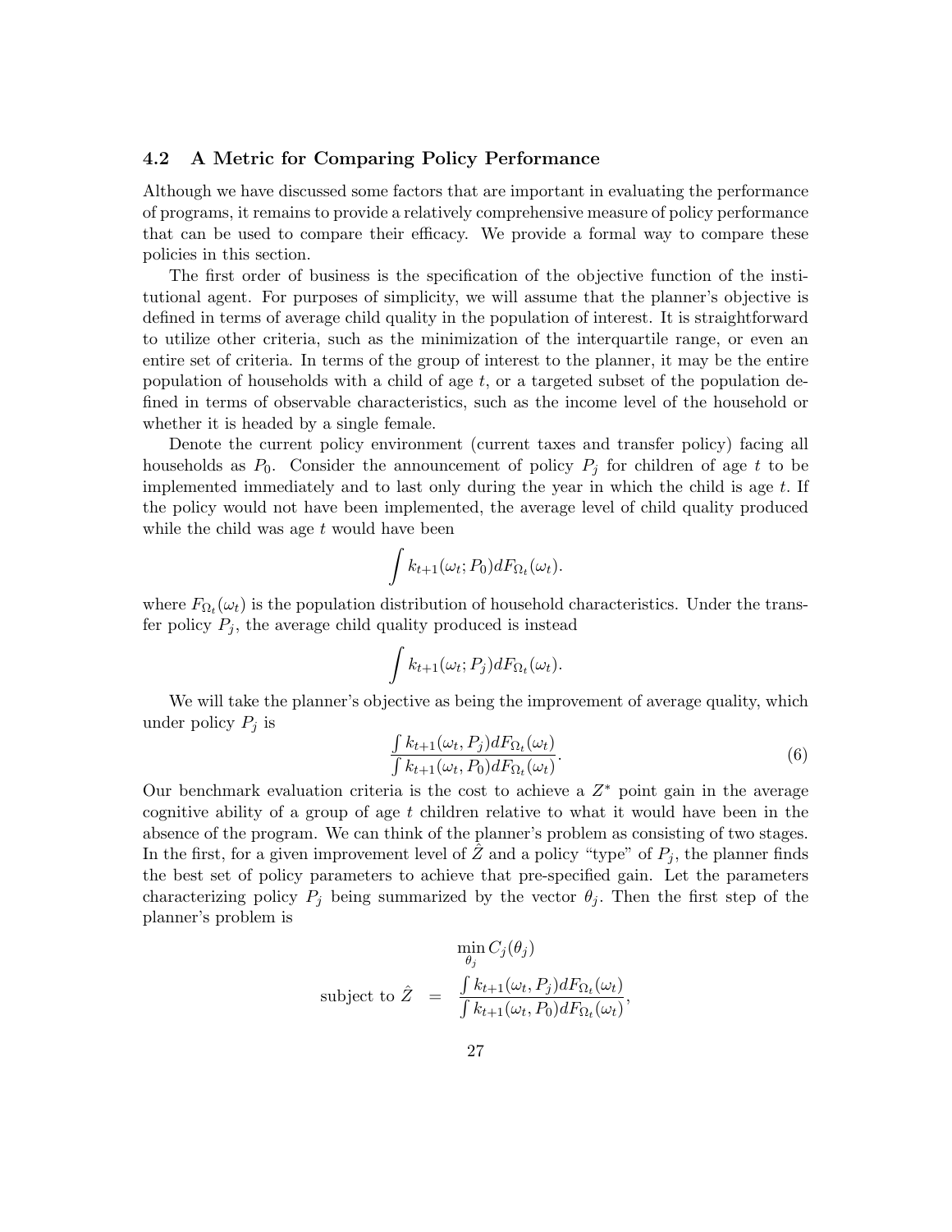### 4.2 A Metric for Comparing Policy Performance

Although we have discussed some factors that are important in evaluating the performance of programs, it remains to provide a relatively comprehensive measure of policy performance that can be used to compare their efficacy. We provide a formal way to compare these policies in this section.

The first order of business is the specification of the objective function of the institutional agent. For purposes of simplicity, we will assume that the planner's objective is defined in terms of average child quality in the population of interest. It is straightforward to utilize other criteria, such as the minimization of the interquartile range, or even an entire set of criteria. In terms of the group of interest to the planner, it may be the entire population of households with a child of age $t$, or a targeted subset of the population defined in terms of observable characteristics, such as the income level of the household or whether it is headed by a single female.

Denote the current policy environment (current taxes and transfer policy) facing all households as $P_0$. Consider the announcement of policy $P_j$ for children of age $t$ to be implemented immediately and to last only during the year in which the child is age $t$. If the policy would not have been implemented, the average level of child quality produced while the child was age $t$ would have been

$$\int k_{t+1}(\omega_t; P_0) dF_{\Omega_t}(\omega_t).$$

where $F_{\Omega_t}(\omega_t)$ is the population distribution of household characteristics. Under the transfer policy $P_j$, the average child quality produced is instead

$$\int k_{t+1}(\omega_t; P_j) dF_{\Omega_t}(\omega_t).$$

We will take the planner's objective as being the improvement of average quality, which under policy $P_j$ is

$$\frac{\int k_{t+1}(\omega_t, P_j) dF_{\Omega_t}(\omega_t)}{\int k_{t+1}(\omega_t, P_0) dF_{\Omega_t}(\omega_t)}. \tag{6}$$

Our benchmark evaluation criteria is the cost to achieve a $Z^*$ point gain in the average cognitive ability of a group of age $t$ children relative to what it would have been in the absence of the program. We can think of the planner's problem as consisting of two stages. In the first, for a given improvement level of $\hat{Z}$ and a policy "type" of $P_j$, the planner finds the best set of policy parameters to achieve that pre-specified gain. Let the parameters characterizing policy $P_j$ being summarized by the vector $\theta_j$. Then the first step of the planner's problem is

$$\min_{\theta_j} C_j(\theta_j)$$

$$\text{subject to } \hat{Z} = \frac{\int k_{t+1}(\omega_t, P_j) dF_{\Omega_t}(\omega_t)}{\int k_{t+1}(\omega_t, P_0) dF_{\Omega_t}(\omega_t)},$$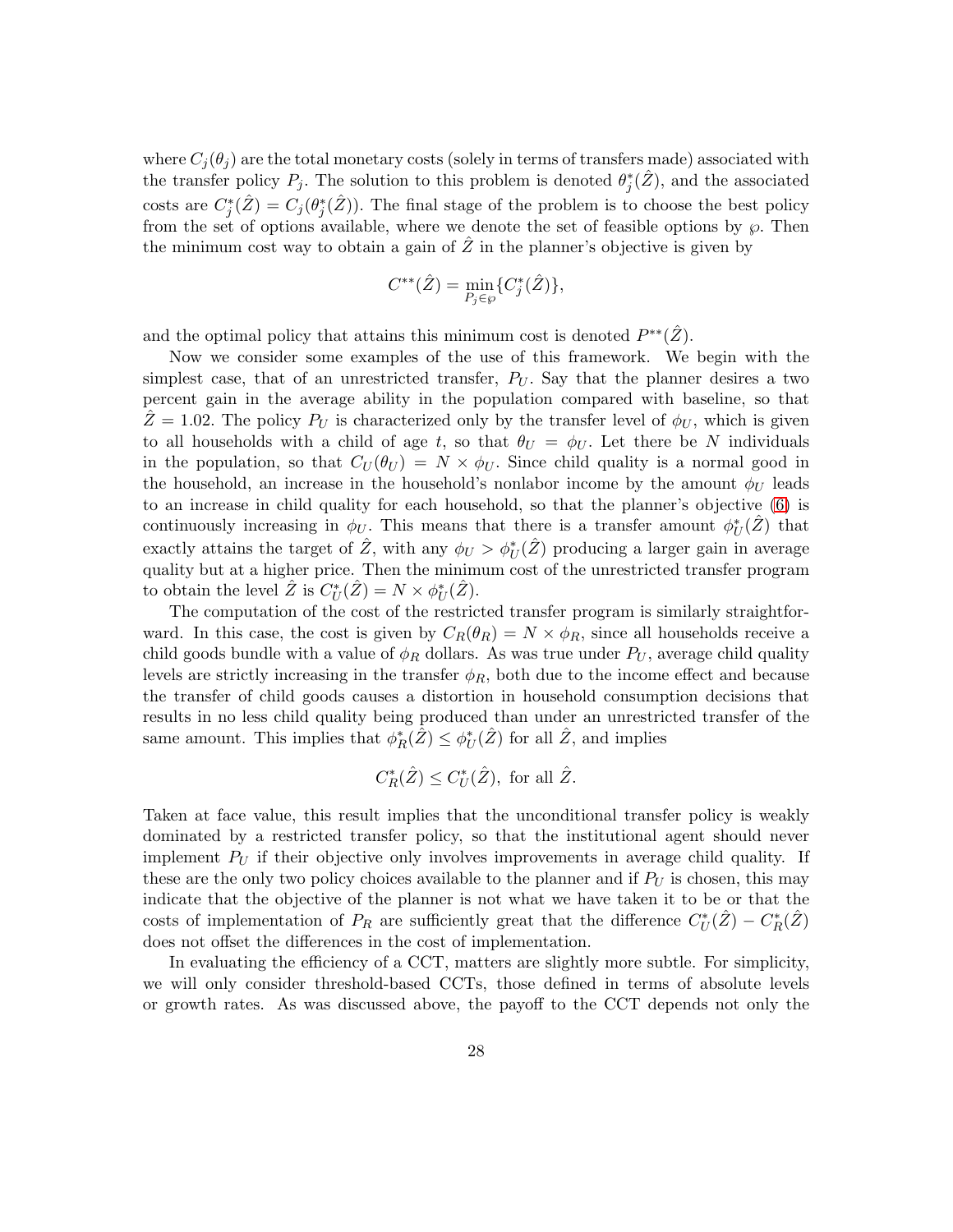where $C_j(\theta_j)$ are the total monetary costs (solely in terms of transfers made) associated with the transfer policy $P_j$. The solution to this problem is denoted $\theta_j^*(\hat{Z})$, and the associated costs are $C_j^*(\hat{Z}) = C_j(\theta_j^*(\hat{Z}))$. The final stage of the problem is to choose the best policy from the set of options available, where we denote the set of feasible options by $\wp$. Then the minimum cost way to obtain a gain of $\hat{Z}$ in the planner's objective is given by

$$C^{**}(\hat{Z}) = \min_{P_j \in \wp} \{C_j^*(\hat{Z})\},$$

and the optimal policy that attains this minimum cost is denoted $P^{**}(\hat{Z})$.

Now we consider some examples of the use of this framework. We begin with the simplest case, that of an unrestricted transfer, $P_U$. Say that the planner desires a two percent gain in the average ability in the population compared with baseline, so that $\hat{Z} = 1.02$. The policy $P_U$ is characterized only by the transfer level of $\phi_U$, which is given to all households with a child of age $t$, so that $\theta_U = \phi_U$. Let there be $N$ individuals in the population, so that $C_U(\theta_U) = N \times \phi_U$. Since child quality is a normal good in the household, an increase in the household's nonlabor income by the amount $\phi_U$ leads to an increase in child quality for each household, so that the planner's objective (6) is continuously increasing in $\phi_U$. This means that there is a transfer amount $\phi_U^*(\hat{Z})$ that exactly attains the target of $\hat{Z}$, with any $\phi_U > \phi_U^*(\hat{Z})$ producing a larger gain in average quality but at a higher price. Then the minimum cost of the unrestricted transfer program to obtain the level $\hat{Z}$ is $C_U^*(\hat{Z}) = N \times \phi_U^*(\hat{Z})$.

The computation of the cost of the restricted transfer program is similarly straightforward. In this case, the cost is given by $C_R(\theta_R) = N \times \phi_R$, since all households receive a child goods bundle with a value of $\phi_R$ dollars. As was true under $P_U$, average child quality levels are strictly increasing in the transfer $\phi_R$, both due to the income effect and because the transfer of child goods causes a distortion in household consumption decisions that results in no less child quality being produced than under an unrestricted transfer of the same amount. This implies that $\phi_R^*(\hat{Z}) \leq \phi_U^*(\hat{Z})$ for all $\hat{Z}$, and implies

$$C_R^*(\hat{Z}) \leq C_U^*(\hat{Z}), \text{ for all } \hat{Z}.$$

Taken at face value, this result implies that the unconditional transfer policy is weakly dominated by a restricted transfer policy, so that the institutional agent should never implement $P_U$ if their objective only involves improvements in average child quality. If these are the only two policy choices available to the planner and if $P_U$ is chosen, this may indicate that the objective of the planner is not what we have taken it to be or that the costs of implementation of $P_R$ are sufficiently great that the difference $C_U^*(\hat{Z}) - C_R^*(\hat{Z})$ does not offset the differences in the cost of implementation.

In evaluating the efficiency of a CCT, matters are slightly more subtle. For simplicity, we will only consider threshold-based CCTs, those defined in terms of absolute levels or growth rates. As was discussed above, the payoff to the CCT depends not only the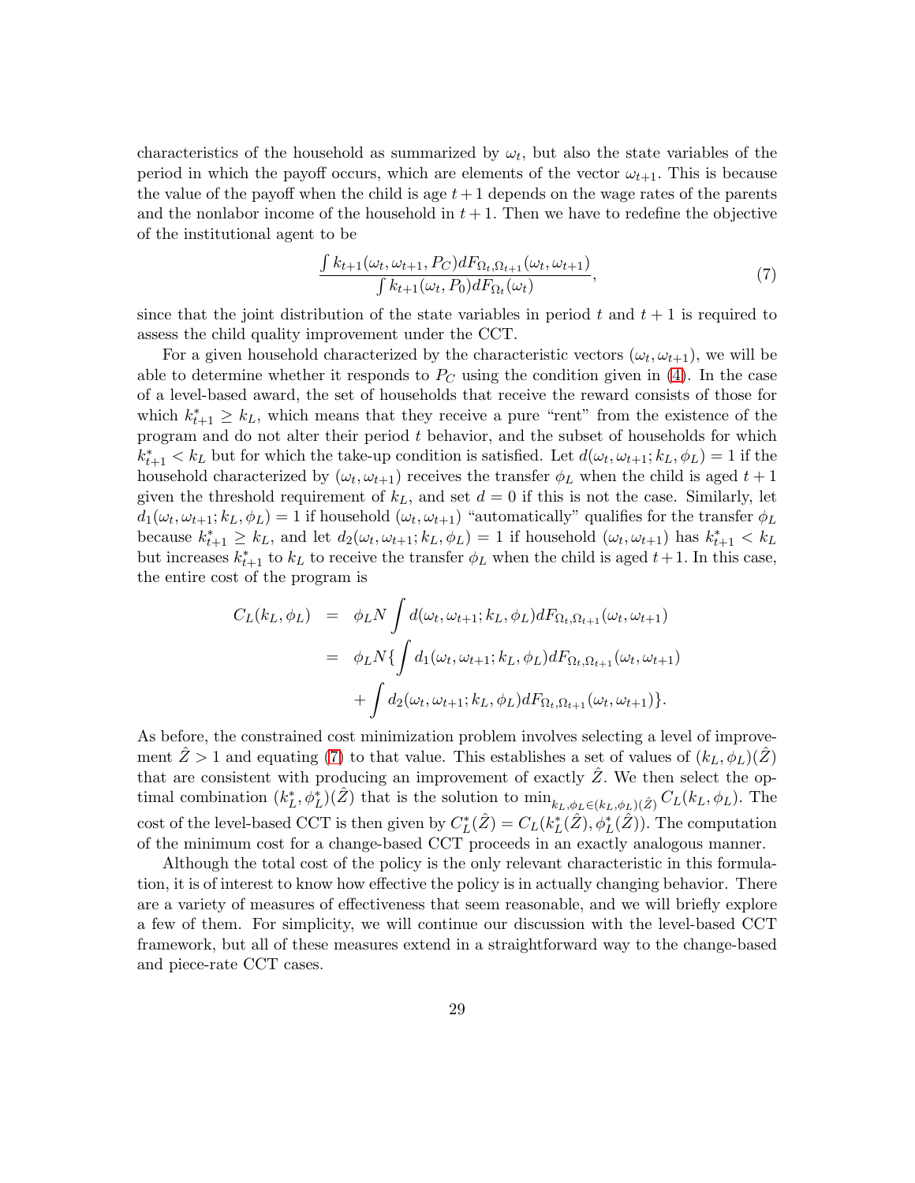characteristics of the household as summarized by $\omega_t$, but also the state variables of the period in which the payoff occurs, which are elements of the vector $\omega_{t+1}$. This is because the value of the payoff when the child is age $t+1$ depends on the wage rates of the parents and the nonlabor income of the household in $t+1$. Then we have to redefine the objective of the institutional agent to be

$$\frac{\int k_{t+1}(\omega_t, \omega_{t+1}, P_C) dF_{\Omega_t, \Omega_{t+1}}(\omega_t, \omega_{t+1})}{\int k_{t+1}(\omega_t, P_0) dF_{\Omega_t}(\omega_t)}, \tag{7}$$

since that the joint distribution of the state variables in period $t$ and $t+1$ is required to assess the child quality improvement under the CCT.

For a given household characterized by the characteristic vectors $(\omega_t, \omega_{t+1})$, we will be able to determine whether it responds to $P_C$ using the condition given in (4). In the case of a level-based award, the set of households that receive the reward consists of those for which $k^*_{t+1} \geq k_L$, which means that they receive a pure "rent" from the existence of the program and do not alter their period $t$ behavior, and the subset of households for which $k^*_{t+1} < k_L$ but for which the take-up condition is satisfied. Let $d(\omega_t, \omega_{t+1}; k_L, \phi_L) = 1$ if the household characterized by $(\omega_t, \omega_{t+1})$ receives the transfer $\phi_L$ when the child is aged $t+1$ given the threshold requirement of $k_L$, and set $d = 0$ if this is not the case. Similarly, let $d_1(\omega_t, \omega_{t+1}; k_L, \phi_L) = 1$ if household $(\omega_t, \omega_{t+1})$ "automatically" qualifies for the transfer $\phi_L$ because $k^*_{t+1} \geq k_L$, and let $d_2(\omega_t, \omega_{t+1}; k_L, \phi_L) = 1$ if household $(\omega_t, \omega_{t+1})$ has $k^*_{t+1} < k_L$ but increases $k^*_{t+1}$ to $k_L$ to receive the transfer $\phi_L$ when the child is aged $t+1$. In this case, the entire cost of the program is

$$\begin{aligned}
C_L(k_L, \phi_L) &= \phi_L N \int d(\omega_t, \omega_{t+1}; k_L, \phi_L) dF_{\Omega_t, \Omega_{t+1}}(\omega_t, \omega_{t+1}) \\
&= \phi_L N \{ \int d_1(\omega_t, \omega_{t+1}; k_L, \phi_L) dF_{\Omega_t, \Omega_{t+1}}(\omega_t, \omega_{t+1}) \\
&\quad + \int d_2(\omega_t, \omega_{t+1}; k_L, \phi_L) dF_{\Omega_t, \Omega_{t+1}}(\omega_t, \omega_{t+1}) \}.
\end{aligned}$$

As before, the constrained cost minimization problem involves selecting a level of improvement $\hat{Z} > 1$ and equating (7) to that value. This establishes a set of values of $(k_L, \phi_L)(\hat{Z})$ that are consistent with producing an improvement of exactly $\hat{Z}$. We then select the optimal combination $(k^*_L, \phi^*_L)(\hat{Z})$ that is the solution to $\min_{k_L, \phi_L \in (k_L, \phi_L)(\hat{Z})} C_L(k_L, \phi_L)$. The cost of the level-based CCT is then given by $C^*_L(\hat{Z}) = C_L(k^*_L(\hat{Z}), \phi^*_L(\hat{Z}))$. The computation of the minimum cost for a change-based CCT proceeds in an exactly analogous manner.

Although the total cost of the policy is the only relevant characteristic in this formulation, it is of interest to know how effective the policy is in actually changing behavior. There are a variety of measures of effectiveness that seem reasonable, and we will briefly explore a few of them. For simplicity, we will continue our discussion with the level-based CCT framework, but all of these measures extend in a straightforward way to the change-based and piece-rate CCT cases.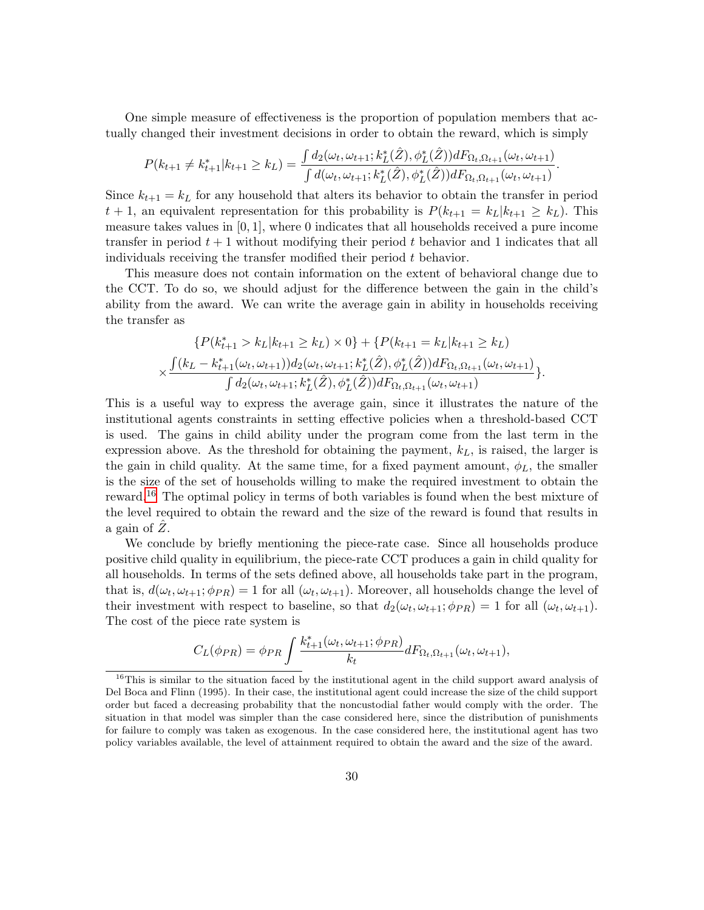One simple measure of effectiveness is the proportion of population members that actually changed their investment decisions in order to obtain the reward, which is simply

$$P(k_{t+1} \neq k^*_{t+1} | k_{t+1} \geq k_L) = \frac{\int d_2(\omega_t, \omega_{t+1}; k^*_L(\hat{Z}), \phi^*_L(\hat{Z})) dF_{\Omega_t, \Omega_{t+1}}(\omega_t, \omega_{t+1})}{\int d(\omega_t, \omega_{t+1}; k^*_L(\hat{Z}), \phi^*_L(\hat{Z})) dF_{\Omega_t, \Omega_{t+1}}(\omega_t, \omega_{t+1})}.$$

Since $k_{t+1} = k_L$ for any household that alters its behavior to obtain the transfer in period $t+1$, an equivalent representation for this probability is $P(k_{t+1} = k_L | k_{t+1} \geq k_L)$. This measure takes values in $[0, 1]$, where 0 indicates that all households received a pure income transfer in period $t+1$ without modifying their period $t$ behavior and 1 indicates that all individuals receiving the transfer modified their period $t$ behavior.

This measure does not contain information on the extent of behavioral change due to the CCT. To do so, we should adjust for the difference between the gain in the child's ability from the award. We can write the average gain in ability in households receiving the transfer as

$$\{P(k^*_{t+1} > k_L | k_{t+1} \geq k_L) \times 0\} + \{P(k_{t+1} = k_L | k_{t+1} \geq k_L)$$
$$\times \frac{\int (k_L - k^*_{t+1}(\omega_t, \omega_{t+1})) d_2(\omega_t, \omega_{t+1}; k^*_L(\hat{Z}), \phi^*_L(\hat{Z})) dF_{\Omega_t, \Omega_{t+1}}(\omega_t, \omega_{t+1})}{\int d_2(\omega_t, \omega_{t+1}; k^*_L(\hat{Z}), \phi^*_L(\hat{Z})) dF_{\Omega_t, \Omega_{t+1}}(\omega_t, \omega_{t+1})}\}.$$

This is a useful way to express the average gain, since it illustrates the nature of the institutional agents constraints in setting effective policies when a threshold-based CCT is used. The gains in child ability under the program come from the last term in the expression above. As the threshold for obtaining the payment, $k_L$, is raised, the larger is the gain in child quality. At the same time, for a fixed payment amount, $\phi_L$, the smaller is the size of the set of households willing to make the required investment to obtain the reward.[16] The optimal policy in terms of both variables is found when the best mixture of the level required to obtain the reward and the size of the reward is found that results in a gain of $\hat{Z}$.

We conclude by briefly mentioning the piece-rate case. Since all households produce positive child quality in equilibrium, the piece-rate CCT produces a gain in child quality for all households. In terms of the sets defined above, all households take part in the program, that is, $d(\omega_t, \omega_{t+1}; \phi_{PR}) = 1$ for all $(\omega_t, \omega_{t+1})$. Moreover, all households change the level of their investment with respect to baseline, so that $d_2(\omega_t, \omega_{t+1}; \phi_{PR}) = 1$ for all $(\omega_t, \omega_{t+1})$. The cost of the piece rate system is

$$C_L(\phi_{PR}) = \phi_{PR} \int \frac{k^*_{t+1}(\omega_t, \omega_{t+1}; \phi_{PR})}{k_t} dF_{\Omega_t, \Omega_{t+1}}(\omega_t, \omega_{t+1}),$$

[16] This is similar to the situation faced by the institutional agent in the child support award analysis of Del Boca and Flinn (1995). In their case, the institutional agent could increase the size of the child support order but faced a decreasing probability that the noncustodial father would comply with the order. The situation in that model was simpler than the case considered here, since the distribution of punishments for failure to comply was taken as exogenous. In the case considered here, the institutional agent has two policy variables available, the level of attainment required to obtain the award and the size of the award.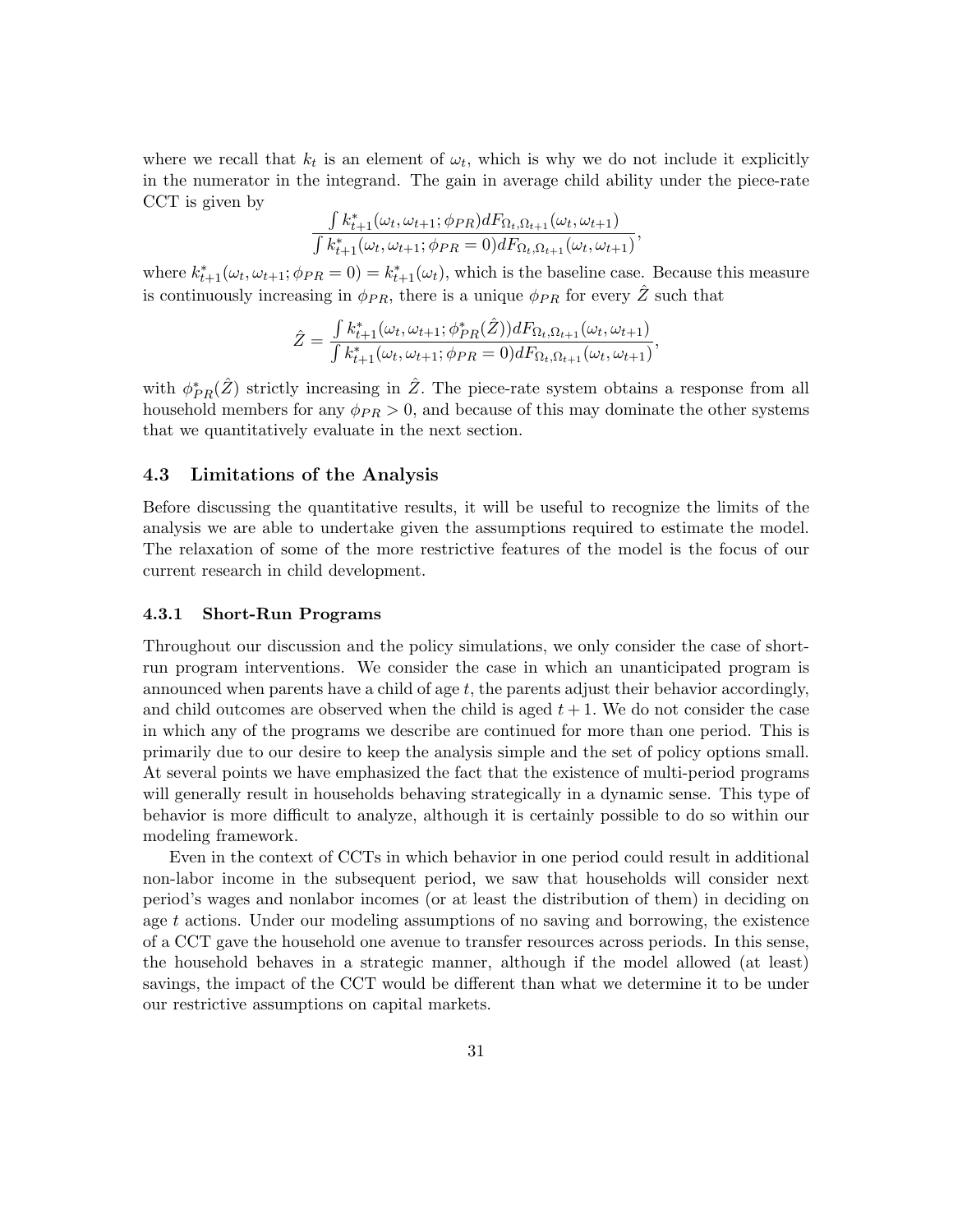where we recall that $k_t$ is an element of $\omega_t$, which is why we do not include it explicitly in the numerator in the integrand. The gain in average child ability under the piece-rate CCT is given by

$$\frac{\int k^*_{t+1}(\omega_t, \omega_{t+1}; \phi_{PR}) dF_{\Omega_t, \Omega_{t+1}}(\omega_t, \omega_{t+1})}{\int k^*_{t+1}(\omega_t, \omega_{t+1}; \phi_{PR} = 0) dF_{\Omega_t, \Omega_{t+1}}(\omega_t, \omega_{t+1})},$$

where $k^*_{t+1}(\omega_t, \omega_{t+1}; \phi_{PR} = 0) = k^*_{t+1}(\omega_t)$, which is the baseline case. Because this measure is continuously increasing in $\phi_{PR}$, there is a unique $\phi_{PR}$ for every $\hat{Z}$ such that

$$\hat{Z} = \frac{\int k^*_{t+1}(\omega_t, \omega_{t+1}; \phi^*_{PR}(\hat{Z})) dF_{\Omega_t, \Omega_{t+1}}(\omega_t, \omega_{t+1})}{\int k^*_{t+1}(\omega_t, \omega_{t+1}; \phi_{PR} = 0) dF_{\Omega_t, \Omega_{t+1}}(\omega_t, \omega_{t+1})},$$

with $\phi^*_{PR}(\hat{Z})$ strictly increasing in $\hat{Z}$. The piece-rate system obtains a response from all household members for any $\phi_{PR} > 0$, and because of this may dominate the other systems that we quantitatively evaluate in the next section.

### 4.3 Limitations of the Analysis

Before discussing the quantitative results, it will be useful to recognize the limits of the analysis we are able to undertake given the assumptions required to estimate the model. The relaxation of some of the more restrictive features of the model is the focus of our current research in child development.

#### 4.3.1 Short-Run Programs

Throughout our discussion and the policy simulations, we only consider the case of short-run program interventions. We consider the case in which an unanticipated program is announced when parents have a child of age $t$, the parents adjust their behavior accordingly, and child outcomes are observed when the child is aged $t + 1$. We do not consider the case in which any of the programs we describe are continued for more than one period. This is primarily due to our desire to keep the analysis simple and the set of policy options small. At several points we have emphasized the fact that the existence of multi-period programs will generally result in households behaving strategically in a dynamic sense. This type of behavior is more difficult to analyze, although it is certainly possible to do so within our modeling framework.

Even in the context of CCTs in which behavior in one period could result in additional non-labor income in the subsequent period, we saw that households will consider next period's wages and nonlabor incomes (or at least the distribution of them) in deciding on age $t$ actions. Under our modeling assumptions of no saving and borrowing, the existence of a CCT gave the household one avenue to transfer resources across periods. In this sense, the household behaves in a strategic manner, although if the model allowed (at least) savings, the impact of the CCT would be different than what we determine it to be under our restrictive assumptions on capital markets.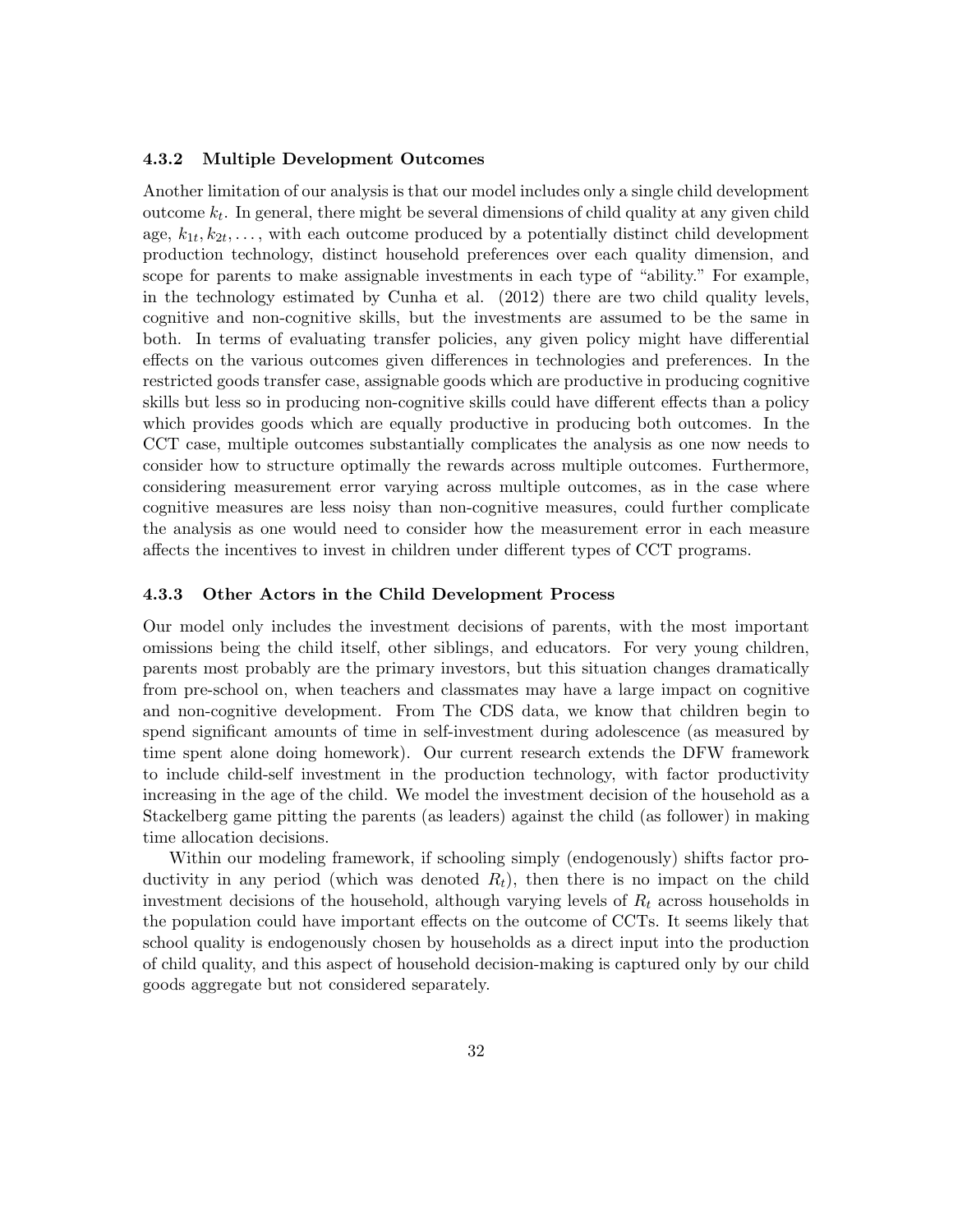### 4.3.2 Multiple Development Outcomes

Another limitation of our analysis is that our model includes only a single child development outcome $k_t$. In general, there might be several dimensions of child quality at any given child age, $k_{1t}, k_{2t}, \ldots$, with each outcome produced by a potentially distinct child development production technology, distinct household preferences over each quality dimension, and scope for parents to make assignable investments in each type of "ability." For example, in the technology estimated by Cunha et al. (2012) there are two child quality levels, cognitive and non-cognitive skills, but the investments are assumed to be the same in both. In terms of evaluating transfer policies, any given policy might have differential effects on the various outcomes given differences in technologies and preferences. In the restricted goods transfer case, assignable goods which are productive in producing cognitive skills but less so in producing non-cognitive skills could have different effects than a policy which provides goods which are equally productive in producing both outcomes. In the CCT case, multiple outcomes substantially complicates the analysis as one now needs to consider how to structure optimally the rewards across multiple outcomes. Furthermore, considering measurement error varying across multiple outcomes, as in the case where cognitive measures are less noisy than non-cognitive measures, could further complicate the analysis as one would need to consider how the measurement error in each measure affects the incentives to invest in children under different types of CCT programs.

### 4.3.3 Other Actors in the Child Development Process

Our model only includes the investment decisions of parents, with the most important omissions being the child itself, other siblings, and educators. For very young children, parents most probably are the primary investors, but this situation changes dramatically from pre-school on, when teachers and classmates may have a large impact on cognitive and non-cognitive development. From The CDS data, we know that children begin to spend significant amounts of time in self-investment during adolescence (as measured by time spent alone doing homework). Our current research extends the DFW framework to include child-self investment in the production technology, with factor productivity increasing in the age of the child. We model the investment decision of the household as a Stackelberg game pitting the parents (as leaders) against the child (as follower) in making time allocation decisions.

Within our modeling framework, if schooling simply (endogenously) shifts factor productivity in any period (which was denoted $R_t$), then there is no impact on the child investment decisions of the household, although varying levels of $R_t$ across households in the population could have important effects on the outcome of CCTs. It seems likely that school quality is endogenously chosen by households as a direct input into the production of child quality, and this aspect of household decision-making is captured only by our child goods aggregate but not considered separately.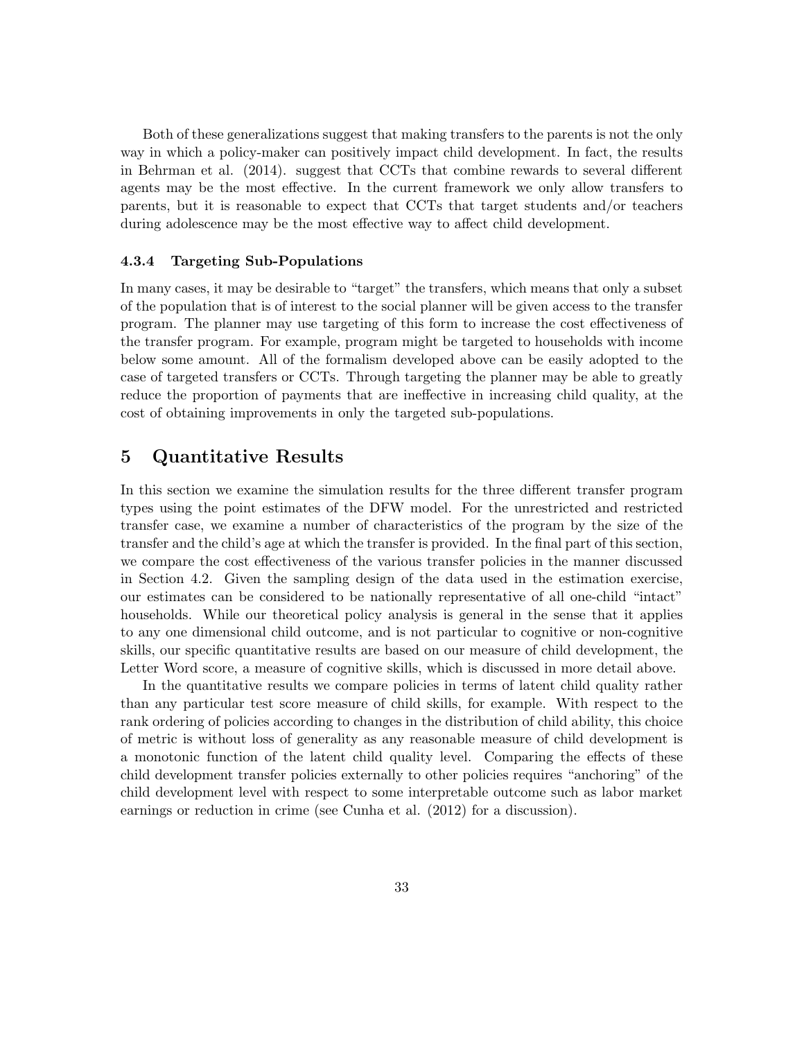Both of these generalizations suggest that making transfers to the parents is not the only way in which a policy-maker can positively impact child development. In fact, the results in Behrman et al. (2014). suggest that CCTs that combine rewards to several different agents may be the most effective. In the current framework we only allow transfers to parents, but it is reasonable to expect that CCTs that target students and/or teachers during adolescence may be the most effective way to affect child development.

### 4.3.4 Targeting Sub-Populations

In many cases, it may be desirable to "target" the transfers, which means that only a subset of the population that is of interest to the social planner will be given access to the transfer program. The planner may use targeting of this form to increase the cost effectiveness of the transfer program. For example, program might be targeted to households with income below some amount. All of the formalism developed above can be easily adopted to the case of targeted transfers or CCTs. Through targeting the planner may be able to greatly reduce the proportion of payments that are ineffective in increasing child quality, at the cost of obtaining improvements in only the targeted sub-populations.

## 5 Quantitative Results

In this section we examine the simulation results for the three different transfer program types using the point estimates of the DFW model. For the unrestricted and restricted transfer case, we examine a number of characteristics of the program by the size of the transfer and the child's age at which the transfer is provided. In the final part of this section, we compare the cost effectiveness of the various transfer policies in the manner discussed in Section 4.2. Given the sampling design of the data used in the estimation exercise, our estimates can be considered to be nationally representative of all one-child "intact" households. While our theoretical policy analysis is general in the sense that it applies to any one dimensional child outcome, and is not particular to cognitive or non-cognitive skills, our specific quantitative results are based on our measure of child development, the Letter Word score, a measure of cognitive skills, which is discussed in more detail above.

In the quantitative results we compare policies in terms of latent child quality rather than any particular test score measure of child skills, for example. With respect to the rank ordering of policies according to changes in the distribution of child ability, this choice of metric is without loss of generality as any reasonable measure of child development is a monotonic function of the latent child quality level. Comparing the effects of these child development transfer policies externally to other policies requires "anchoring" of the child development level with respect to some interpretable outcome such as labor market earnings or reduction in crime (see Cunha et al. (2012) for a discussion).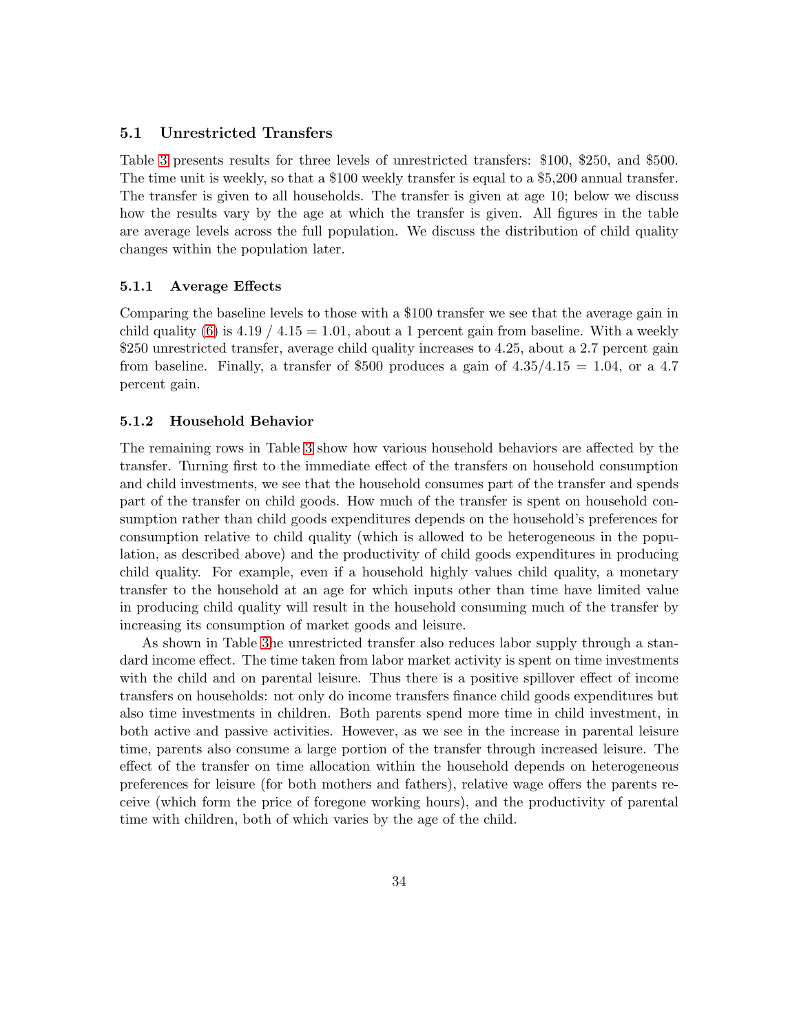### 5.1 Unrestricted Transfers

Table 3 presents results for three levels of unrestricted transfers: \$100, \$250, and \$500. The time unit is weekly, so that a \$100 weekly transfer is equal to a \$5,200 annual transfer. The transfer is given to all households. The transfer is given at age 10; below we discuss how the results vary by the age at which the transfer is given. All figures in the table are average levels across the full population. We discuss the distribution of child quality changes within the population later.

#### 5.1.1 Average Effects

Comparing the baseline levels to those with a \$100 transfer we see that the average gain in child quality (6) is 4.19 / 4.15 = 1.01, about a 1 percent gain from baseline. With a weekly \$250 unrestricted transfer, average child quality increases to 4.25, about a 2.7 percent gain from baseline. Finally, a transfer of \$500 produces a gain of 4.35/4.15 = 1.04, or a 4.7 percent gain.

#### 5.1.2 Household Behavior

The remaining rows in Table 3 show how various household behaviors are affected by the transfer. Turning first to the immediate effect of the transfers on household consumption and child investments, we see that the household consumes part of the transfer and spends part of the transfer on child goods. How much of the transfer is spent on household consumption rather than child goods expenditures depends on the household's preferences for consumption relative to child quality (which is allowed to be heterogeneous in the population, as described above) and the productivity of child goods expenditures in producing child quality. For example, even if a household highly values child quality, a monetary transfer to the household at an age for which inputs other than time have limited value in producing child quality will result in the household consuming much of the transfer by increasing its consumption of market goods and leisure.

As shown in Table 3he unrestricted transfer also reduces labor supply through a standard income effect. The time taken from labor market activity is spent on time investments with the child and on parental leisure. Thus there is a positive spillover effect of income transfers on households: not only do income transfers finance child goods expenditures but also time investments in children. Both parents spend more time in child investment, in both active and passive activities. However, as we see in the increase in parental leisure time, parents also consume a large portion of the transfer through increased leisure. The effect of the transfer on time allocation within the household depends on heterogeneous preferences for leisure (for both mothers and fathers), relative wage offers the parents receive (which form the price of foregone working hours), and the productivity of parental time with children, both of which varies by the age of the child.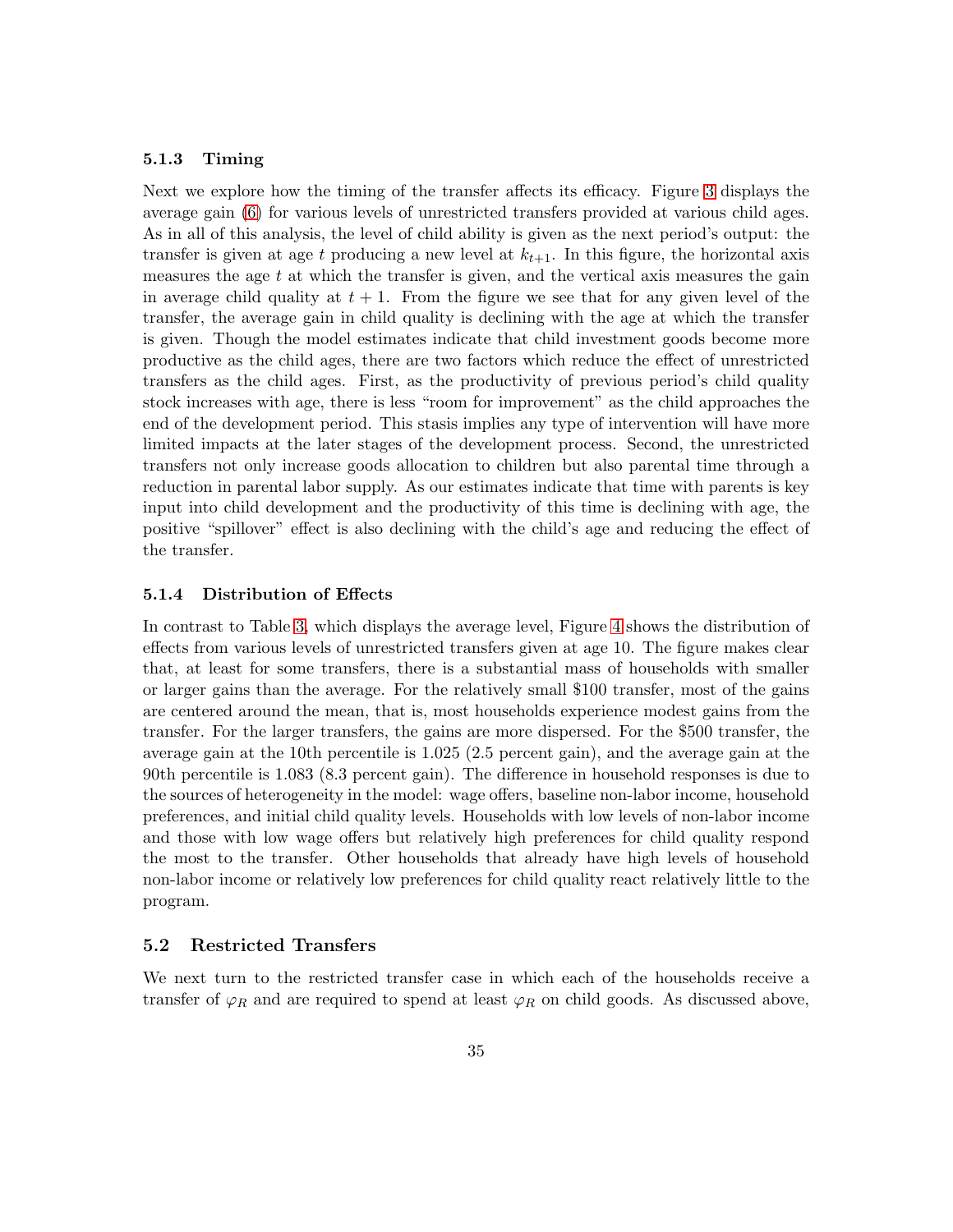### 5.1.3 Timing

Next we explore how the timing of the transfer affects its efficacy. Figure 3 displays the average gain (6) for various levels of unrestricted transfers provided at various child ages. As in all of this analysis, the level of child ability is given as the next period's output: the transfer is given at age $t$ producing a new level at $k_{t+1}$. In this figure, the horizontal axis measures the age $t$ at which the transfer is given, and the vertical axis measures the gain in average child quality at $t + 1$. From the figure we see that for any given level of the transfer, the average gain in child quality is declining with the age at which the transfer is given. Though the model estimates indicate that child investment goods become more productive as the child ages, there are two factors which reduce the effect of unrestricted transfers as the child ages. First, as the productivity of previous period's child quality stock increases with age, there is less "room for improvement" as the child approaches the end of the development period. This stasis implies any type of intervention will have more limited impacts at the later stages of the development process. Second, the unrestricted transfers not only increase goods allocation to children but also parental time through a reduction in parental labor supply. As our estimates indicate that time with parents is key input into child development and the productivity of this time is declining with age, the positive "spillover" effect is also declining with the child's age and reducing the effect of the transfer.

### 5.1.4 Distribution of Effects

In contrast to Table 3, which displays the average level, Figure 4 shows the distribution of effects from various levels of unrestricted transfers given at age 10. The figure makes clear that, at least for some transfers, there is a substantial mass of households with smaller or larger gains than the average. For the relatively small \$100 transfer, most of the gains are centered around the mean, that is, most households experience modest gains from the transfer. For the larger transfers, the gains are more dispersed. For the \$500 transfer, the average gain at the 10th percentile is 1.025 (2.5 percent gain), and the average gain at the 90th percentile is 1.083 (8.3 percent gain). The difference in household responses is due to the sources of heterogeneity in the model: wage offers, baseline non-labor income, household preferences, and initial child quality levels. Households with low levels of non-labor income and those with low wage offers but relatively high preferences for child quality respond the most to the transfer. Other households that already have high levels of household non-labor income or relatively low preferences for child quality react relatively little to the program.

## 5.2 Restricted Transfers

We next turn to the restricted transfer case in which each of the households receive a transfer of $\varphi_R$ and are required to spend at least $\varphi_R$ on child goods. As discussed above,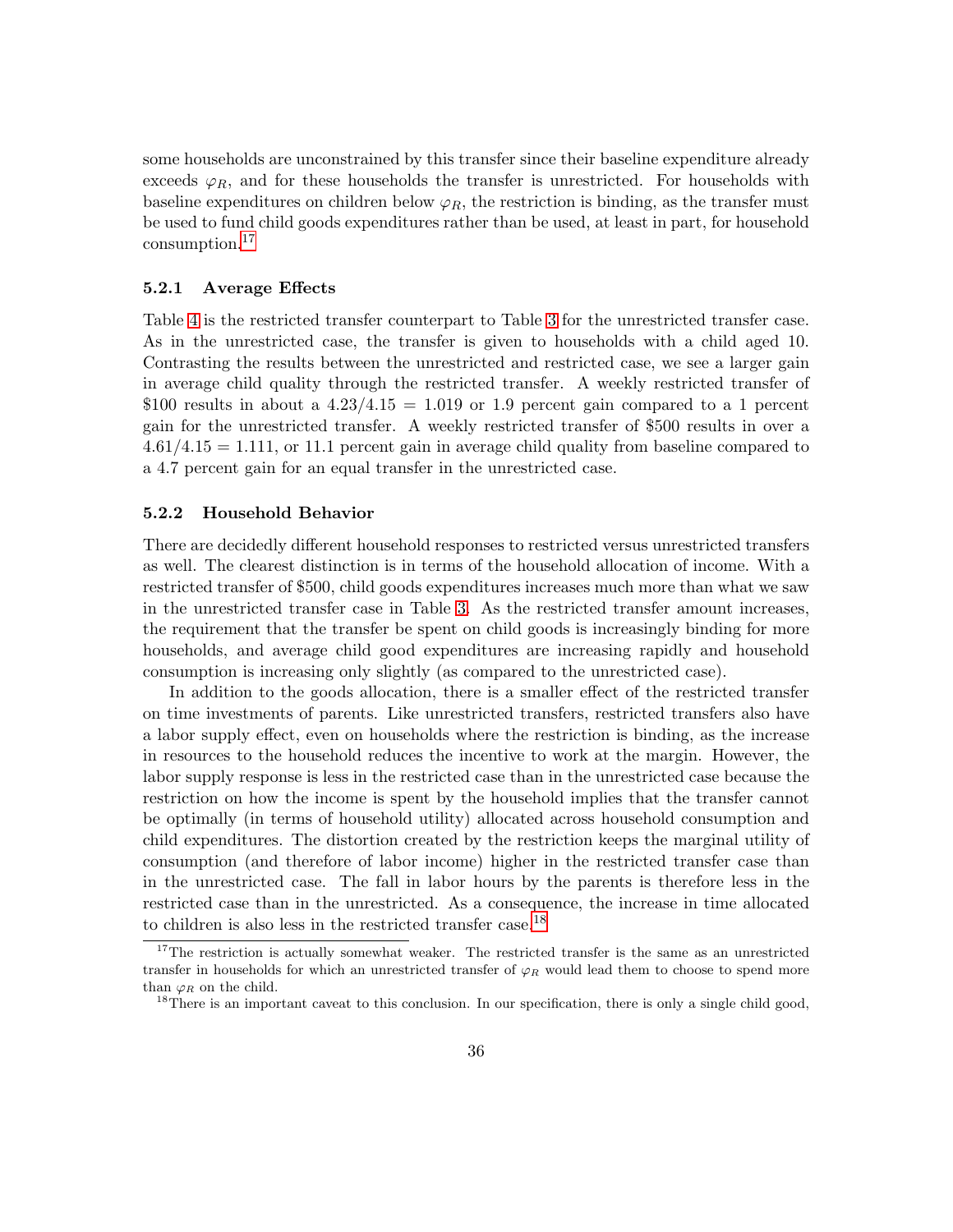some households are unconstrained by this transfer since their baseline expenditure already exceeds $\varphi_R$, and for these households the transfer is unrestricted. For households with baseline expenditures on children below $\varphi_R$, the restriction is binding, as the transfer must be used to fund child goods expenditures rather than be used, at least in part, for household consumption.[17]

### 5.2.1 Average Effects

Table 4 is the restricted transfer counterpart to Table 3 for the unrestricted transfer case. As in the unrestricted case, the transfer is given to households with a child aged 10. Contrasting the results between the unrestricted and restricted case, we see a larger gain in average child quality through the restricted transfer. A weekly restricted transfer of \$100 results in about a $4.23/4.15 = 1.019$ or 1.9 percent gain compared to a 1 percent gain for the unrestricted transfer. A weekly restricted transfer of \$500 results in over a $4.61/4.15 = 1.111$, or 11.1 percent gain in average child quality from baseline compared to a 4.7 percent gain for an equal transfer in the unrestricted case.

### 5.2.2 Household Behavior

There are decidedly different household responses to restricted versus unrestricted transfers as well. The clearest distinction is in terms of the household allocation of income. With a restricted transfer of \$500, child goods expenditures increases much more than what we saw in the unrestricted transfer case in Table 3. As the restricted transfer amount increases, the requirement that the transfer be spent on child goods is increasingly binding for more households, and average child good expenditures are increasing rapidly and household consumption is increasing only slightly (as compared to the unrestricted case).

In addition to the goods allocation, there is a smaller effect of the restricted transfer on time investments of parents. Like unrestricted transfers, restricted transfers also have a labor supply effect, even on households where the restriction is binding, as the increase in resources to the household reduces the incentive to work at the margin. However, the labor supply response is less in the restricted case than in the unrestricted case because the restriction on how the income is spent by the household implies that the transfer cannot be optimally (in terms of household utility) allocated across household consumption and child expenditures. The distortion created by the restriction keeps the marginal utility of consumption (and therefore of labor income) higher in the restricted transfer case than in the unrestricted case. The fall in labor hours by the parents is therefore less in the restricted case than in the unrestricted. As a consequence, the increase in time allocated to children is also less in the restricted transfer case.[18]

[17] The restriction is actually somewhat weaker. The restricted transfer is the same as an unrestricted transfer in households for which an unrestricted transfer of $\varphi_R$ would lead them to choose to spend more than $\varphi_R$ on the child.

[18] There is an important caveat to this conclusion. In our specification, there is only a single child good,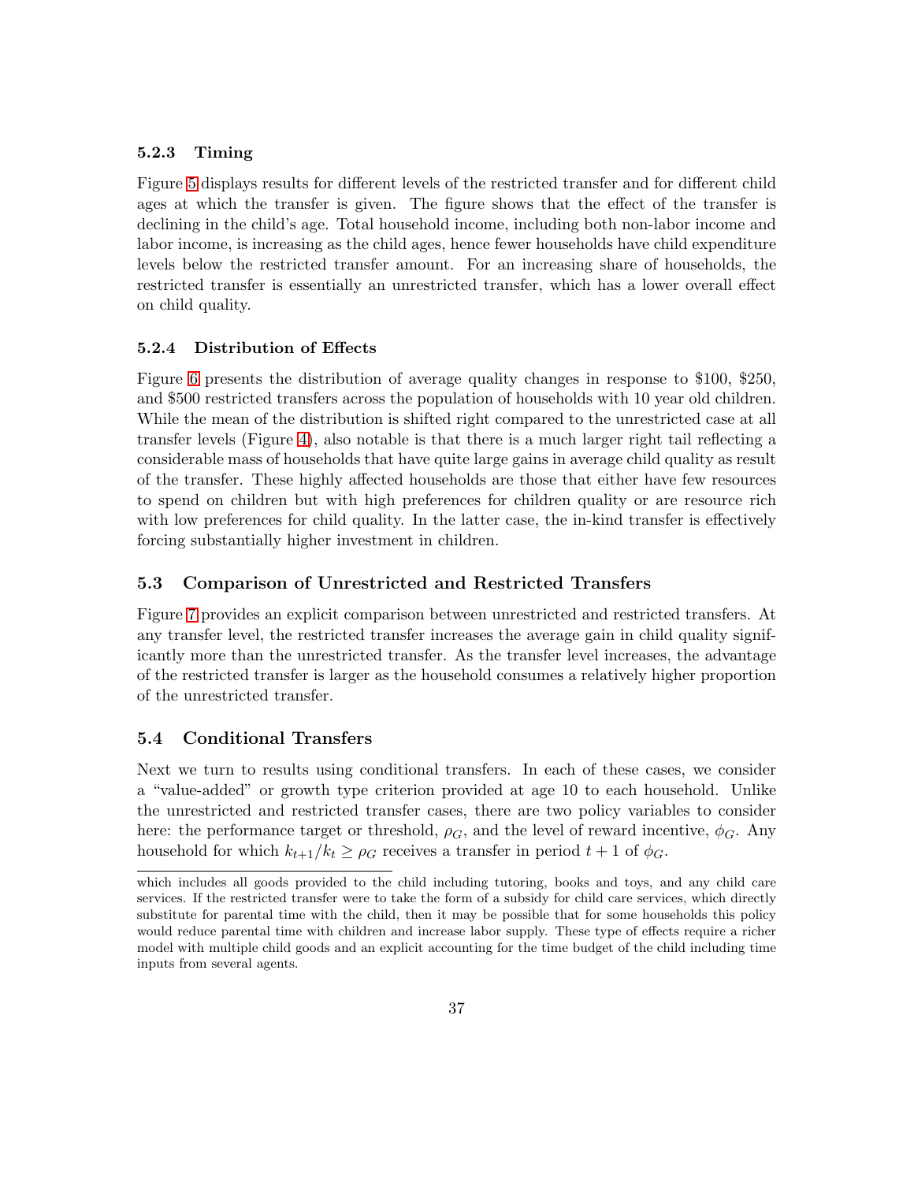### 5.2.3 Timing

Figure 5 displays results for different levels of the restricted transfer and for different child ages at which the transfer is given. The figure shows that the effect of the transfer is declining in the child's age. Total household income, including both non-labor income and labor income, is increasing as the child ages, hence fewer households have child expenditure levels below the restricted transfer amount. For an increasing share of households, the restricted transfer is essentially an unrestricted transfer, which has a lower overall effect on child quality.

### 5.2.4 Distribution of Effects

Figure 6 presents the distribution of average quality changes in response to \$100, \$250, and \$500 restricted transfers across the population of households with 10 year old children. While the mean of the distribution is shifted right compared to the unrestricted case at all transfer levels (Figure 4), also notable is that there is a much larger right tail reflecting a considerable mass of households that have quite large gains in average child quality as result of the transfer. These highly affected households are those that either have few resources to spend on children but with high preferences for children quality or are resource rich with low preferences for child quality. In the latter case, the in-kind transfer is effectively forcing substantially higher investment in children.

## 5.3 Comparison of Unrestricted and Restricted Transfers

Figure 7 provides an explicit comparison between unrestricted and restricted transfers. At any transfer level, the restricted transfer increases the average gain in child quality significantly more than the unrestricted transfer. As the transfer level increases, the advantage of the restricted transfer is larger as the household consumes a relatively higher proportion of the unrestricted transfer.

## 5.4 Conditional Transfers

Next we turn to results using conditional transfers. In each of these cases, we consider a "value-added" or growth type criterion provided at age 10 to each household. Unlike the unrestricted and restricted transfer cases, there are two policy variables to consider here: the performance target or threshold, $\rho_G$, and the level of reward incentive, $\phi_G$. Any household for which $k_{t+1}/k_t \geq \rho_G$ receives a transfer in period $t+1$ of $\phi_G$.

which includes all goods provided to the child including tutoring, books and toys, and any child care services. If the restricted transfer were to take the form of a subsidy for child care services, which directly substitute for parental time with the child, then it may be possible that for some households this policy would reduce parental time with children and increase labor supply. These type of effects require a richer model with multiple child goods and an explicit accounting for the time budget of the child including time inputs from several agents.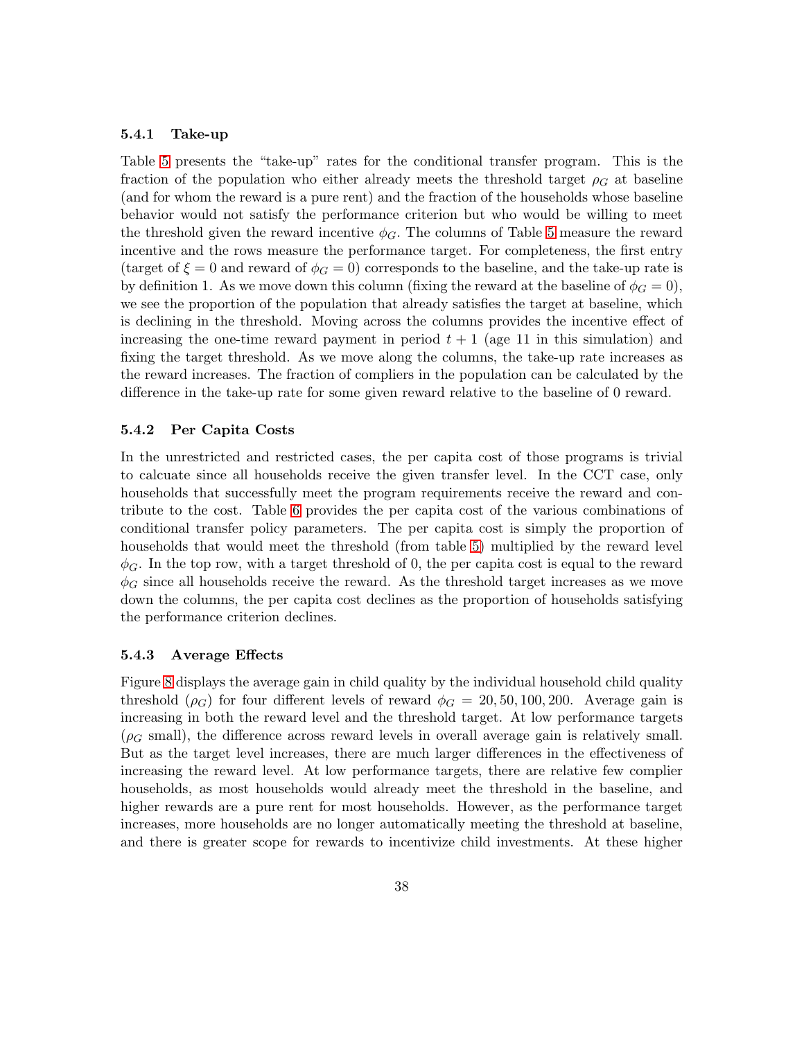#### 5.4.1 Take-up

Table 5 presents the "take-up" rates for the conditional transfer program. This is the fraction of the population who either already meets the threshold target $\rho_G$ at baseline (and for whom the reward is a pure rent) and the fraction of the households whose baseline behavior would not satisfy the performance criterion but who would be willing to meet the threshold given the reward incentive $\phi_G$. The columns of Table 5 measure the reward incentive and the rows measure the performance target. For completeness, the first entry (target of $\xi = 0$ and reward of $\phi_G = 0$) corresponds to the baseline, and the take-up rate is by definition 1. As we move down this column (fixing the reward at the baseline of $\phi_G = 0$), we see the proportion of the population that already satisfies the target at baseline, which is declining in the threshold. Moving across the columns provides the incentive effect of increasing the one-time reward payment in period $t + 1$ (age 11 in this simulation) and fixing the target threshold. As we move along the columns, the take-up rate increases as the reward increases. The fraction of compliers in the population can be calculated by the difference in the take-up rate for some given reward relative to the baseline of 0 reward.

#### 5.4.2 Per Capita Costs

In the unrestricted and restricted cases, the per capita cost of those programs is trivial to calcuate since all households receive the given transfer level. In the CCT case, only households that successfully meet the program requirements receive the reward and contribute to the cost. Table 6 provides the per capita cost of the various combinations of conditional transfer policy parameters. The per capita cost is simply the proportion of households that would meet the threshold (from table 5) multiplied by the reward level $\phi_G$. In the top row, with a target threshold of 0, the per capita cost is equal to the reward $\phi_G$ since all households receive the reward. As the threshold target increases as we move down the columns, the per capita cost declines as the proportion of households satisfying the performance criterion declines.

#### 5.4.3 Average Effects

Figure 8 displays the average gain in child quality by the individual household child quality threshold ($\rho_G$) for four different levels of reward $\phi_G = 20, 50, 100, 200$. Average gain is increasing in both the reward level and the threshold target. At low performance targets ($\rho_G$ small), the difference across reward levels in overall average gain is relatively small. But as the target level increases, there are much larger differences in the effectiveness of increasing the reward level. At low performance targets, there are relative few complier households, as most households would already meet the threshold in the baseline, and higher rewards are a pure rent for most households. However, as the performance target increases, more households are no longer automatically meeting the threshold at baseline, and there is greater scope for rewards to incentivize child investments. At these higher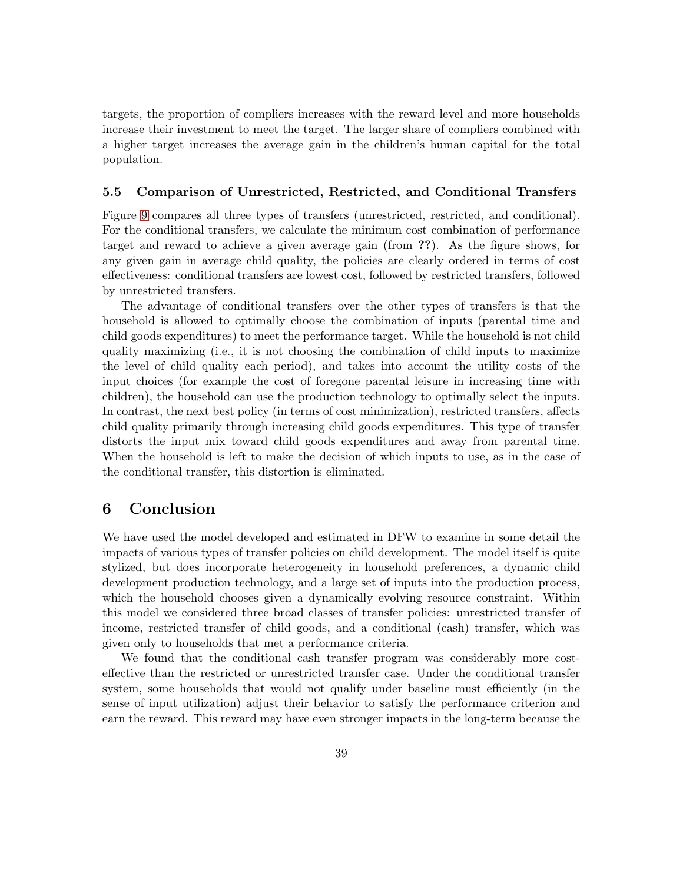targets, the proportion of compliers increases with the reward level and more households increase their investment to meet the target. The larger share of compliers combined with a higher target increases the average gain in the children's human capital for the total population.

### 5.5 Comparison of Unrestricted, Restricted, and Conditional Transfers

Figure 9 compares all three types of transfers (unrestricted, restricted, and conditional). For the conditional transfers, we calculate the minimum cost combination of performance target and reward to achieve a given average gain (from **??**). As the figure shows, for any given gain in average child quality, the policies are clearly ordered in terms of cost effectiveness: conditional transfers are lowest cost, followed by restricted transfers, followed by unrestricted transfers.

The advantage of conditional transfers over the other types of transfers is that the household is allowed to optimally choose the combination of inputs (parental time and child goods expenditures) to meet the performance target. While the household is not child quality maximizing (i.e., it is not choosing the combination of child inputs to maximize the level of child quality each period), and takes into account the utility costs of the input choices (for example the cost of foregone parental leisure in increasing time with children), the household can use the production technology to optimally select the inputs. In contrast, the next best policy (in terms of cost minimization), restricted transfers, affects child quality primarily through increasing child goods expenditures. This type of transfer distorts the input mix toward child goods expenditures and away from parental time. When the household is left to make the decision of which inputs to use, as in the case of the conditional transfer, this distortion is eliminated.

## 6 Conclusion

We have used the model developed and estimated in DFW to examine in some detail the impacts of various types of transfer policies on child development. The model itself is quite stylized, but does incorporate heterogeneity in household preferences, a dynamic child development production technology, and a large set of inputs into the production process, which the household chooses given a dynamically evolving resource constraint. Within this model we considered three broad classes of transfer policies: unrestricted transfer of income, restricted transfer of child goods, and a conditional (cash) transfer, which was given only to households that met a performance criteria.

We found that the conditional cash transfer program was considerably more cost-effective than the restricted or unrestricted transfer case. Under the conditional transfer system, some households that would not qualify under baseline must efficiently (in the sense of input utilization) adjust their behavior to satisfy the performance criterion and earn the reward. This reward may have even stronger impacts in the long-term because the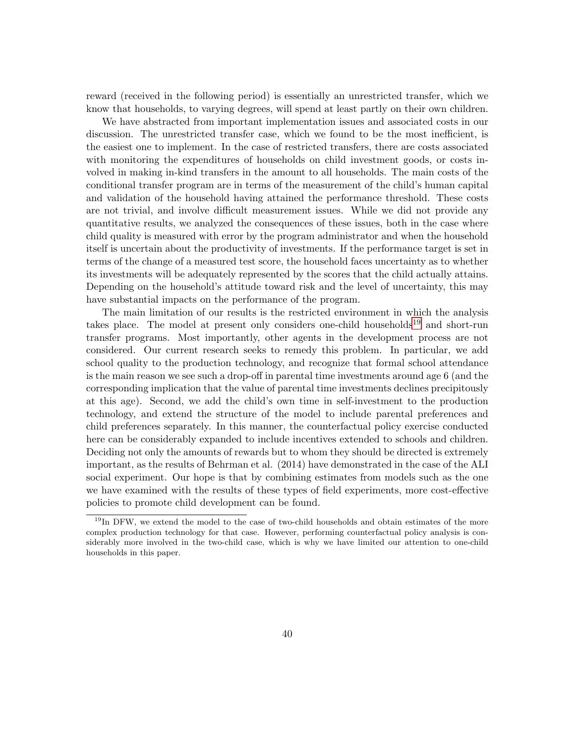reward (received in the following period) is essentially an unrestricted transfer, which we know that households, to varying degrees, will spend at least partly on their own children.

We have abstracted from important implementation issues and associated costs in our discussion. The unrestricted transfer case, which we found to be the most inefficient, is the easiest one to implement. In the case of restricted transfers, there are costs associated with monitoring the expenditures of households on child investment goods, or costs involved in making in-kind transfers in the amount to all households. The main costs of the conditional transfer program are in terms of the measurement of the child's human capital and validation of the household having attained the performance threshold. These costs are not trivial, and involve difficult measurement issues. While we did not provide any quantitative results, we analyzed the consequences of these issues, both in the case where child quality is measured with error by the program administrator and when the household itself is uncertain about the productivity of investments. If the performance target is set in terms of the change of a measured test score, the household faces uncertainty as to whether its investments will be adequately represented by the scores that the child actually attains. Depending on the household's attitude toward risk and the level of uncertainty, this may have substantial impacts on the performance of the program.

The main limitation of our results is the restricted environment in which the analysis takes place. The model at present only considers one-child households[19] and short-run transfer programs. Most importantly, other agents in the development process are not considered. Our current research seeks to remedy this problem. In particular, we add school quality to the production technology, and recognize that formal school attendance is the main reason we see such a drop-off in parental time investments around age 6 (and the corresponding implication that the value of parental time investments declines precipitously at this age). Second, we add the child's own time in self-investment to the production technology, and extend the structure of the model to include parental preferences and child preferences separately. In this manner, the counterfactual policy exercise conducted here can be considerably expanded to include incentives extended to schools and children. Deciding not only the amounts of rewards but to whom they should be directed is extremely important, as the results of Behrman et al. (2014) have demonstrated in the case of the ALI social experiment. Our hope is that by combining estimates from models such as the one we have examined with the results of these types of field experiments, more cost-effective policies to promote child development can be found.

[19] In DFW, we extend the model to the case of two-child households and obtain estimates of the more complex production technology for that case. However, performing counterfactual policy analysis is considerably more involved in the two-child case, which is why we have limited our attention to one-child households in this paper.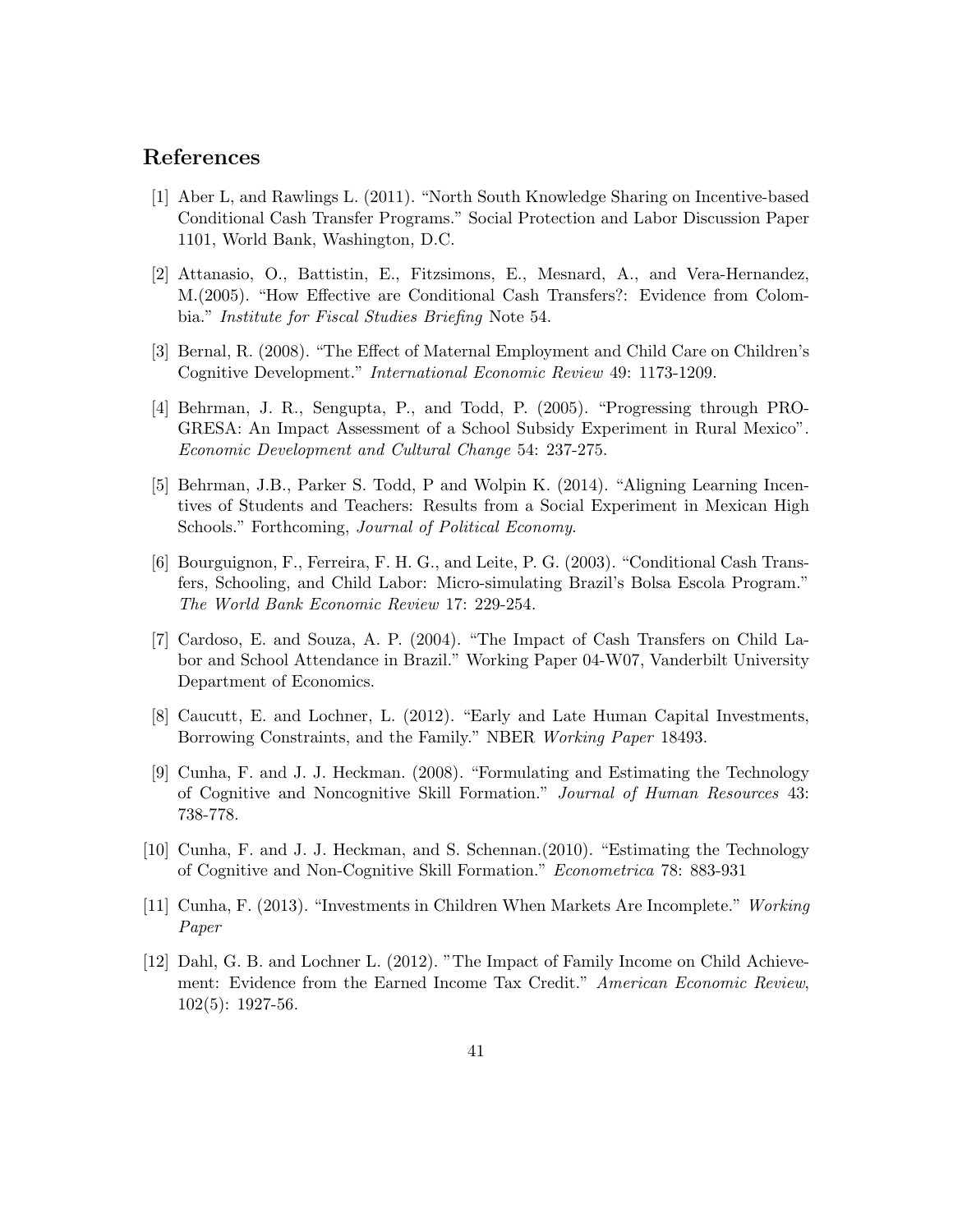## References

[1] Aber L, and Rawlings L. (2011). "North South Knowledge Sharing on Incentive-based Conditional Cash Transfer Programs." Social Protection and Labor Discussion Paper 1101, World Bank, Washington, D.C.

[2] Attanasio, O., Battistin, E., Fitzsimons, E., Mesnard, A., and Vera-Hernandez, M.(2005). "How Effective are Conditional Cash Transfers?: Evidence from Colombia." *Institute for Fiscal Studies Briefing* Note 54.

[3] Bernal, R. (2008). "The Effect of Maternal Employment and Child Care on Children's Cognitive Development." *International Economic Review* 49: 1173-1209.

[4] Behrman, J. R., Sengupta, P., and Todd, P. (2005). "Progressing through PROGRESA: An Impact Assessment of a School Subsidy Experiment in Rural Mexico". *Economic Development and Cultural Change* 54: 237-275.

[5] Behrman, J.B., Parker S. Todd, P and Wolpin K. (2014). "Aligning Learning Incentives of Students and Teachers: Results from a Social Experiment in Mexican High Schools." Forthcoming, *Journal of Political Economy*.

[6] Bourguignon, F., Ferreira, F. H. G., and Leite, P. G. (2003). "Conditional Cash Transfers, Schooling, and Child Labor: Micro-simulating Brazil's Bolsa Escola Program." *The World Bank Economic Review* 17: 229-254.

[7] Cardoso, E. and Souza, A. P. (2004). "The Impact of Cash Transfers on Child Labor and School Attendance in Brazil." Working Paper 04-W07, Vanderbilt University Department of Economics.

[8] Caucutt, E. and Lochner, L. (2012). "Early and Late Human Capital Investments, Borrowing Constraints, and the Family." NBER *Working Paper* 18493.

[9] Cunha, F. and J. J. Heckman. (2008). "Formulating and Estimating the Technology of Cognitive and Noncognitive Skill Formation." *Journal of Human Resources* 43: 738-778.

[10] Cunha, F. and J. J. Heckman, and S. Schennan.(2010). "Estimating the Technology of Cognitive and Non-Cognitive Skill Formation." *Econometrica* 78: 883-931

[11] Cunha, F. (2013). "Investments in Children When Markets Are Incomplete." *Working Paper*

[12] Dahl, G. B. and Lochner L. (2012). "The Impact of Family Income on Child Achievement: Evidence from the Earned Income Tax Credit." *American Economic Review*, 102(5): 1927-56.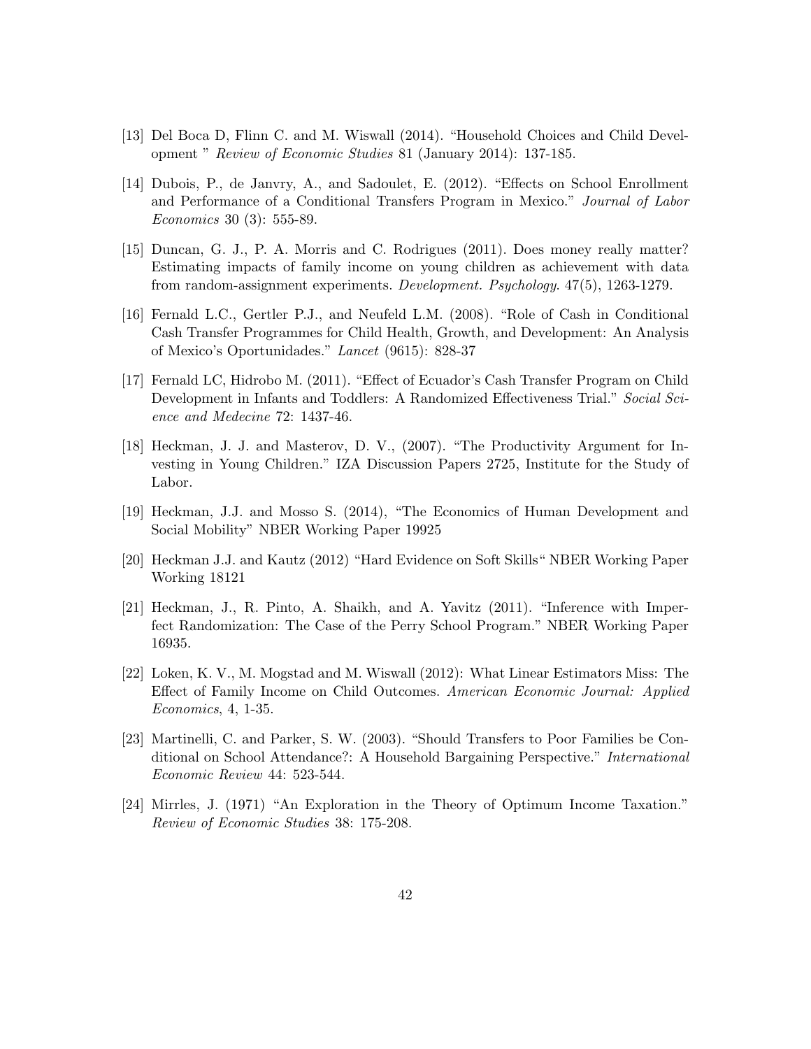[13] Del Boca D, Flinn C. and M. Wiswall (2014). "Household Choices and Child Development " *Review of Economic Studies* 81 (January 2014): 137-185.

[14] Dubois, P., de Janvry, A., and Sadoulet, E. (2012). "Effects on School Enrollment and Performance of a Conditional Transfers Program in Mexico." *Journal of Labor Economics* 30 (3): 555-89.

[15] Duncan, G. J., P. A. Morris and C. Rodrigues (2011). Does money really matter? Estimating impacts of family income on young children as achievement with data from random-assignment experiments. *Development. Psychology.* 47(5), 1263-1279.

[16] Fernald L.C., Gertler P.J., and Neufeld L.M. (2008). "Role of Cash in Conditional Cash Transfer Programmes for Child Health, Growth, and Development: An Analysis of Mexico's Oportunidades." *Lancet* (9615): 828-37

[17] Fernald LC, Hidrobo M. (2011). "Effect of Ecuador's Cash Transfer Program on Child Development in Infants and Toddlers: A Randomized Effectiveness Trial." *Social Science and Medecine* 72: 1437-46.

[18] Heckman, J. J. and Masterov, D. V., (2007). "The Productivity Argument for Investing in Young Children." IZA Discussion Papers 2725, Institute for the Study of Labor.

[19] Heckman, J.J. and Mosso S. (2014), "The Economics of Human Development and Social Mobility" NBER Working Paper 19925

[20] Heckman J.J. and Kautz (2012) "Hard Evidence on Soft Skills" NBER Working Paper Working 18121

[21] Heckman, J., R. Pinto, A. Shaikh, and A. Yavitz (2011). "Inference with Imperfect Randomization: The Case of the Perry School Program." NBER Working Paper 16935.

[22] Loken, K. V., M. Mogstad and M. Wiswall (2012): What Linear Estimators Miss: The Effect of Family Income on Child Outcomes. *American Economic Journal: Applied Economics*, 4, 1-35.

[23] Martinelli, C. and Parker, S. W. (2003). "Should Transfers to Poor Families be Conditional on School Attendance?: A Household Bargaining Perspective." *International Economic Review* 44: 523-544.

[24] Mirrles, J. (1971) "An Exploration in the Theory of Optimum Income Taxation." *Review of Economic Studies* 38: 175-208.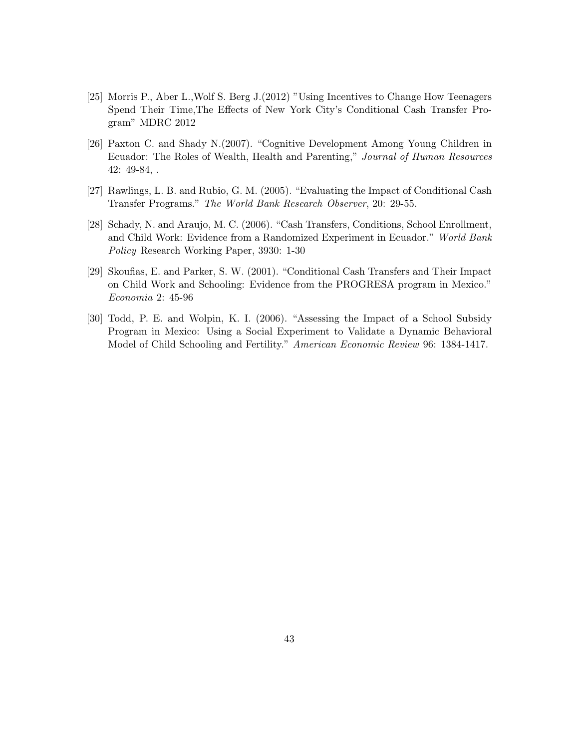[25] Morris P., Aber L.,Wolf S. Berg J.(2012) "Using Incentives to Change How Teenagers Spend Their Time,The Effects of New York City's Conditional Cash Transfer Program" MDRC 2012

[26] Paxton C. and Shady N.(2007). "Cognitive Development Among Young Children in Ecuador: The Roles of Wealth, Health and Parenting," *Journal of Human Resources* 42: 49-84, .

[27] Rawlings, L. B. and Rubio, G. M. (2005). "Evaluating the Impact of Conditional Cash Transfer Programs." *The World Bank Research Observer*, 20: 29-55.

[28] Schady, N. and Araujo, M. C. (2006). "Cash Transfers, Conditions, School Enrollment, and Child Work: Evidence from a Randomized Experiment in Ecuador." *World Bank Policy* Research Working Paper, 3930: 1-30

[29] Skoufias, E. and Parker, S. W. (2001). "Conditional Cash Transfers and Their Impact on Child Work and Schooling: Evidence from the PROGRESA program in Mexico." *Economia* 2: 45-96

[30] Todd, P. E. and Wolpin, K. I. (2006). "Assessing the Impact of a School Subsidy Program in Mexico: Using a Social Experiment to Validate a Dynamic Behavioral Model of Child Schooling and Fertility." *American Economic Review* 96: 1384-1417.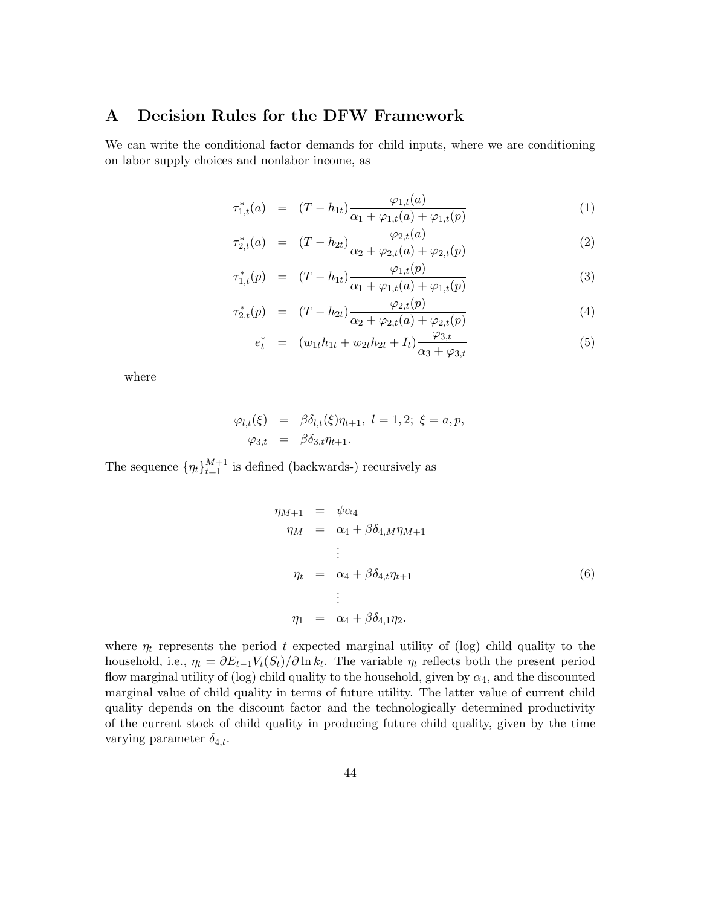## A Decision Rules for the DFW Framework

We can write the conditional factor demands for child inputs, where we are conditioning on labor supply choices and nonlabor income, as

$$
\begin{aligned}
\tau^*_{1,t}(a) &= (T - h_{1t}) \frac{\varphi_{1,t}(a)}{\alpha_1 + \varphi_{1,t}(a) + \varphi_{1,t}(p)} && (1) \\
\tau^*_{2,t}(a) &= (T - h_{2t}) \frac{\varphi_{2,t}(a)}{\alpha_2 + \varphi_{2,t}(a) + \varphi_{2,t}(p)} && (2) \\
\tau^*_{1,t}(p) &= (T - h_{1t}) \frac{\varphi_{1,t}(p)}{\alpha_1 + \varphi_{1,t}(a) + \varphi_{1,t}(p)} && (3) \\
\tau^*_{2,t}(p) &= (T - h_{2t}) \frac{\varphi_{2,t}(p)}{\alpha_2 + \varphi_{2,t}(a) + \varphi_{2,t}(p)} && (4) \\
e^*_t &= (w_{1t}h_{1t} + w_{2t}h_{2t} + I_t) \frac{\varphi_{3,t}}{\alpha_3 + \varphi_{3,t}} && (5)
\end{aligned}
$$

where

$$
\begin{aligned}
\varphi_{l,t}(\xi) &= \beta \delta_{l,t}(\xi) \eta_{t+1}, \ l = 1, 2; \ \xi = a, p, \\
\varphi_{3,t} &= \beta \delta_{3,t} \eta_{t+1}.
\end{aligned}
$$

The sequence $\{\eta_t\}_{t=1}^{M+1}$ is defined (backwards-) recursively as

$$
\begin{aligned}
\eta_{M+1} &= \psi \alpha_4 \\
\eta_M &= \alpha_4 + \beta \delta_{4,M} \eta_{M+1} \\
&\vdots \\
\eta_t &= \alpha_4 + \beta \delta_{4,t} \eta_{t+1} \qquad (6) \\
&\vdots \\
\eta_1 &= \alpha_4 + \beta \delta_{4,1} \eta_2.
\end{aligned}
$$

where $\eta_t$ represents the period $t$ expected marginal utility of (log) child quality to the household, i.e., $\eta_t = \partial E_{t-1} V_t(S_t)/\partial \ln k_t$. The variable $\eta_t$ reflects both the present period flow marginal utility of (log) child quality to the household, given by $\alpha_4$, and the discounted marginal value of child quality in terms of future utility. The latter value of current child quality depends on the discount factor and the technologically determined productivity of the current stock of child quality in producing future child quality, given by the time varying parameter $\delta_{4,t}$.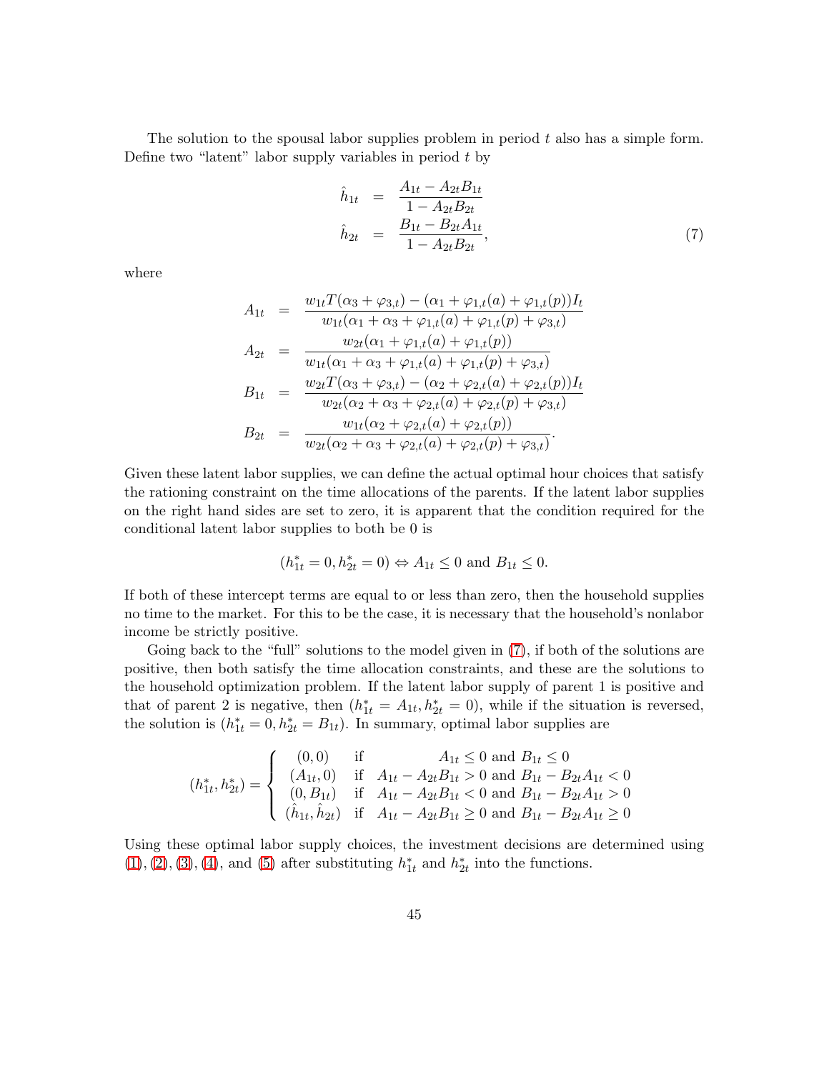The solution to the spousal labor supplies problem in period $t$ also has a simple form. Define two "latent" labor supply variables in period $t$ by

$$
\begin{aligned}
\hat{h}_{1t} &= \frac{A_{1t} - A_{2t}B_{1t}}{1 - A_{2t}B_{2t}} \\
\hat{h}_{2t} &= \frac{B_{1t} - B_{2t}A_{1t}}{1 - A_{2t}B_{2t}},
\end{aligned}
\tag{7}
$$

where

$$
\begin{aligned}
A_{1t} &= \frac{w_{1t}T(\alpha_3 + \varphi_{3,t}) - (\alpha_1 + \varphi_{1,t}(a) + \varphi_{1,t}(p))I_t}{w_{1t}(\alpha_1 + \alpha_3 + \varphi_{1,t}(a) + \varphi_{1,t}(p) + \varphi_{3,t})} \\
A_{2t} &= \frac{w_{2t}(\alpha_1 + \varphi_{1,t}(a) + \varphi_{1,t}(p))}{w_{1t}(\alpha_1 + \alpha_3 + \varphi_{1,t}(a) + \varphi_{1,t}(p) + \varphi_{3,t})} \\
B_{1t} &= \frac{w_{2t}T(\alpha_3 + \varphi_{3,t}) - (\alpha_2 + \varphi_{2,t}(a) + \varphi_{2,t}(p))I_t}{w_{2t}(\alpha_2 + \alpha_3 + \varphi_{2,t}(a) + \varphi_{2,t}(p) + \varphi_{3,t})} \\
B_{2t} &= \frac{w_{1t}(\alpha_2 + \varphi_{2,t}(a) + \varphi_{2,t}(p))}{w_{2t}(\alpha_2 + \alpha_3 + \varphi_{2,t}(a) + \varphi_{2,t}(p) + \varphi_{3,t})}.
\end{aligned}
$$

Given these latent labor supplies, we can define the actual optimal hour choices that satisfy the rationing constraint on the time allocations of the parents. If the latent labor supplies on the right hand sides are set to zero, it is apparent that the condition required for the conditional latent labor supplies to both be 0 is

$$
(h_{1t}^* = 0, h_{2t}^* = 0) \Leftrightarrow A_{1t} \leq 0 \text{ and } B_{1t} \leq 0.
$$

If both of these intercept terms are equal to or less than zero, then the household supplies no time to the market. For this to be the case, it is necessary that the household's nonlabor income be strictly positive.

Going back to the "full" solutions to the model given in (7), if both of the solutions are positive, then both satisfy the time allocation constraints, and these are the solutions to the household optimization problem. If the latent labor supply of parent 1 is positive and that of parent 2 is negative, then $(h_{1t}^* = A_{1t}, h_{2t}^* = 0)$, while if the situation is reversed, the solution is $(h_{1t}^* = 0, h_{2t}^* = B_{1t})$. In summary, optimal labor supplies are

$$
(h_{1t}^*, h_{2t}^*) = \begin{cases}
(0, 0) & \text{if} \quad A_{1t} \leq 0 \text{ and } B_{1t} \leq 0 \\
(A_{1t}, 0) & \text{if} \quad A_{1t} - A_{2t}B_{1t} > 0 \text{ and } B_{1t} - B_{2t}A_{1t} < 0 \\
(0, B_{1t}) & \text{if} \quad A_{1t} - A_{2t}B_{1t} < 0 \text{ and } B_{1t} - B_{2t}A_{1t} > 0 \\
(\hat{h}_{1t}, \hat{h}_{2t}) & \text{if} \quad A_{1t} - A_{2t}B_{1t} \geq 0 \text{ and } B_{1t} - B_{2t}A_{1t} \geq 0
\end{cases}
$$

Using these optimal labor supply choices, the investment decisions are determined using (1), (2), (3), (4), and (5) after substituting $h_{1t}^*$ and $h_{2t}^*$ into the functions.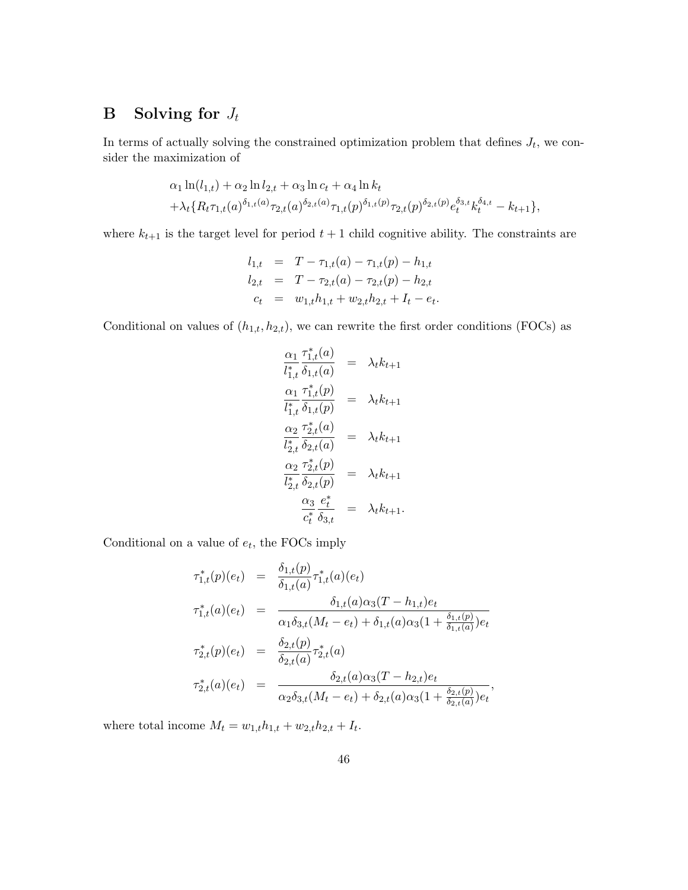## B Solving for $J_t$

In terms of actually solving the constrained optimization problem that defines $J_t$, we consider the maximization of

$$
\begin{aligned}
&\alpha_1 \ln(l_{1,t}) + \alpha_2 \ln l_{2,t} + \alpha_3 \ln c_t + \alpha_4 \ln k_t \\
&+\lambda_t \{R_t \tau_{1,t}(a)^{\delta_{1,t}(a)} \tau_{2,t}(a)^{\delta_{2,t}(a)} \tau_{1,t}(p)^{\delta_{1,t}(p)} \tau_{2,t}(p)^{\delta_{2,t}(p)} e_t^{\delta_{3,t}} k_t^{\delta_{4,t}} - k_{t+1}\},
\end{aligned}
$$

where $k_{t+1}$ is the target level for period $t+1$ child cognitive ability. The constraints are

$$
\begin{aligned}
l_{1,t} &= T - \tau_{1,t}(a) - \tau_{1,t}(p) - h_{1,t} \\
l_{2,t} &= T - \tau_{2,t}(a) - \tau_{2,t}(p) - h_{2,t} \\
c_t &= w_{1,t} h_{1,t} + w_{2,t} h_{2,t} + I_t - e_t.
\end{aligned}
$$

Conditional on values of $(h_{1,t}, h_{2,t})$, we can rewrite the first order conditions (FOCs) as

$$
\begin{aligned}
\frac{\alpha_1}{l_{1,t}^*} \frac{\tau_{1,t}^*(a)}{\delta_{1,t}(a)} &= \lambda_t k_{t+1} \\
\frac{\alpha_1}{l_{1,t}^*} \frac{\tau_{1,t}^*(p)}{\delta_{1,t}(p)} &= \lambda_t k_{t+1} \\
\frac{\alpha_2}{l_{2,t}^*} \frac{\tau_{2,t}^*(a)}{\delta_{2,t}(a)} &= \lambda_t k_{t+1} \\
\frac{\alpha_2}{l_{2,t}^*} \frac{\tau_{2,t}^*(p)}{\delta_{2,t}(p)} &= \lambda_t k_{t+1} \\
\frac{\alpha_3}{c_t^*} \frac{e_t^*}{\delta_{3,t}} &= \lambda_t k_{t+1}.
\end{aligned}
$$

Conditional on a value of $e_t$, the FOCs imply

$$
\begin{aligned}
\tau_{1,t}^*(p)(e_t) &= \frac{\delta_{1,t}(p)}{\delta_{1,t}(a)} \tau_{1,t}^*(a)(e_t) \\
\tau_{1,t}^*(a)(e_t) &= \frac{\delta_{1,t}(a)\alpha_3 (T - h_{1,t}) e_t}{\alpha_1 \delta_{3,t}(M_t - e_t) + \delta_{1,t}(a)\alpha_3 (1 + \frac{\delta_{1,t}(p)}{\delta_{1,t}(a)}) e_t} \\
\tau_{2,t}^*(p)(e_t) &= \frac{\delta_{2,t}(p)}{\delta_{2,t}(a)} \tau_{2,t}^*(a) \\
\tau_{2,t}^*(a)(e_t) &= \frac{\delta_{2,t}(a)\alpha_3 (T - h_{2,t}) e_t}{\alpha_2 \delta_{3,t}(M_t - e_t) + \delta_{2,t}(a)\alpha_3 (1 + \frac{\delta_{2,t}(p)}{\delta_{2,t}(a)}) e_t},
\end{aligned}
$$

where total income $M_t = w_{1,t} h_{1,t} + w_{2,t} h_{2,t} + I_t$.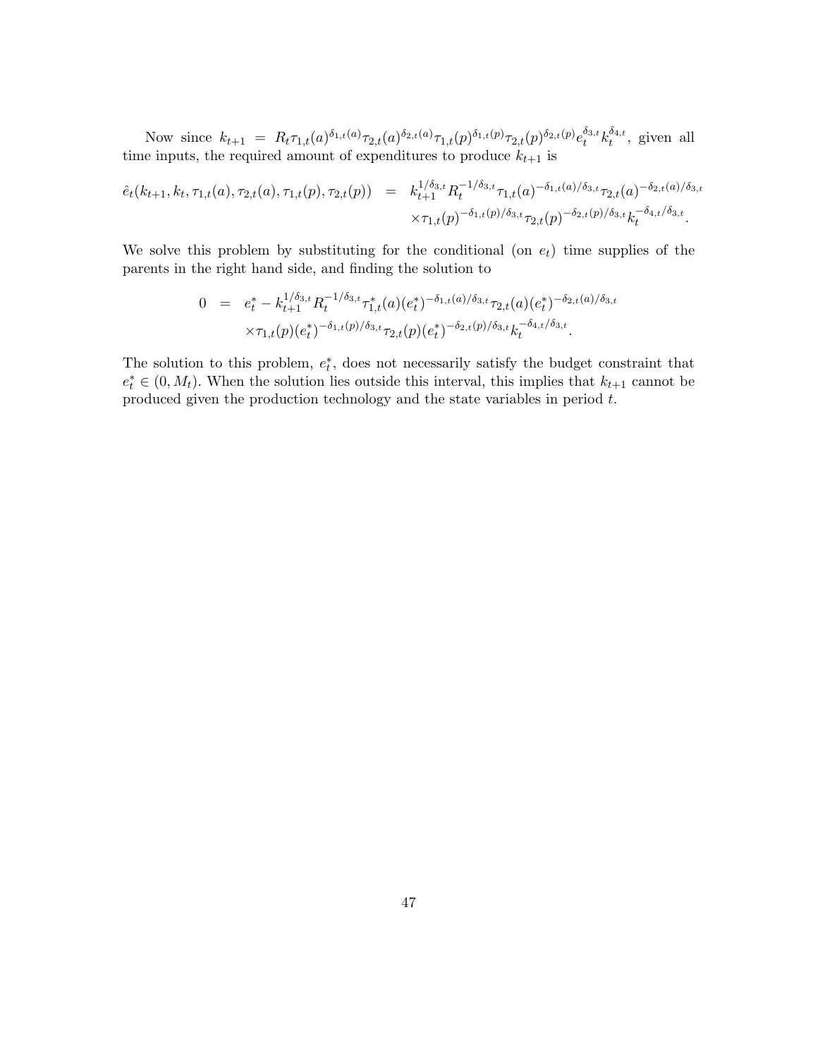Now since $k_{t+1} = R_t \tau_{1,t}(a)^{\delta_{1,t}(a)} \tau_{2,t}(a)^{\delta_{2,t}(a)} \tau_{1,t}(p)^{\delta_{1,t}(p)} \tau_{2,t}(p)^{\delta_{2,t}(p)} e_t^{\delta_{3,t}} k_t^{\delta_{4,t}}$, given all time inputs, the required amount of expenditures to produce $k_{t+1}$ is

$$
\begin{aligned}
\hat{e}_t(k_{t+1}, k_t, \tau_{1,t}(a), \tau_{2,t}(a), \tau_{1,t}(p), \tau_{2,t}(p)) \;&=\; k_{t+1}^{1/\delta_{3,t}} R_t^{-1/\delta_{3,t}} \tau_{1,t}(a)^{-\delta_{1,t}(a)/\delta_{3,t}} \tau_{2,t}(a)^{-\delta_{2,t}(a)/\delta_{3,t}} \\
&\quad \times \tau_{1,t}(p)^{-\delta_{1,t}(p)/\delta_{3,t}} \tau_{2,t}(p)^{-\delta_{2,t}(p)/\delta_{3,t}} k_t^{-\delta_{4,t}/\delta_{3,t}}.
\end{aligned}
$$

We solve this problem by substituting for the conditional (on $e_t$) time supplies of the parents in the right hand side, and finding the solution to

$$
\begin{aligned}
0 \;&=\; e_t^* - k_{t+1}^{1/\delta_{3,t}} R_t^{-1/\delta_{3,t}} \tau_{1,t}^*(a)(e_t^*)^{-\delta_{1,t}(a)/\delta_{3,t}} \tau_{2,t}(a)(e_t^*)^{-\delta_{2,t}(a)/\delta_{3,t}} \\
&\quad \times \tau_{1,t}(p)(e_t^*)^{-\delta_{1,t}(p)/\delta_{3,t}} \tau_{2,t}(p)(e_t^*)^{-\delta_{2,t}(p)/\delta_{3,t}} k_t^{-\delta_{4,t}/\delta_{3,t}}.
\end{aligned}
$$

The solution to this problem, $e_t^*$, does not necessarily satisfy the budget constraint that $e_t^* \in (0, M_t)$. When the solution lies outside this interval, this implies that $k_{t+1}$ cannot be produced given the production technology and the state variables in period $t$.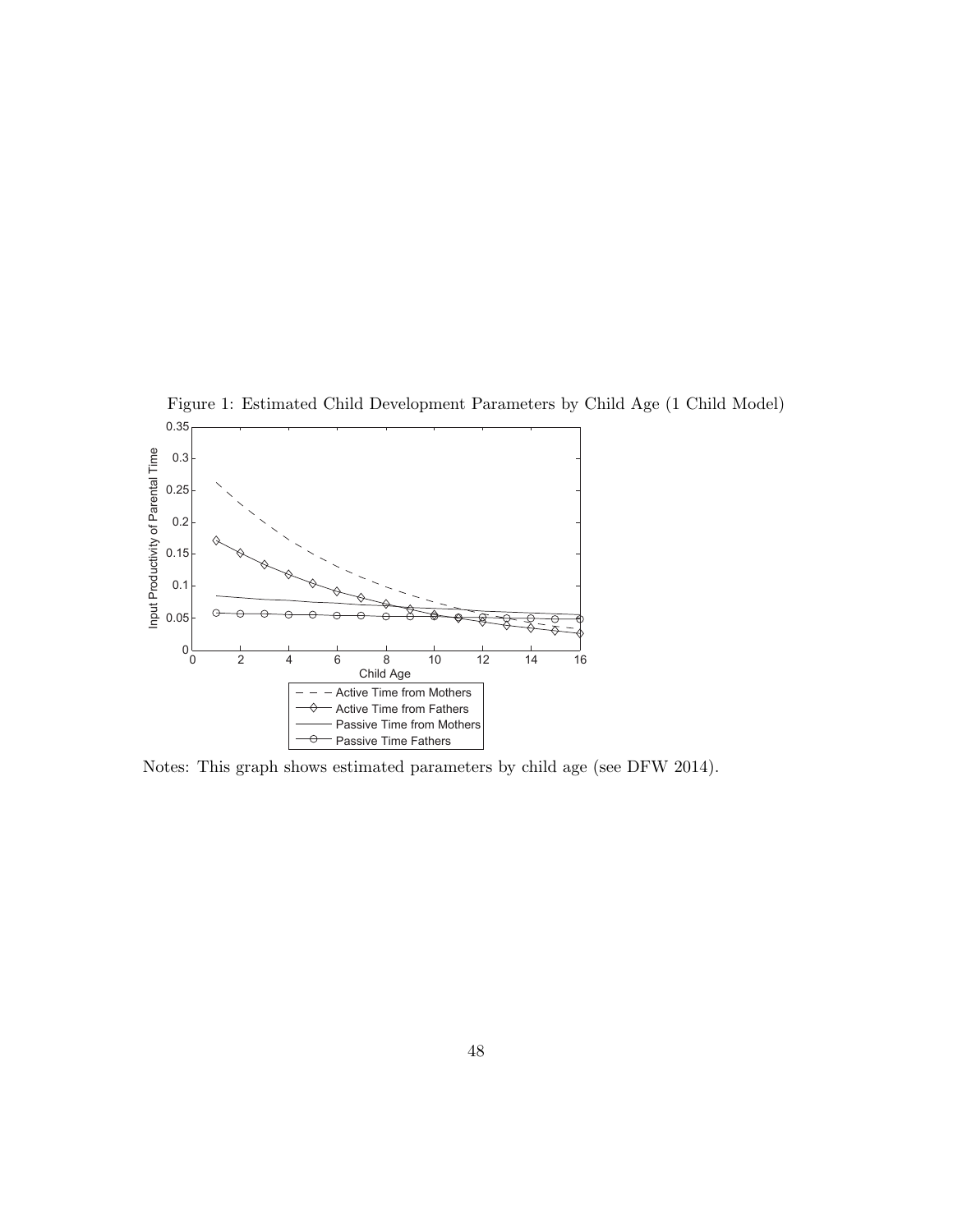Figure 1: Estimated Child Development Parameters by Child Age (1 Child Model)

Notes: This graph shows estimated parameters by child age (see DFW 2014).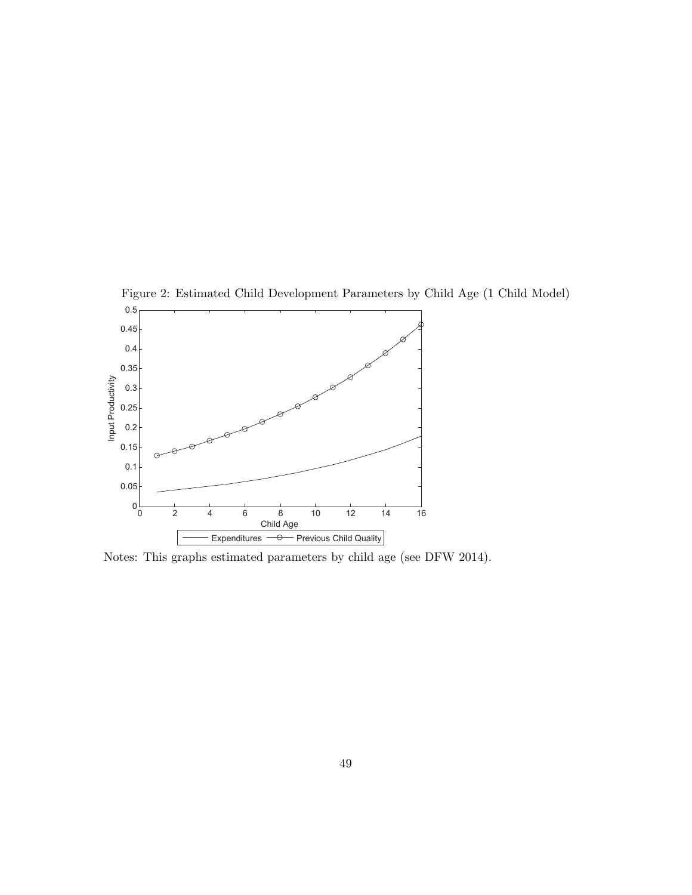Figure 2: Estimated Child Development Parameters by Child Age (1 Child Model)

Notes: This graphs estimated parameters by child age (see DFW 2014).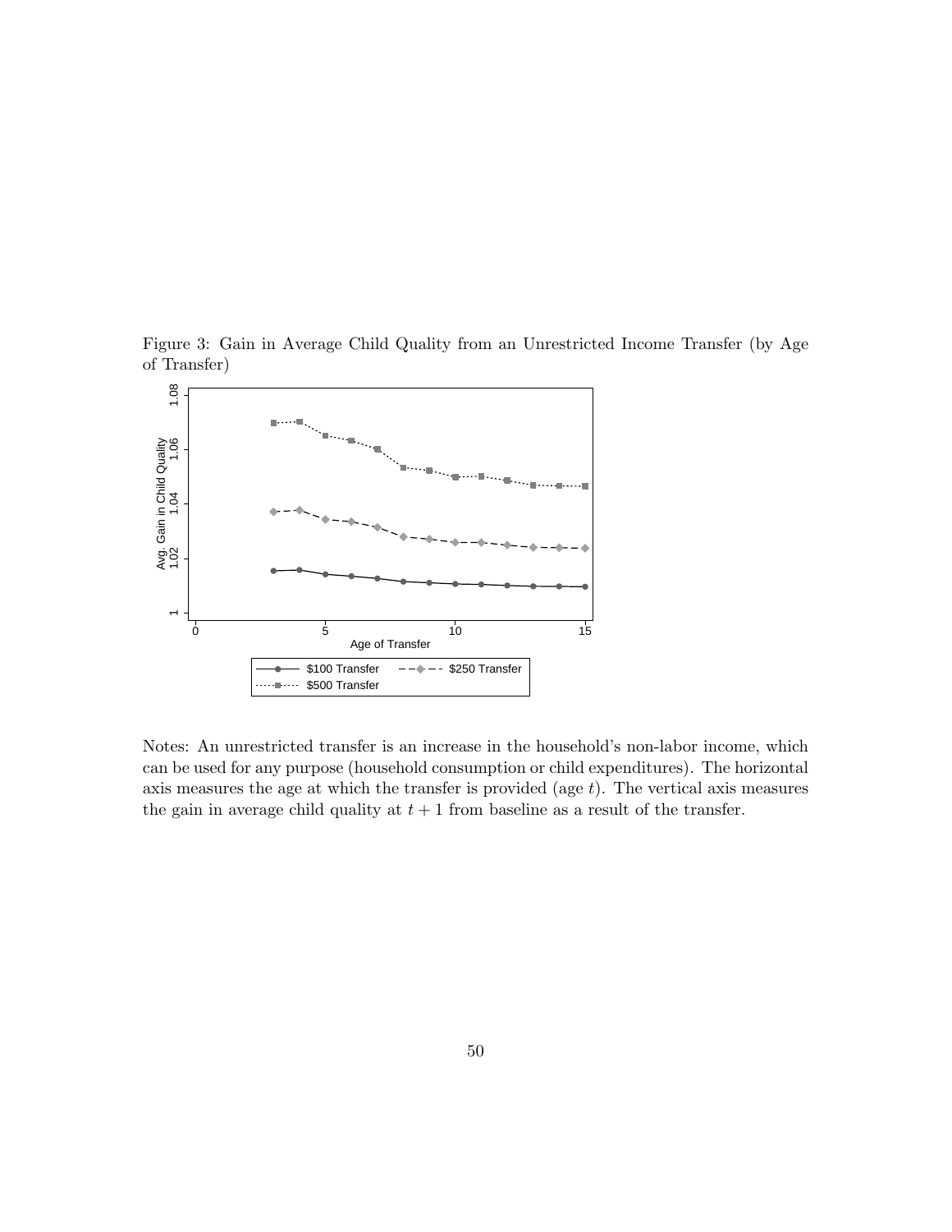Figure 3: Gain in Average Child Quality from an Unrestricted Income Transfer (by Age of Transfer)

Notes: An unrestricted transfer is an increase in the household's non-labor income, which can be used for any purpose (household consumption or child expenditures). The horizontal axis measures the age at which the transfer is provided (age $t$). The vertical axis measures the gain in average child quality at $t+1$ from baseline as a result of the transfer.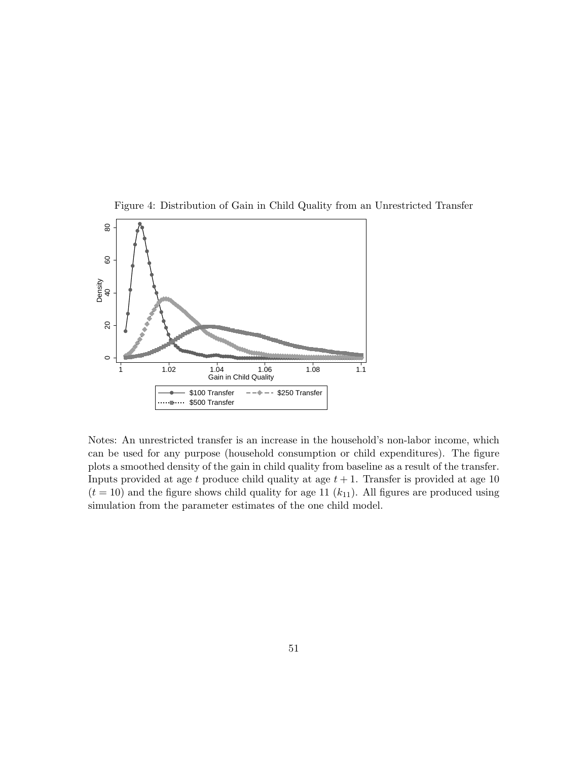Figure 4: Distribution of Gain in Child Quality from an Unrestricted Transfer

Notes: An unrestricted transfer is an increase in the household's non-labor income, which can be used for any purpose (household consumption or child expenditures). The figure plots a smoothed density of the gain in child quality from baseline as a result of the transfer. Inputs provided at age $t$ produce child quality at age $t + 1$. Transfer is provided at age 10 ($t = 10$) and the figure shows child quality for age 11 ($k_{11}$). All figures are produced using simulation from the parameter estimates of the one child model.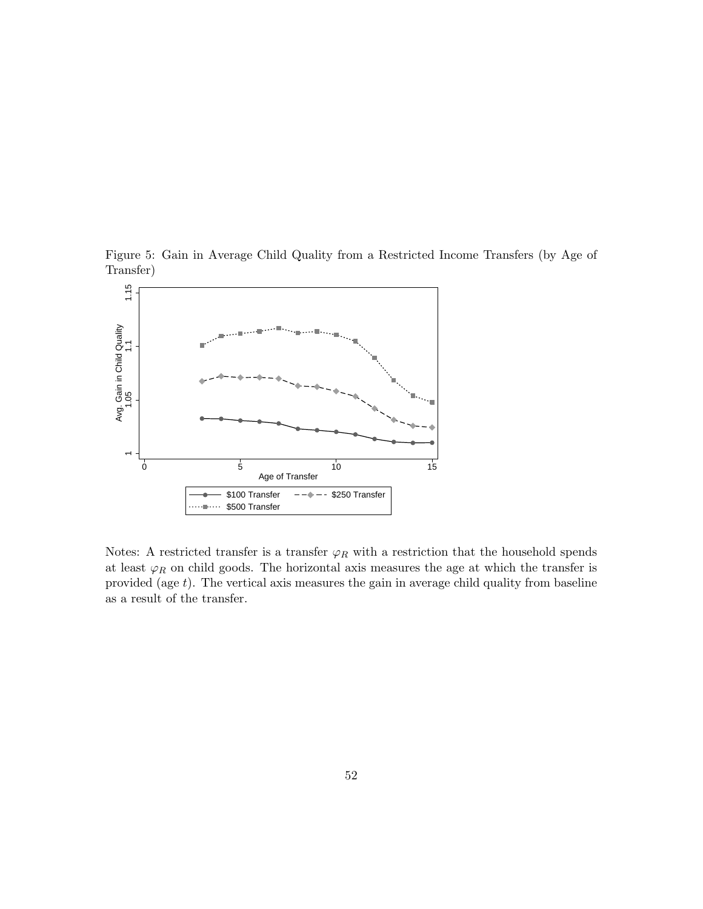Figure 5: Gain in Average Child Quality from a Restricted Income Transfers (by Age of Transfer)

Notes: A restricted transfer is a transfer $\varphi_R$ with a restriction that the household spends at least $\varphi_R$ on child goods. The horizontal axis measures the age at which the transfer is provided (age $t$). The vertical axis measures the gain in average child quality from baseline as a result of the transfer.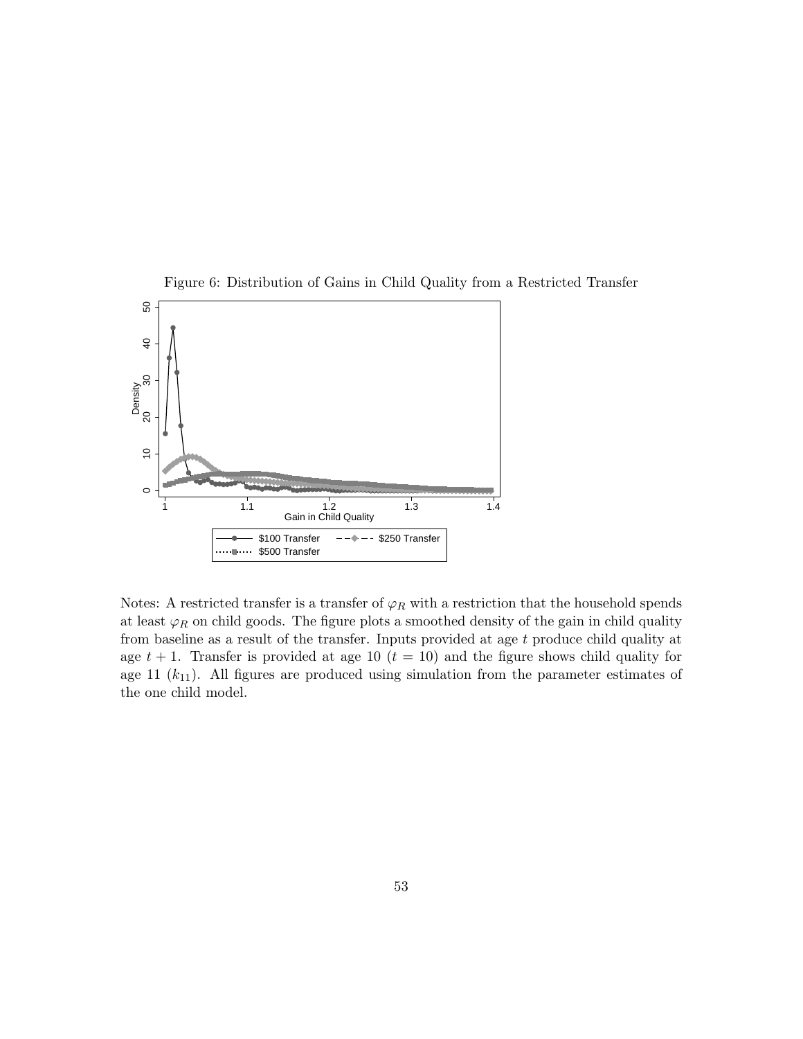Figure 6: Distribution of Gains in Child Quality from a Restricted Transfer

Notes: A restricted transfer is a transfer of $\varphi_R$ with a restriction that the household spends at least $\varphi_R$ on child goods. The figure plots a smoothed density of the gain in child quality from baseline as a result of the transfer. Inputs provided at age $t$ produce child quality at age $t + 1$. Transfer is provided at age 10 ($t = 10$) and the figure shows child quality for age 11 ($k_{11}$). All figures are produced using simulation from the parameter estimates of the one child model.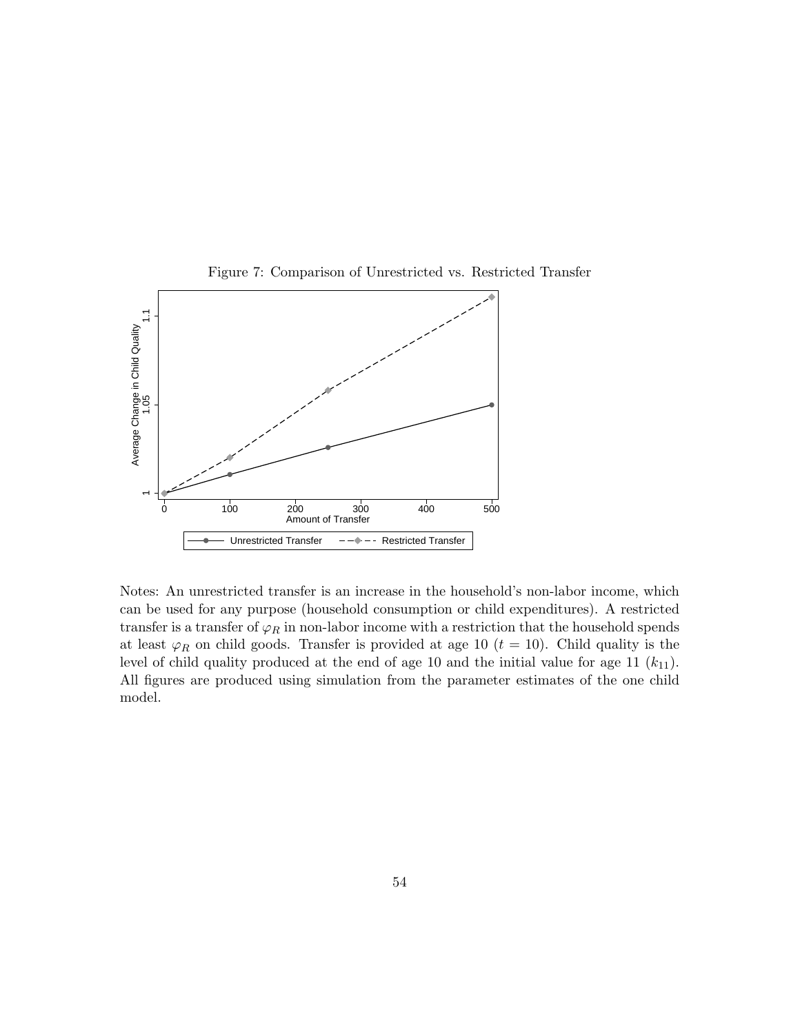Figure 7: Comparison of Unrestricted vs. Restricted Transfer

Notes: An unrestricted transfer is an increase in the household's non-labor income, which can be used for any purpose (household consumption or child expenditures). A restricted transfer is a transfer of $\varphi_R$ in non-labor income with a restriction that the household spends at least $\varphi_R$ on child goods. Transfer is provided at age 10 ($t = 10$). Child quality is the level of child quality produced at the end of age 10 and the initial value for age 11 ($k_{11}$). All figures are produced using simulation from the parameter estimates of the one child model.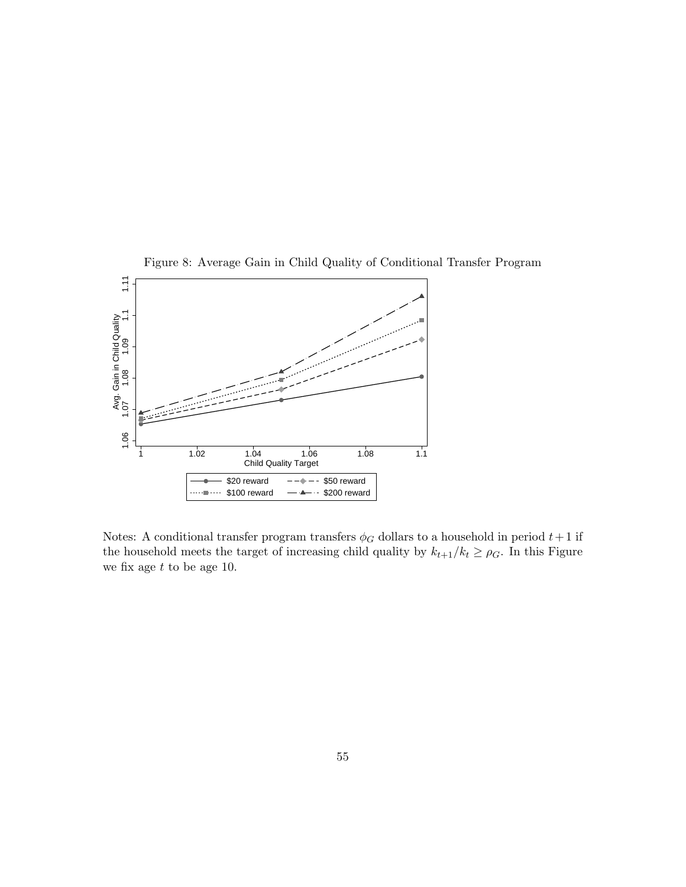Figure 8: Average Gain in Child Quality of Conditional Transfer Program

Notes: A conditional transfer program transfers $\phi_G$ dollars to a household in period $t+1$ if the household meets the target of increasing child quality by $k_{t+1}/k_t \geq \rho_G$. In this Figure we fix age $t$ to be age 10.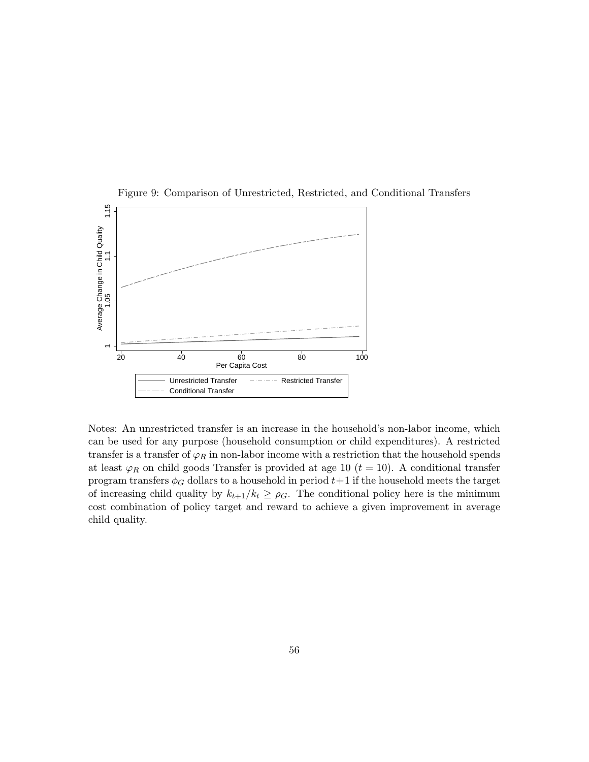Figure 9: Comparison of Unrestricted, Restricted, and Conditional Transfers

Notes: An unrestricted transfer is an increase in the household's non-labor income, which can be used for any purpose (household consumption or child expenditures). A restricted transfer is a transfer of $\varphi_R$ in non-labor income with a restriction that the household spends at least $\varphi_R$ on child goods Transfer is provided at age 10 ($t = 10$). A conditional transfer program transfers $\phi_G$ dollars to a household in period $t+1$ if the household meets the target of increasing child quality by $k_{t+1}/k_t \geq \rho_G$. The conditional policy here is the minimum cost combination of policy target and reward to achieve a given improvement in average child quality.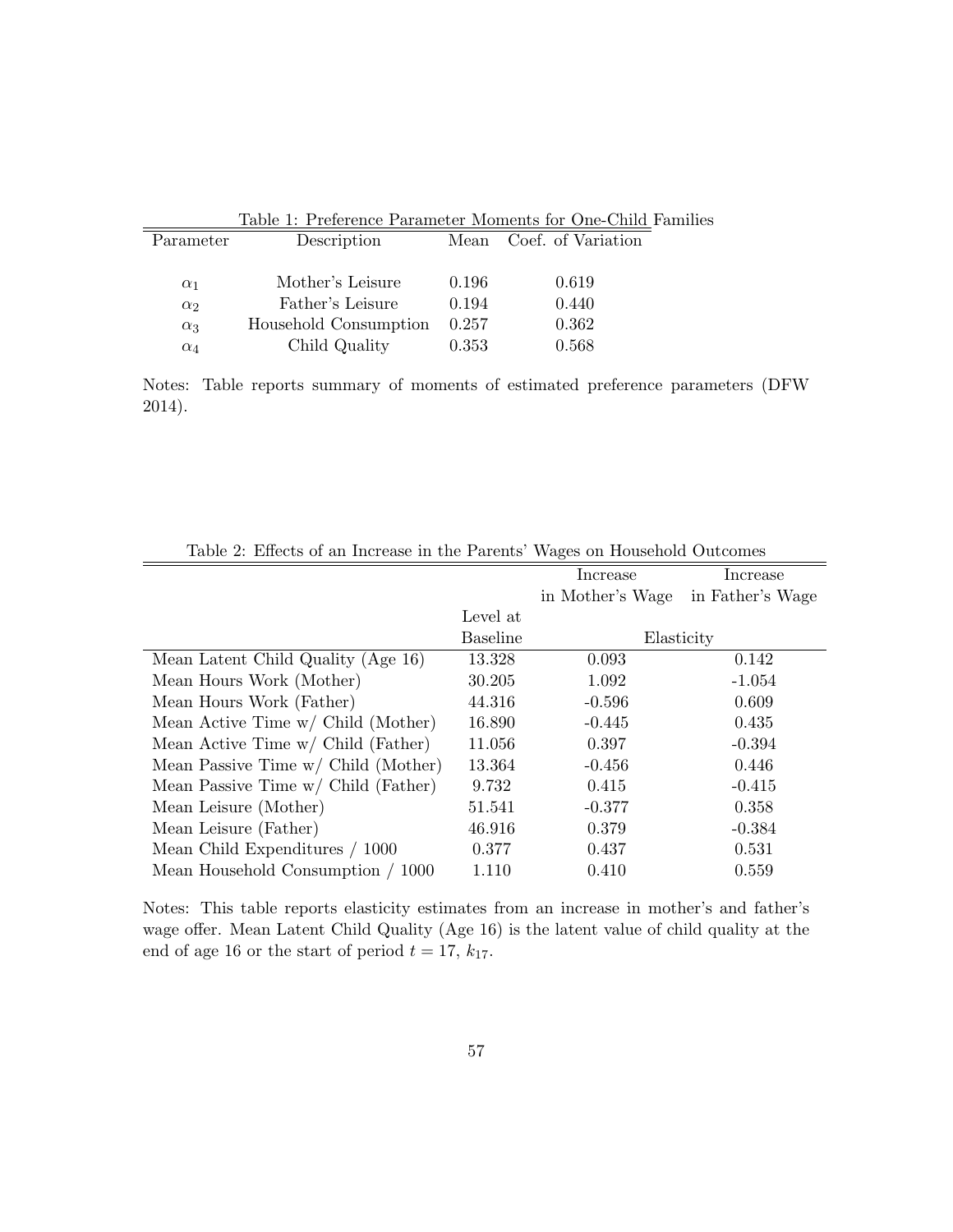Table 1: Preference Parameter Moments for One-Child Families

| Parameter | Description | Mean | Coef. of Variation |
|---|---|---|---|
| $\alpha_1$ | Mother's Leisure | 0.196 | 0.619 |
| $\alpha_2$ | Father's Leisure | 0.194 | 0.440 |
| $\alpha_3$ | Household Consumption | 0.257 | 0.362 |
| $\alpha_4$ | Child Quality | 0.353 | 0.568 |

Notes: Table reports summary of moments of estimated preference parameters (DFW 2014).

Table 2: Effects of an Increase in the Parents' Wages on Household Outcomes

| | Level at Baseline | Increase in Mother's Wage | Increase in Father's Wage |
|---|---|---|---|
| | | Elasticity | |
| Mean Latent Child Quality (Age 16) | 13.328 | 0.093 | 0.142 |
| Mean Hours Work (Mother) | 30.205 | 1.092 | -1.054 |
| Mean Hours Work (Father) | 44.316 | -0.596 | 0.609 |
| Mean Active Time w/ Child (Mother) | 16.890 | -0.445 | 0.435 |
| Mean Active Time w/ Child (Father) | 11.056 | 0.397 | -0.394 |
| Mean Passive Time w/ Child (Mother) | 13.364 | -0.456 | 0.446 |
| Mean Passive Time w/ Child (Father) | 9.732 | 0.415 | -0.415 |
| Mean Leisure (Mother) | 51.541 | -0.377 | 0.358 |
| Mean Leisure (Father) | 46.916 | 0.379 | -0.384 |
| Mean Child Expenditures / 1000 | 0.377 | 0.437 | 0.531 |
| Mean Household Consumption / 1000 | 1.110 | 0.410 | 0.559 |

Notes: This table reports elasticity estimates from an increase in mother's and father's wage offer. Mean Latent Child Quality (Age 16) is the latent value of child quality at the end of age 16 or the start of period $t = 17$, $k_{17}$.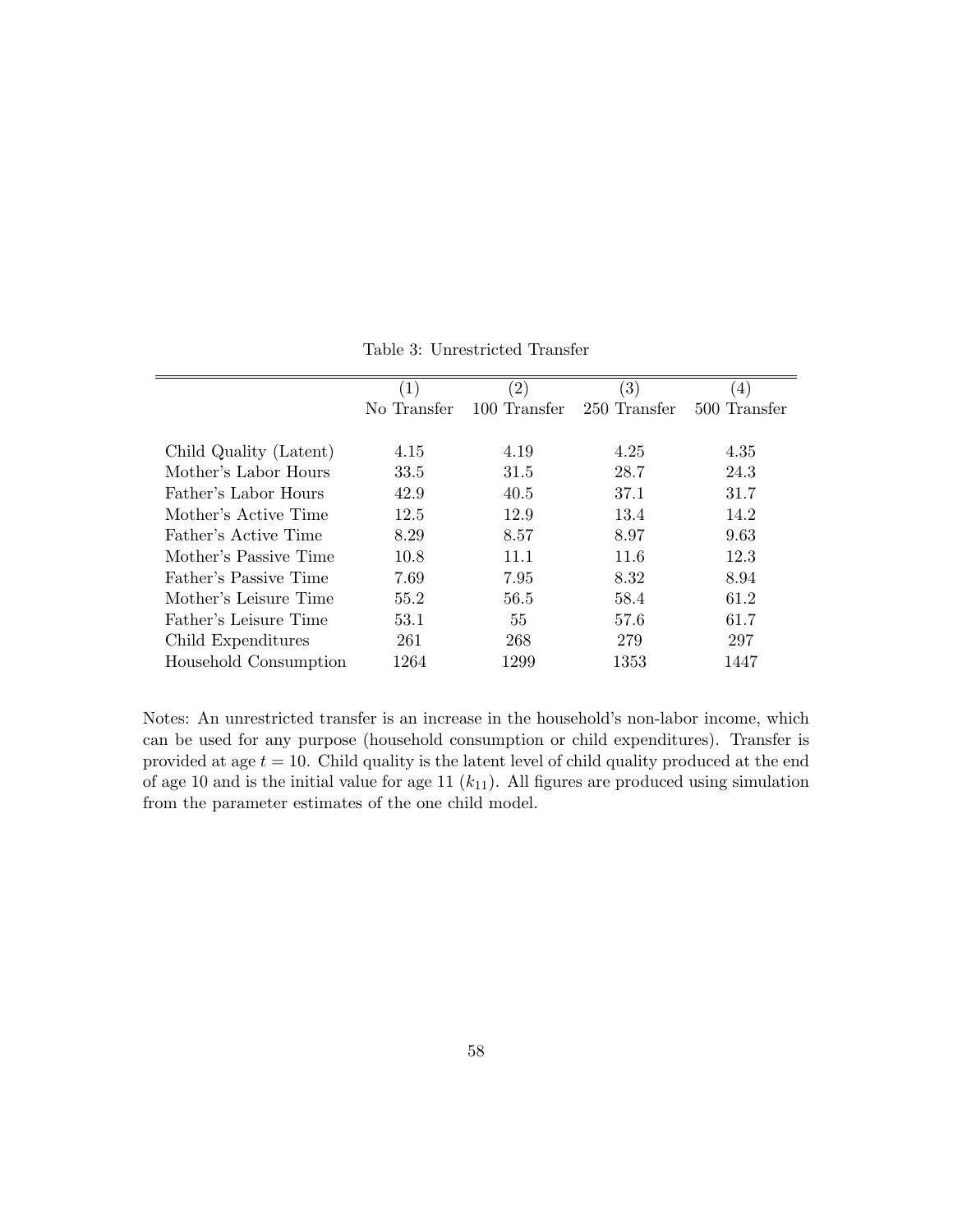Table 3: Unrestricted Transfer

| | (1) No Transfer | (2) 100 Transfer | (3) 250 Transfer | (4) 500 Transfer |
|---|---|---|---|---|
| Child Quality (Latent) | 4.15 | 4.19 | 4.25 | 4.35 |
| Mother's Labor Hours | 33.5 | 31.5 | 28.7 | 24.3 |
| Father's Labor Hours | 42.9 | 40.5 | 37.1 | 31.7 |
| Mother's Active Time | 12.5 | 12.9 | 13.4 | 14.2 |
| Father's Active Time | 8.29 | 8.57 | 8.97 | 9.63 |
| Mother's Passive Time | 10.8 | 11.1 | 11.6 | 12.3 |
| Father's Passive Time | 7.69 | 7.95 | 8.32 | 8.94 |
| Mother's Leisure Time | 55.2 | 56.5 | 58.4 | 61.2 |
| Father's Leisure Time | 53.1 | 55 | 57.6 | 61.7 |
| Child Expenditures | 261 | 268 | 279 | 297 |
| Household Consumption | 1264 | 1299 | 1353 | 1447 |

Notes: An unrestricted transfer is an increase in the household's non-labor income, which can be used for any purpose (household consumption or child expenditures). Transfer is provided at age $t = 10$. Child quality is the latent level of child quality produced at the end of age 10 and is the initial value for age 11 ($k_{11}$). All figures are produced using simulation from the parameter estimates of the one child model.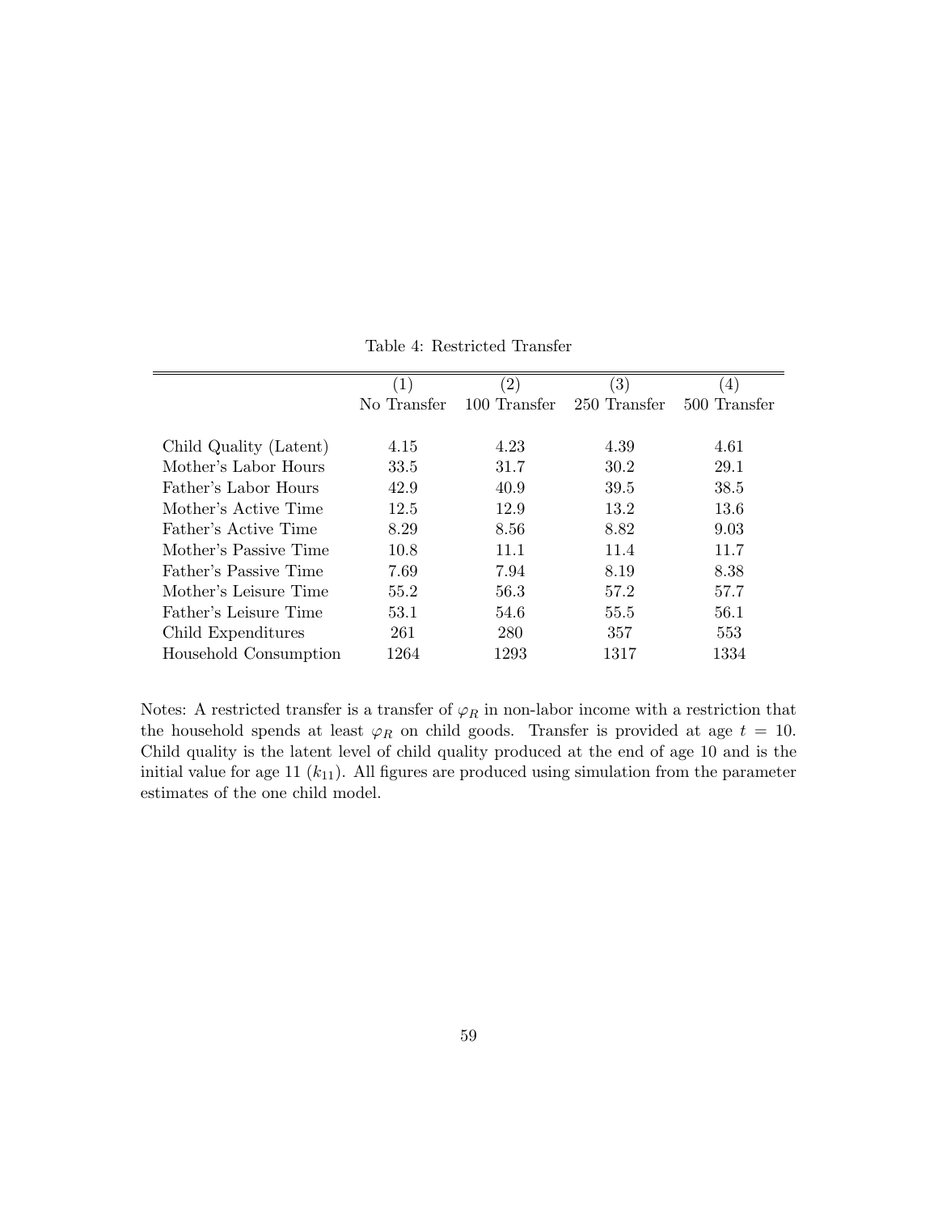Table 4: Restricted Transfer

| | (1) No Transfer | (2) 100 Transfer | (3) 250 Transfer | (4) 500 Transfer |
|---|---|---|---|---|
| Child Quality (Latent) | 4.15 | 4.23 | 4.39 | 4.61 |
| Mother's Labor Hours | 33.5 | 31.7 | 30.2 | 29.1 |
| Father's Labor Hours | 42.9 | 40.9 | 39.5 | 38.5 |
| Mother's Active Time | 12.5 | 12.9 | 13.2 | 13.6 |
| Father's Active Time | 8.29 | 8.56 | 8.82 | 9.03 |
| Mother's Passive Time | 10.8 | 11.1 | 11.4 | 11.7 |
| Father's Passive Time | 7.69 | 7.94 | 8.19 | 8.38 |
| Mother's Leisure Time | 55.2 | 56.3 | 57.2 | 57.7 |
| Father's Leisure Time | 53.1 | 54.6 | 55.5 | 56.1 |
| Child Expenditures | 261 | 280 | 357 | 553 |
| Household Consumption | 1264 | 1293 | 1317 | 1334 |

Notes: A restricted transfer is a transfer of $\varphi_R$ in non-labor income with a restriction that the household spends at least $\varphi_R$ on child goods. Transfer is provided at age $t = 10$. Child quality is the latent level of child quality produced at the end of age 10 and is the initial value for age 11 ($k_{11}$). All figures are produced using simulation from the parameter estimates of the one child model.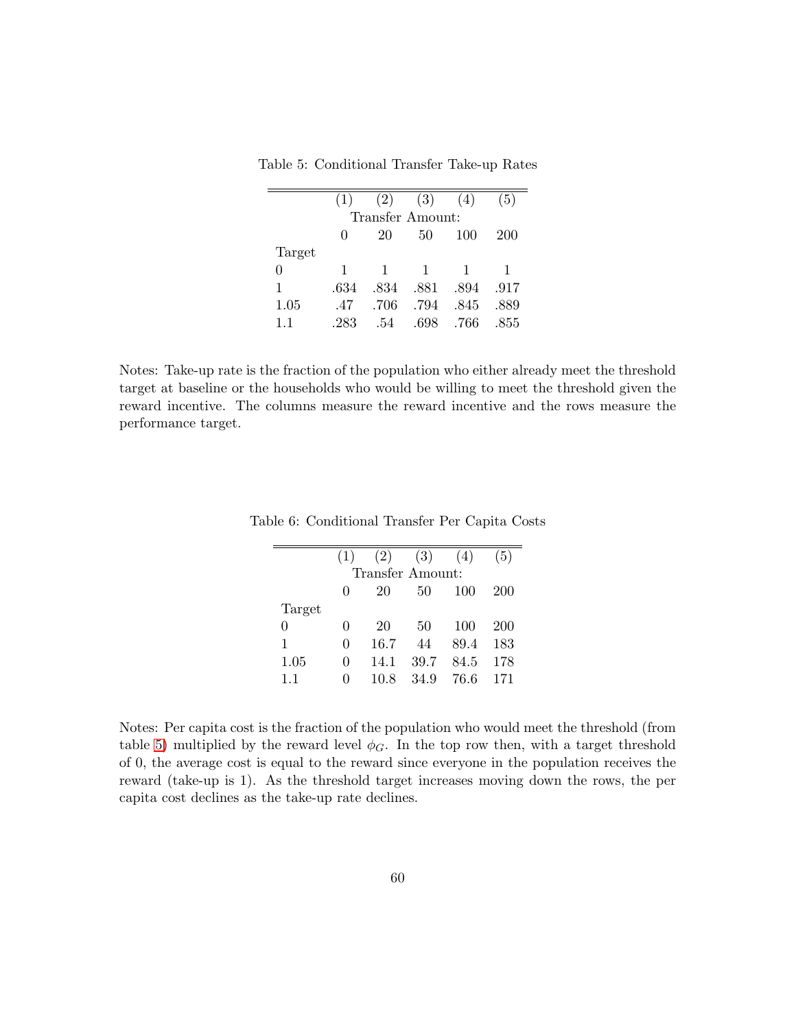Table 5: Conditional Transfer Take-up Rates

| | (1) | (2) | (3) | (4) | (5) |
|---|---|---|---|---|---|
| | Transfer Amount: | | | | |
| | 0 | 20 | 50 | 100 | 200 |
| Target | | | | | |
| 0 | 1 | 1 | 1 | 1 | 1 |
| 1 | .634 | .834 | .881 | .894 | .917 |
| 1.05 | .47 | .706 | .794 | .845 | .889 |
| 1.1 | .283 | .54 | .698 | .766 | .855 |

Notes: Take-up rate is the fraction of the population who either already meet the threshold target at baseline or the households who would be willing to meet the threshold given the reward incentive. The columns measure the reward incentive and the rows measure the performance target.

Table 6: Conditional Transfer Per Capita Costs

| | (1) | (2) | (3) | (4) | (5) |
|---|---|---|---|---|---|
| | Transfer Amount: | | | | |
| | 0 | 20 | 50 | 100 | 200 |
| Target | | | | | |
| 0 | 0 | 20 | 50 | 100 | 200 |
| 1 | 0 | 16.7 | 44 | 89.4 | 183 |
| 1.05 | 0 | 14.1 | 39.7 | 84.5 | 178 |
| 1.1 | 0 | 10.8 | 34.9 | 76.6 | 171 |

Notes: Per capita cost is the fraction of the population who would meet the threshold (from table 5) multiplied by the reward level $\phi_G$. In the top row then, with a target threshold of 0, the average cost is equal to the reward since everyone in the population receives the reward (take-up is 1). As the threshold target increases moving down the rows, the per capita cost declines as the take-up rate declines.